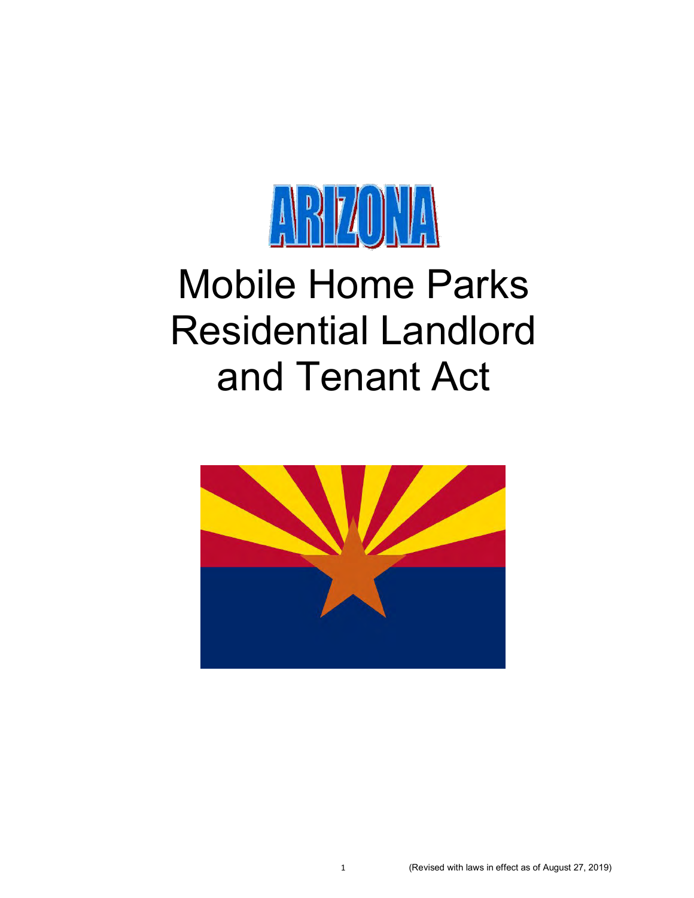# ARIZONA

# Mobile Home Parks Residential Landlord and Tenant Act

(Revised with laws in effect as of August 27, 2019)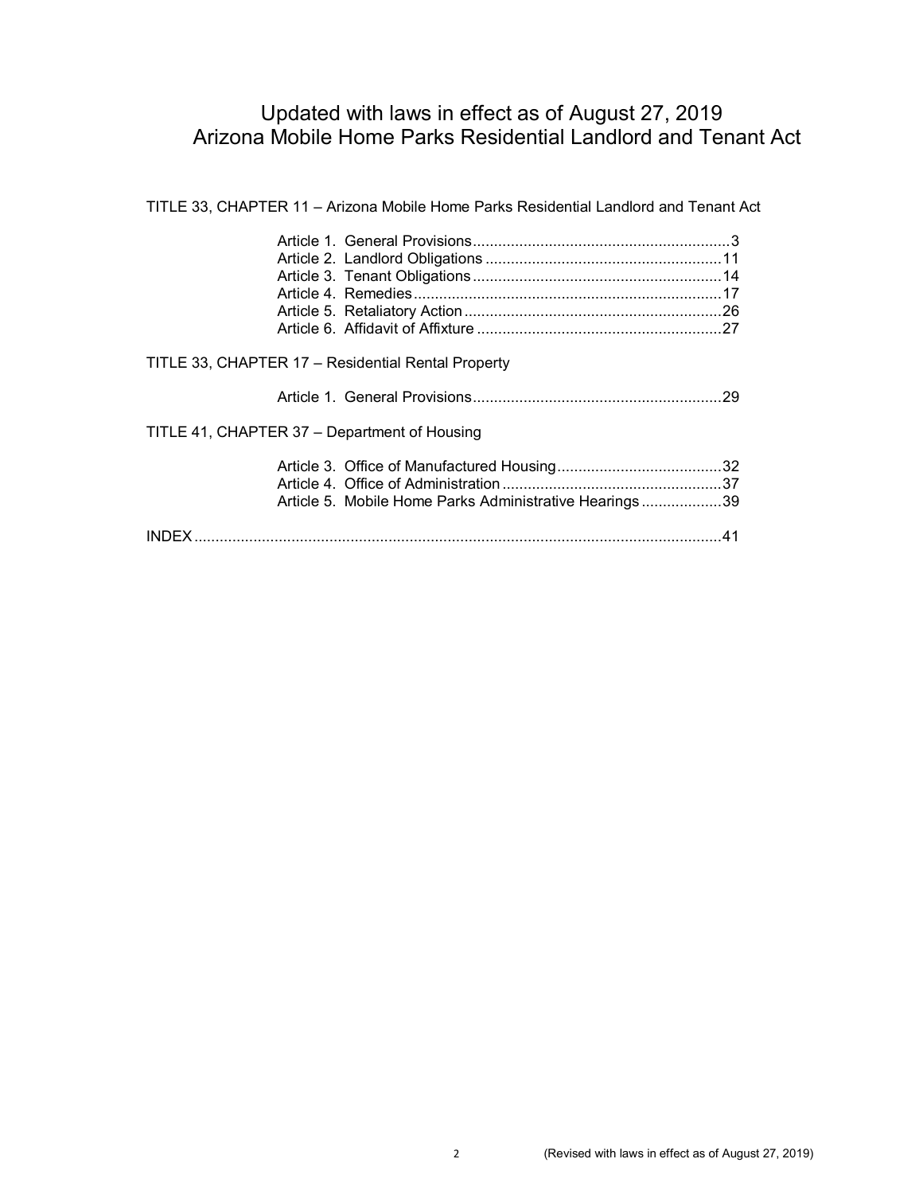# Updated with laws in effect as of August 27, 2019
# Arizona Mobile Home Parks Residential Landlord and Tenant Act

TITLE 33, CHAPTER 11 – Arizona Mobile Home Parks Residential Landlord and Tenant Act

- Article 1. General Provisions .......... 3
- Article 2. Landlord Obligations .......... 11
- Article 3. Tenant Obligations .......... 14
- Article 4. Remedies .......... 17
- Article 5. Retaliatory Action .......... 26
- Article 6. Affidavit of Affixture .......... 27

TITLE 33, CHAPTER 17 – Residential Rental Property

- Article 1. General Provisions .......... 29

TITLE 41, CHAPTER 37 – Department of Housing

- Article 3. Office of Manufactured Housing .......... 32
- Article 4. Office of Administration .......... 37
- Article 5. Mobile Home Parks Administrative Hearings .......... 39

INDEX .......... 41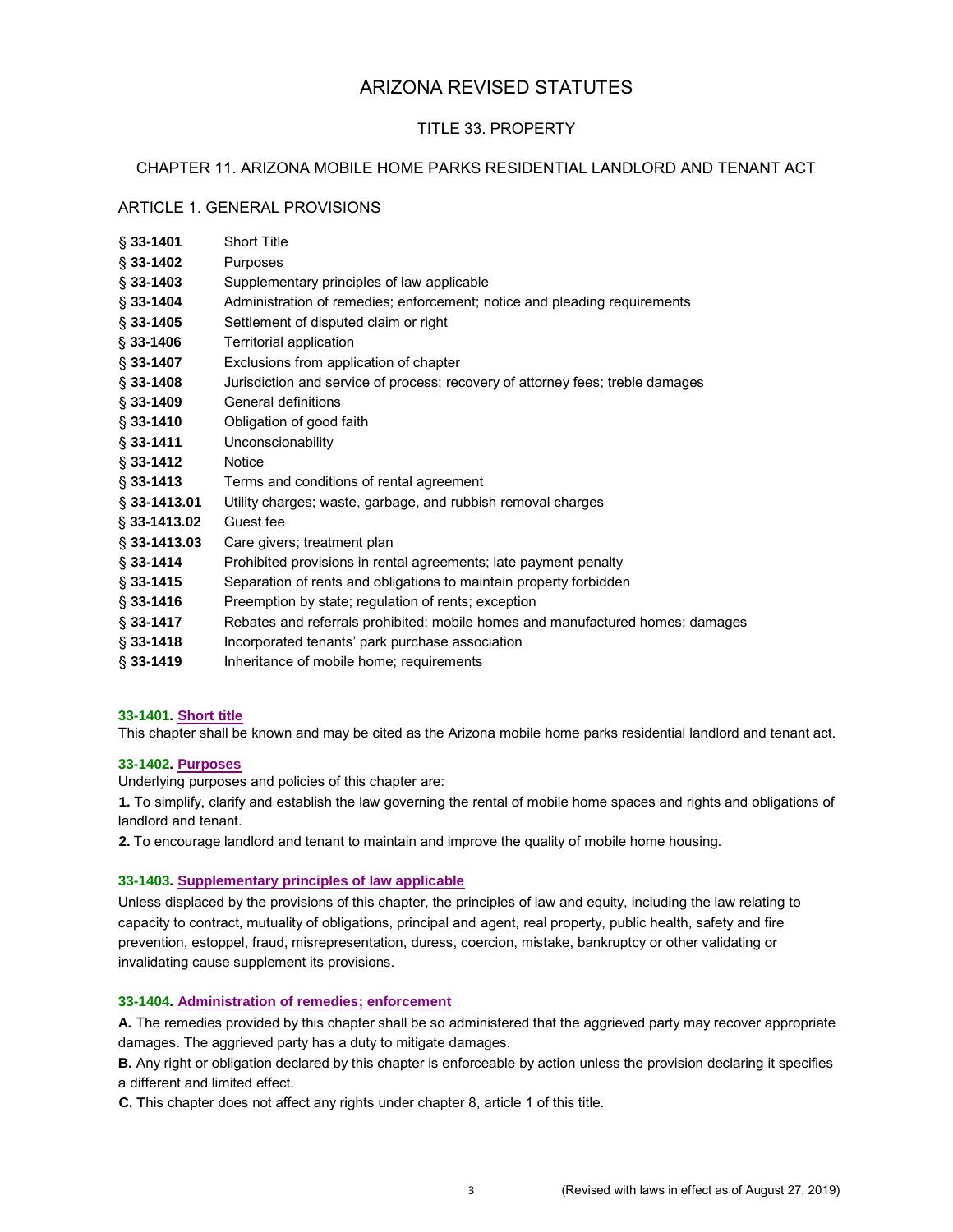# ARIZONA REVISED STATUTES

## TITLE 33. PROPERTY

## CHAPTER 11. ARIZONA MOBILE HOME PARKS RESIDENTIAL LANDLORD AND TENANT ACT

### ARTICLE 1. GENERAL PROVISIONS

| | |
|---|---|
| § **33-1401** | Short Title |
| § **33-1402** | Purposes |
| § **33-1403** | Supplementary principles of law applicable |
| § **33-1404** | Administration of remedies; enforcement; notice and pleading requirements |
| § **33-1405** | Settlement of disputed claim or right |
| § **33-1406** | Territorial application |
| § **33-1407** | Exclusions from application of chapter |
| § **33-1408** | Jurisdiction and service of process; recovery of attorney fees; treble damages |
| § **33-1409** | General definitions |
| § **33-1410** | Obligation of good faith |
| § **33-1411** | Unconscionability |
| § **33-1412** | Notice |
| § **33-1413** | Terms and conditions of rental agreement |
| § **33-1413.01** | Utility charges; waste, garbage, and rubbish removal charges |
| § **33-1413.02** | Guest fee |
| § **33-1413.03** | Care givers; treatment plan |
| § **33-1414** | Prohibited provisions in rental agreements; late payment penalty |
| § **33-1415** | Separation of rents and obligations to maintain property forbidden |
| § **33-1416** | Preemption by state; regulation of rents; exception |
| § **33-1417** | Rebates and referrals prohibited; mobile homes and manufactured homes; damages |
| § **33-1418** | Incorporated tenants' park purchase association |
| § **33-1419** | Inheritance of mobile home; requirements |

#### 33-1401. Short title

This chapter shall be known and may be cited as the Arizona mobile home parks residential landlord and tenant act.

#### 33-1402. Purposes

Underlying purposes and policies of this chapter are:

**1.** To simplify, clarify and establish the law governing the rental of mobile home spaces and rights and obligations of landlord and tenant.

**2.** To encourage landlord and tenant to maintain and improve the quality of mobile home housing.

#### 33-1403. Supplementary principles of law applicable

Unless displaced by the provisions of this chapter, the principles of law and equity, including the law relating to capacity to contract, mutuality of obligations, principal and agent, real property, public health, safety and fire prevention, estoppel, fraud, misrepresentation, duress, coercion, mistake, bankruptcy or other validating or invalidating cause supplement its provisions.

#### 33-1404. Administration of remedies; enforcement

**A.** The remedies provided by this chapter shall be so administered that the aggrieved party may recover appropriate damages. The aggrieved party has a duty to mitigate damages.

**B.** Any right or obligation declared by this chapter is enforceable by action unless the provision declaring it specifies a different and limited effect.

**C.** This chapter does not affect any rights under chapter 8, article 1 of this title.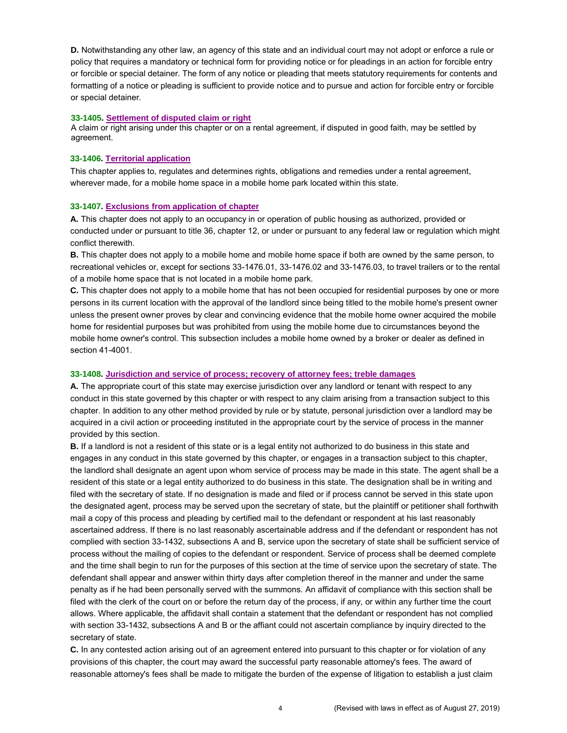**D.** Notwithstanding any other law, an agency of this state and an individual court may not adopt or enforce a rule or policy that requires a mandatory or technical form for providing notice or for pleadings in an action for forcible entry or forcible or special detainer. The form of any notice or pleading that meets statutory requirements for contents and formatting of a notice or pleading is sufficient to provide notice and to pursue and action for forcible entry or forcible or special detainer.

### 33-1405. Settlement of disputed claim or right

A claim or right arising under this chapter or on a rental agreement, if disputed in good faith, may be settled by agreement.

### 33-1406. Territorial application

This chapter applies to, regulates and determines rights, obligations and remedies under a rental agreement, wherever made, for a mobile home space in a mobile home park located within this state.

### 33-1407. Exclusions from application of chapter

**A.** This chapter does not apply to an occupancy in or operation of public housing as authorized, provided or conducted under or pursuant to title 36, chapter 12, or under or pursuant to any federal law or regulation which might conflict therewith.

**B.** This chapter does not apply to a mobile home and mobile home space if both are owned by the same person, to recreational vehicles or, except for sections 33-1476.01, 33-1476.02 and 33-1476.03, to travel trailers or to the rental of a mobile home space that is not located in a mobile home park.

**C.** This chapter does not apply to a mobile home that has not been occupied for residential purposes by one or more persons in its current location with the approval of the landlord since being titled to the mobile home's present owner unless the present owner proves by clear and convincing evidence that the mobile home owner acquired the mobile home for residential purposes but was prohibited from using the mobile home due to circumstances beyond the mobile home owner's control. This subsection includes a mobile home owned by a broker or dealer as defined in section 41-4001.

### 33-1408. Jurisdiction and service of process; recovery of attorney fees; treble damages

**A.** The appropriate court of this state may exercise jurisdiction over any landlord or tenant with respect to any conduct in this state governed by this chapter or with respect to any claim arising from a transaction subject to this chapter. In addition to any other method provided by rule or by statute, personal jurisdiction over a landlord may be acquired in a civil action or proceeding instituted in the appropriate court by the service of process in the manner provided by this section.

**B.** If a landlord is not a resident of this state or is a legal entity not authorized to do business in this state and engages in any conduct in this state governed by this chapter, or engages in a transaction subject to this chapter, the landlord shall designate an agent upon whom service of process may be made in this state. The agent shall be a resident of this state or a legal entity authorized to do business in this state. The designation shall be in writing and filed with the secretary of state. If no designation is made and filed or if process cannot be served in this state upon the designated agent, process may be served upon the secretary of state, but the plaintiff or petitioner shall forthwith mail a copy of this process and pleading by certified mail to the defendant or respondent at his last reasonably ascertained address. If there is no last reasonably ascertainable address and if the defendant or respondent has not complied with section 33-1432, subsections A and B, service upon the secretary of state shall be sufficient service of process without the mailing of copies to the defendant or respondent. Service of process shall be deemed complete and the time shall begin to run for the purposes of this section at the time of service upon the secretary of state. The defendant shall appear and answer within thirty days after completion thereof in the manner and under the same penalty as if he had been personally served with the summons. An affidavit of compliance with this section shall be filed with the clerk of the court on or before the return day of the process, if any, or within any further time the court allows. Where applicable, the affidavit shall contain a statement that the defendant or respondent has not complied with section 33-1432, subsections A and B or the affiant could not ascertain compliance by inquiry directed to the secretary of state.

**C.** In any contested action arising out of an agreement entered into pursuant to this chapter or for violation of any provisions of this chapter, the court may award the successful party reasonable attorney's fees. The award of reasonable attorney's fees shall be made to mitigate the burden of the expense of litigation to establish a just claim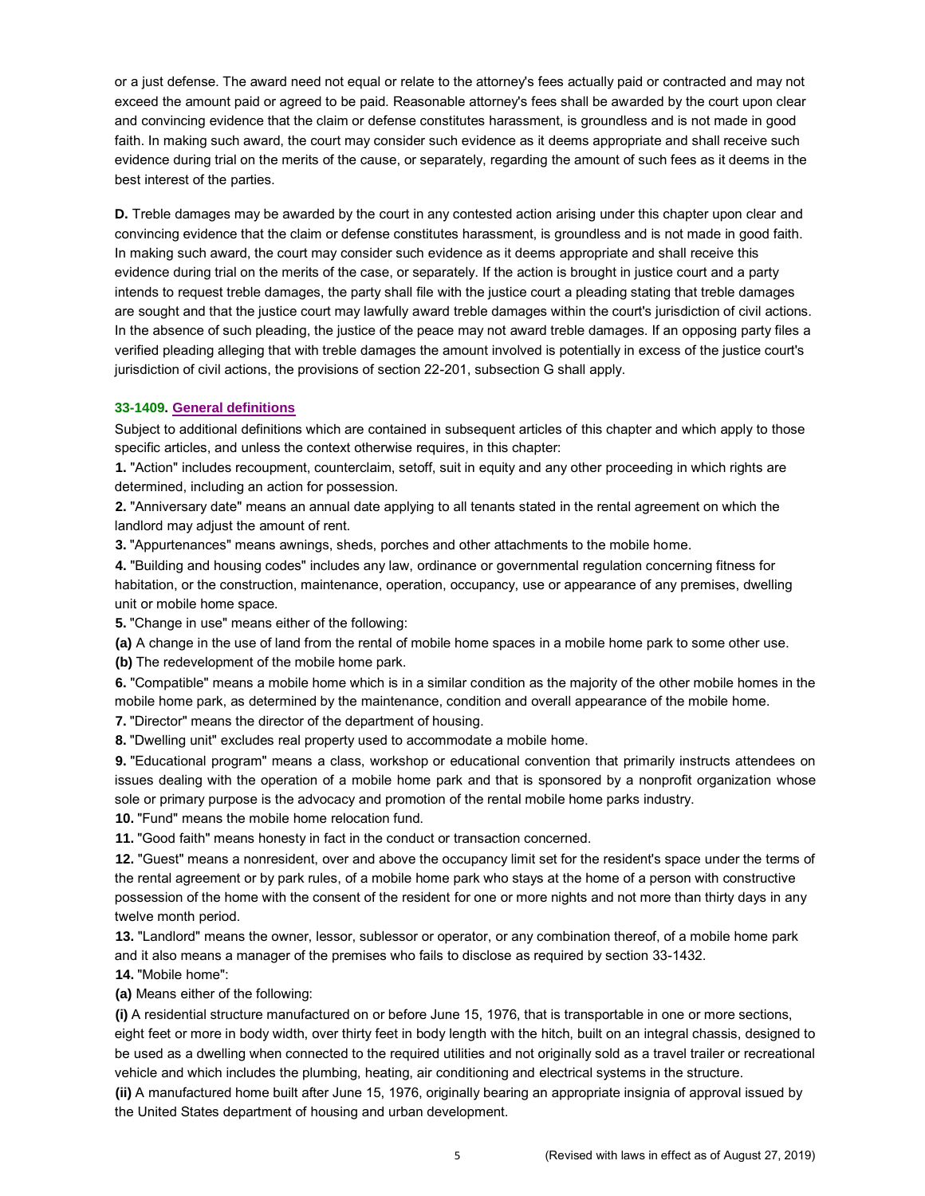or a just defense. The award need not equal or relate to the attorney's fees actually paid or contracted and may not exceed the amount paid or agreed to be paid. Reasonable attorney's fees shall be awarded by the court upon clear and convincing evidence that the claim or defense constitutes harassment, is groundless and is not made in good faith. In making such award, the court may consider such evidence as it deems appropriate and shall receive such evidence during trial on the merits of the cause, or separately, regarding the amount of such fees as it deems in the best interest of the parties.

**D.** Treble damages may be awarded by the court in any contested action arising under this chapter upon clear and convincing evidence that the claim or defense constitutes harassment, is groundless and is not made in good faith. In making such award, the court may consider such evidence as it deems appropriate and shall receive this evidence during trial on the merits of the case, or separately. If the action is brought in justice court and a party intends to request treble damages, the party shall file with the justice court a pleading stating that treble damages are sought and that the justice court may lawfully award treble damages within the court's jurisdiction of civil actions. In the absence of such pleading, the justice of the peace may not award treble damages. If an opposing party files a verified pleading alleging that with treble damages the amount involved is potentially in excess of the justice court's jurisdiction of civil actions, the provisions of section 22-201, subsection G shall apply.

### 33-1409. General definitions

Subject to additional definitions which are contained in subsequent articles of this chapter and which apply to those specific articles, and unless the context otherwise requires, in this chapter:

**1.** "Action" includes recoupment, counterclaim, setoff, suit in equity and any other proceeding in which rights are determined, including an action for possession.

**2.** "Anniversary date" means an annual date applying to all tenants stated in the rental agreement on which the landlord may adjust the amount of rent.

**3.** "Appurtenances" means awnings, sheds, porches and other attachments to the mobile home.

**4.** "Building and housing codes" includes any law, ordinance or governmental regulation concerning fitness for habitation, or the construction, maintenance, operation, occupancy, use or appearance of any premises, dwelling unit or mobile home space.

**5.** "Change in use" means either of the following:

**(a)** A change in the use of land from the rental of mobile home spaces in a mobile home park to some other use.

**(b)** The redevelopment of the mobile home park.

**6.** "Compatible" means a mobile home which is in a similar condition as the majority of the other mobile homes in the mobile home park, as determined by the maintenance, condition and overall appearance of the mobile home.

**7.** "Director" means the director of the department of housing.

**8.** "Dwelling unit" excludes real property used to accommodate a mobile home.

**9.** "Educational program" means a class, workshop or educational convention that primarily instructs attendees on issues dealing with the operation of a mobile home park and that is sponsored by a nonprofit organization whose sole or primary purpose is the advocacy and promotion of the rental mobile home parks industry.

**10.** "Fund" means the mobile home relocation fund.

**11.** "Good faith" means honesty in fact in the conduct or transaction concerned.

**12.** "Guest" means a nonresident, over and above the occupancy limit set for the resident's space under the terms of the rental agreement or by park rules, of a mobile home park who stays at the home of a person with constructive possession of the home with the consent of the resident for one or more nights and not more than thirty days in any twelve month period.

**13.** "Landlord" means the owner, lessor, sublessor or operator, or any combination thereof, of a mobile home park and it also means a manager of the premises who fails to disclose as required by section 33-1432.

**14.** "Mobile home":

**(a)** Means either of the following:

**(i)** A residential structure manufactured on or before June 15, 1976, that is transportable in one or more sections, eight feet or more in body width, over thirty feet in body length with the hitch, built on an integral chassis, designed to be used as a dwelling when connected to the required utilities and not originally sold as a travel trailer or recreational vehicle and which includes the plumbing, heating, air conditioning and electrical systems in the structure.

**(ii)** A manufactured home built after June 15, 1976, originally bearing an appropriate insignia of approval issued by the United States department of housing and urban development.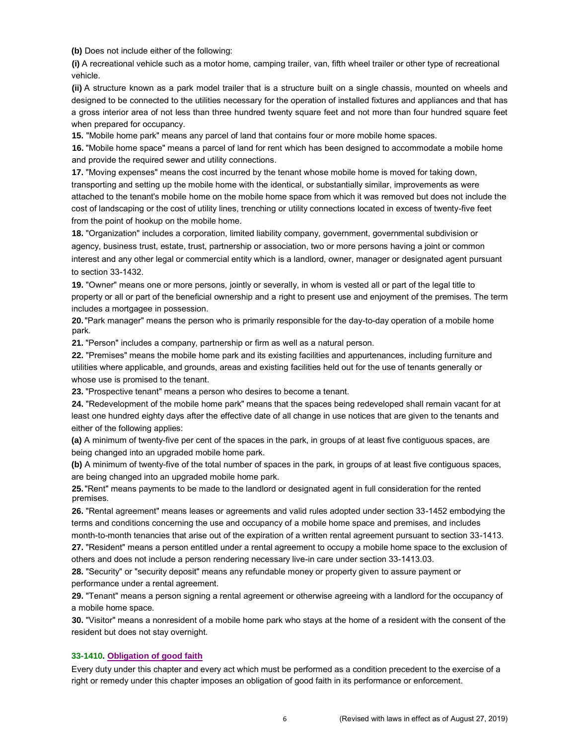**(b)** Does not include either of the following:

**(i)** A recreational vehicle such as a motor home, camping trailer, van, fifth wheel trailer or other type of recreational vehicle.

**(ii)** A structure known as a park model trailer that is a structure built on a single chassis, mounted on wheels and designed to be connected to the utilities necessary for the operation of installed fixtures and appliances and that has a gross interior area of not less than three hundred twenty square feet and not more than four hundred square feet when prepared for occupancy.

**15.** "Mobile home park" means any parcel of land that contains four or more mobile home spaces.

**16.** "Mobile home space" means a parcel of land for rent which has been designed to accommodate a mobile home and provide the required sewer and utility connections.

**17.** "Moving expenses" means the cost incurred by the tenant whose mobile home is moved for taking down, transporting and setting up the mobile home with the identical, or substantially similar, improvements as were attached to the tenant's mobile home on the mobile home space from which it was removed but does not include the cost of landscaping or the cost of utility lines, trenching or utility connections located in excess of twenty-five feet from the point of hookup on the mobile home.

**18.** "Organization" includes a corporation, limited liability company, government, governmental subdivision or agency, business trust, estate, trust, partnership or association, two or more persons having a joint or common interest and any other legal or commercial entity which is a landlord, owner, manager or designated agent pursuant to section 33-1432.

**19.** "Owner" means one or more persons, jointly or severally, in whom is vested all or part of the legal title to property or all or part of the beneficial ownership and a right to present use and enjoyment of the premises. The term includes a mortgagee in possession.

**20.** "Park manager" means the person who is primarily responsible for the day-to-day operation of a mobile home park.

**21.** "Person" includes a company, partnership or firm as well as a natural person.

**22.** "Premises" means the mobile home park and its existing facilities and appurtenances, including furniture and utilities where applicable, and grounds, areas and existing facilities held out for the use of tenants generally or whose use is promised to the tenant.

**23.** "Prospective tenant" means a person who desires to become a tenant.

**24.** "Redevelopment of the mobile home park" means that the spaces being redeveloped shall remain vacant for at least one hundred eighty days after the effective date of all change in use notices that are given to the tenants and either of the following applies:

**(a)** A minimum of twenty-five per cent of the spaces in the park, in groups of at least five contiguous spaces, are being changed into an upgraded mobile home park.

**(b)** A minimum of twenty-five of the total number of spaces in the park, in groups of at least five contiguous spaces, are being changed into an upgraded mobile home park.

**25.** "Rent" means payments to be made to the landlord or designated agent in full consideration for the rented premises.

**26.** "Rental agreement" means leases or agreements and valid rules adopted under section 33-1452 embodying the terms and conditions concerning the use and occupancy of a mobile home space and premises, and includes month-to-month tenancies that arise out of the expiration of a written rental agreement pursuant to section 33-1413.

**27.** "Resident" means a person entitled under a rental agreement to occupy a mobile home space to the exclusion of others and does not include a person rendering necessary live-in care under section 33-1413.03.

**28.** "Security" or "security deposit" means any refundable money or property given to assure payment or performance under a rental agreement.

**29.** "Tenant" means a person signing a rental agreement or otherwise agreeing with a landlord for the occupancy of a mobile home space.

**30.** "Visitor" means a nonresident of a mobile home park who stays at the home of a resident with the consent of the resident but does not stay overnight.

### 33-1410. Obligation of good faith

Every duty under this chapter and every act which must be performed as a condition precedent to the exercise of a right or remedy under this chapter imposes an obligation of good faith in its performance or enforcement.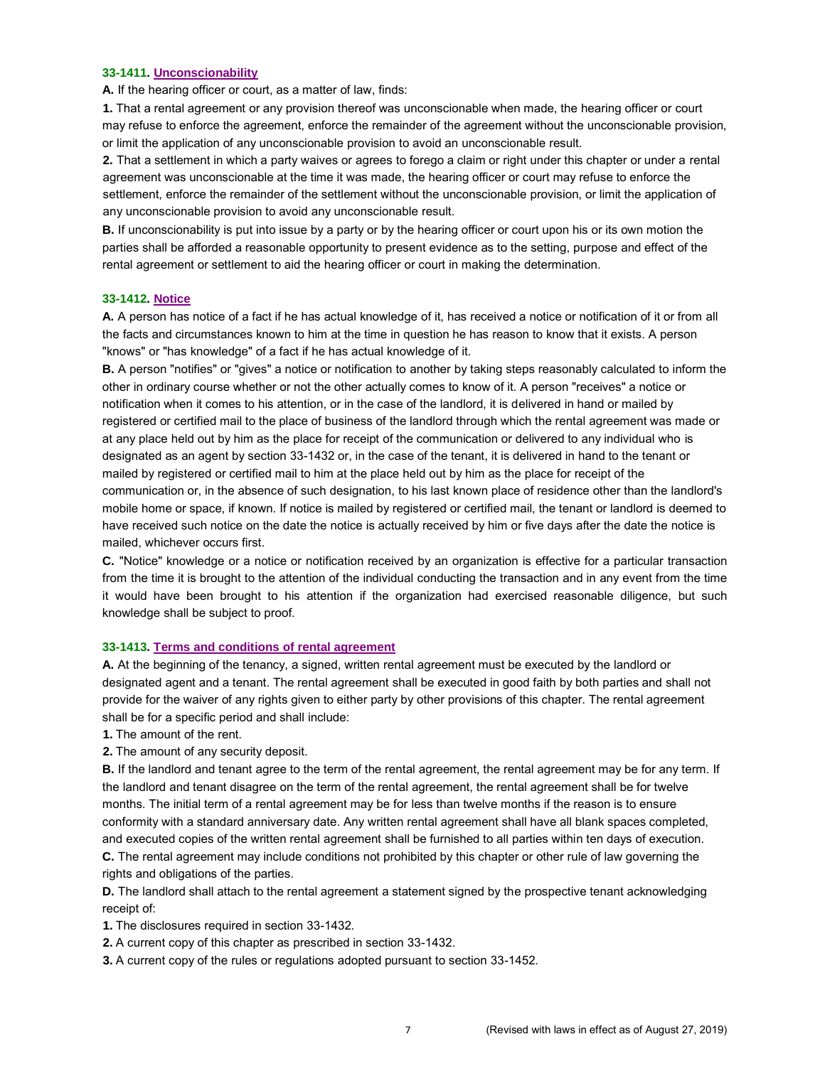### 33-1411. Unconscionability

**A.** If the hearing officer or court, as a matter of law, finds:

**1.** That a rental agreement or any provision thereof was unconscionable when made, the hearing officer or court may refuse to enforce the agreement, enforce the remainder of the agreement without the unconscionable provision, or limit the application of any unconscionable provision to avoid an unconscionable result.

**2.** That a settlement in which a party waives or agrees to forego a claim or right under this chapter or under a rental agreement was unconscionable at the time it was made, the hearing officer or court may refuse to enforce the settlement, enforce the remainder of the settlement without the unconscionable provision, or limit the application of any unconscionable provision to avoid any unconscionable result.

**B.** If unconscionability is put into issue by a party or by the hearing officer or court upon his or its own motion the parties shall be afforded a reasonable opportunity to present evidence as to the setting, purpose and effect of the rental agreement or settlement to aid the hearing officer or court in making the determination.

### 33-1412. Notice

**A.** A person has notice of a fact if he has actual knowledge of it, has received a notice or notification of it or from all the facts and circumstances known to him at the time in question he has reason to know that it exists. A person "knows" or "has knowledge" of a fact if he has actual knowledge of it.

**B.** A person "notifies" or "gives" a notice or notification to another by taking steps reasonably calculated to inform the other in ordinary course whether or not the other actually comes to know of it. A person "receives" a notice or notification when it comes to his attention, or in the case of the landlord, it is delivered in hand or mailed by registered or certified mail to the place of business of the landlord through which the rental agreement was made or at any place held out by him as the place for receipt of the communication or delivered to any individual who is designated as an agent by section 33-1432 or, in the case of the tenant, it is delivered in hand to the tenant or mailed by registered or certified mail to him at the place held out by him as the place for receipt of the communication or, in the absence of such designation, to his last known place of residence other than the landlord's mobile home or space, if known. If notice is mailed by registered or certified mail, the tenant or landlord is deemed to have received such notice on the date the notice is actually received by him or five days after the date the notice is mailed, whichever occurs first.

**C.** "Notice" knowledge or a notice or notification received by an organization is effective for a particular transaction from the time it is brought to the attention of the individual conducting the transaction and in any event from the time it would have been brought to his attention if the organization had exercised reasonable diligence, but such knowledge shall be subject to proof.

### 33-1413. Terms and conditions of rental agreement

**A.** At the beginning of the tenancy, a signed, written rental agreement must be executed by the landlord or designated agent and a tenant. The rental agreement shall be executed in good faith by both parties and shall not provide for the waiver of any rights given to either party by other provisions of this chapter. The rental agreement shall be for a specific period and shall include:

**1.** The amount of the rent.

**2.** The amount of any security deposit.

**B.** If the landlord and tenant agree to the term of the rental agreement, the rental agreement may be for any term. If the landlord and tenant disagree on the term of the rental agreement, the rental agreement shall be for twelve months. The initial term of a rental agreement may be for less than twelve months if the reason is to ensure conformity with a standard anniversary date. Any written rental agreement shall have all blank spaces completed, and executed copies of the written rental agreement shall be furnished to all parties within ten days of execution.

**C.** The rental agreement may include conditions not prohibited by this chapter or other rule of law governing the rights and obligations of the parties.

**D.** The landlord shall attach to the rental agreement a statement signed by the prospective tenant acknowledging receipt of:

**1.** The disclosures required in section 33-1432.

**2.** A current copy of this chapter as prescribed in section 33-1432.

**3.** A current copy of the rules or regulations adopted pursuant to section 33-1452.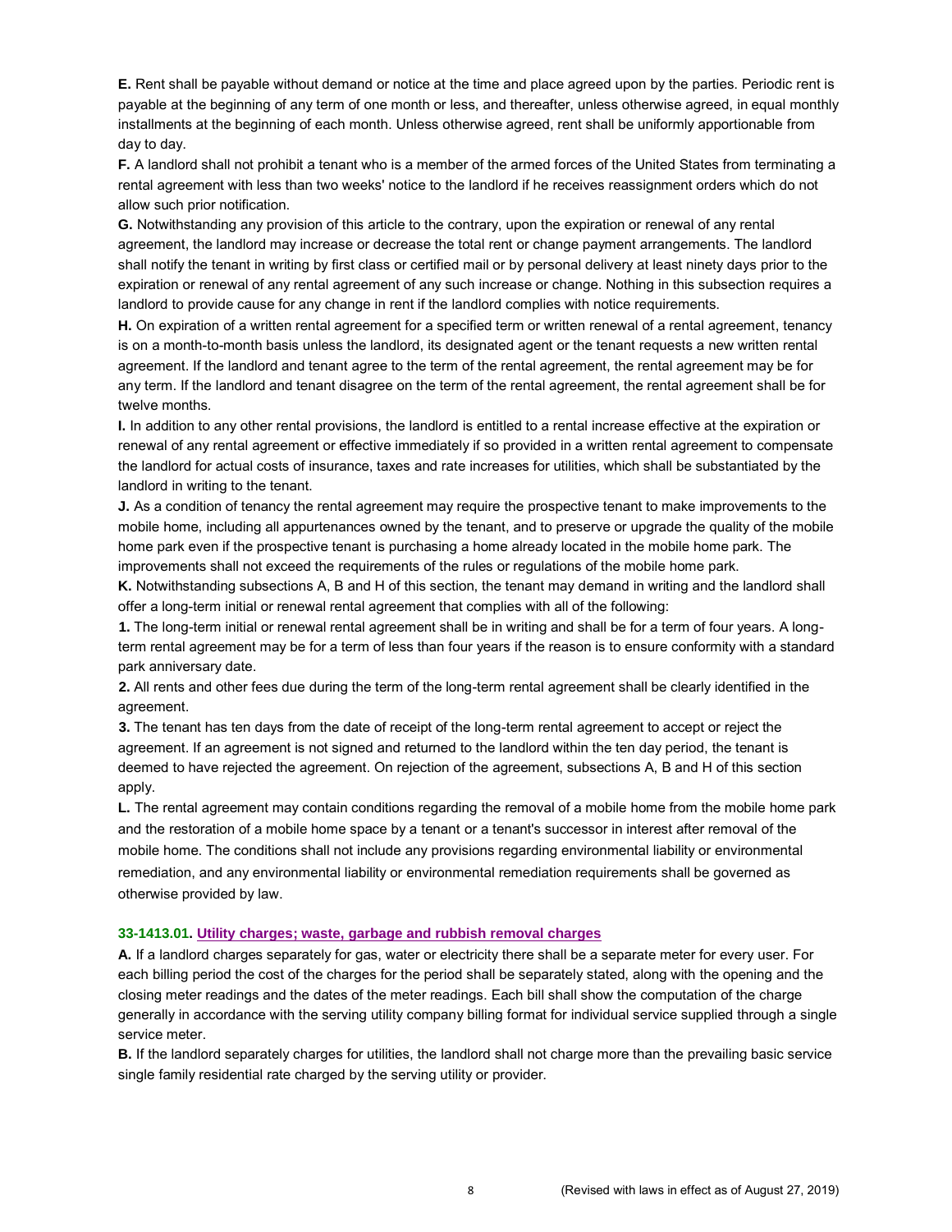**E.** Rent shall be payable without demand or notice at the time and place agreed upon by the parties. Periodic rent is payable at the beginning of any term of one month or less, and thereafter, unless otherwise agreed, in equal monthly installments at the beginning of each month. Unless otherwise agreed, rent shall be uniformly apportionable from day to day.

**F.** A landlord shall not prohibit a tenant who is a member of the armed forces of the United States from terminating a rental agreement with less than two weeks' notice to the landlord if he receives reassignment orders which do not allow such prior notification.

**G.** Notwithstanding any provision of this article to the contrary, upon the expiration or renewal of any rental agreement, the landlord may increase or decrease the total rent or change payment arrangements. The landlord shall notify the tenant in writing by first class or certified mail or by personal delivery at least ninety days prior to the expiration or renewal of any rental agreement of any such increase or change. Nothing in this subsection requires a landlord to provide cause for any change in rent if the landlord complies with notice requirements.

**H.** On expiration of a written rental agreement for a specified term or written renewal of a rental agreement, tenancy is on a month-to-month basis unless the landlord, its designated agent or the tenant requests a new written rental agreement. If the landlord and tenant agree to the term of the rental agreement, the rental agreement may be for any term. If the landlord and tenant disagree on the term of the rental agreement, the rental agreement shall be for twelve months.

**I.** In addition to any other rental provisions, the landlord is entitled to a rental increase effective at the expiration or renewal of any rental agreement or effective immediately if so provided in a written rental agreement to compensate the landlord for actual costs of insurance, taxes and rate increases for utilities, which shall be substantiated by the landlord in writing to the tenant.

**J.** As a condition of tenancy the rental agreement may require the prospective tenant to make improvements to the mobile home, including all appurtenances owned by the tenant, and to preserve or upgrade the quality of the mobile home park even if the prospective tenant is purchasing a home already located in the mobile home park. The improvements shall not exceed the requirements of the rules or regulations of the mobile home park.

**K.** Notwithstanding subsections A, B and H of this section, the tenant may demand in writing and the landlord shall offer a long-term initial or renewal rental agreement that complies with all of the following:

**1.** The long-term initial or renewal rental agreement shall be in writing and shall be for a term of four years. A long-term rental agreement may be for a term of less than four years if the reason is to ensure conformity with a standard park anniversary date.

**2.** All rents and other fees due during the term of the long-term rental agreement shall be clearly identified in the agreement.

**3.** The tenant has ten days from the date of receipt of the long-term rental agreement to accept or reject the agreement. If an agreement is not signed and returned to the landlord within the ten day period, the tenant is deemed to have rejected the agreement. On rejection of the agreement, subsections A, B and H of this section apply.

**L.** The rental agreement may contain conditions regarding the removal of a mobile home from the mobile home park and the restoration of a mobile home space by a tenant or a tenant's successor in interest after removal of the mobile home. The conditions shall not include any provisions regarding environmental liability or environmental remediation, and any environmental liability or environmental remediation requirements shall be governed as otherwise provided by law.

### 33-1413.01. Utility charges; waste, garbage and rubbish removal charges

**A.** If a landlord charges separately for gas, water or electricity there shall be a separate meter for every user. For each billing period the cost of the charges for the period shall be separately stated, along with the opening and the closing meter readings and the dates of the meter readings. Each bill shall show the computation of the charge generally in accordance with the serving utility company billing format for individual service supplied through a single service meter.

**B.** If the landlord separately charges for utilities, the landlord shall not charge more than the prevailing basic service single family residential rate charged by the serving utility or provider.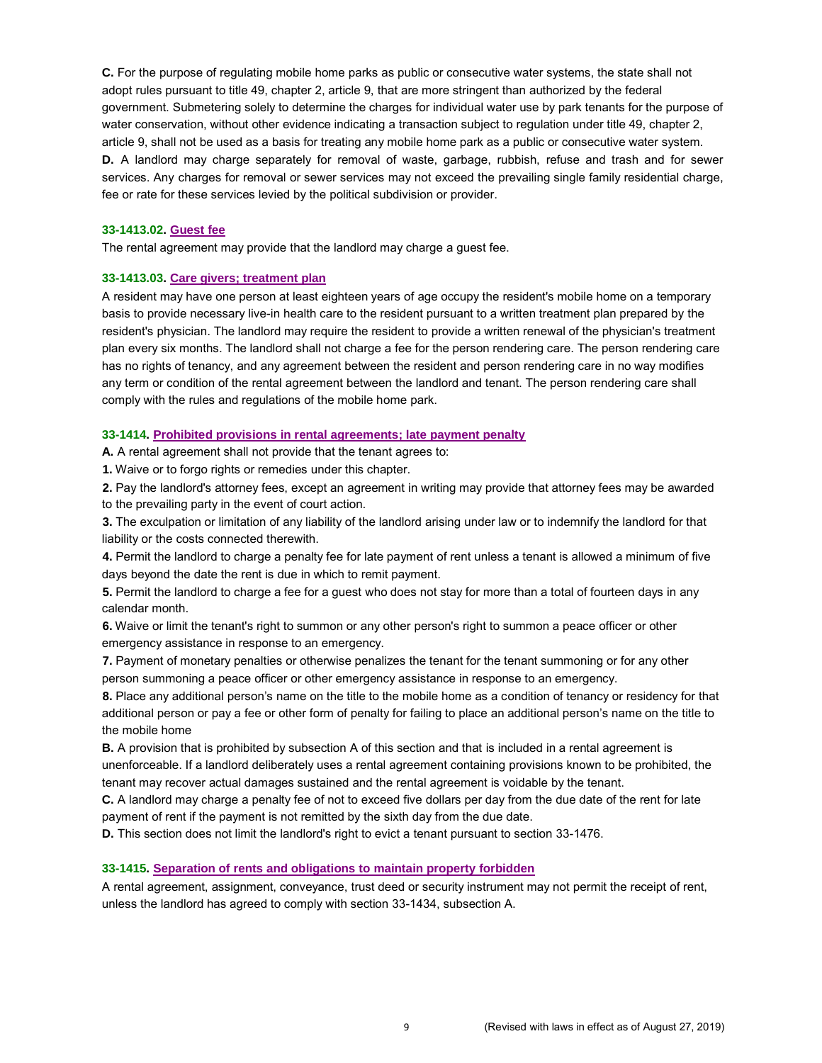**C.** For the purpose of regulating mobile home parks as public or consecutive water systems, the state shall not adopt rules pursuant to title 49, chapter 2, article 9, that are more stringent than authorized by the federal government. Submetering solely to determine the charges for individual water use by park tenants for the purpose of water conservation, without other evidence indicating a transaction subject to regulation under title 49, chapter 2, article 9, shall not be used as a basis for treating any mobile home park as a public or consecutive water system.

**D.** A landlord may charge separately for removal of waste, garbage, rubbish, refuse and trash and for sewer services. Any charges for removal or sewer services may not exceed the prevailing single family residential charge, fee or rate for these services levied by the political subdivision or provider.

### 33-1413.02. Guest fee

The rental agreement may provide that the landlord may charge a guest fee.

### 33-1413.03. Care givers; treatment plan

A resident may have one person at least eighteen years of age occupy the resident's mobile home on a temporary basis to provide necessary live-in health care to the resident pursuant to a written treatment plan prepared by the resident's physician. The landlord may require the resident to provide a written renewal of the physician's treatment plan every six months. The landlord shall not charge a fee for the person rendering care. The person rendering care has no rights of tenancy, and any agreement between the resident and person rendering care in no way modifies any term or condition of the rental agreement between the landlord and tenant. The person rendering care shall comply with the rules and regulations of the mobile home park.

### 33-1414. Prohibited provisions in rental agreements; late payment penalty

**A.** A rental agreement shall not provide that the tenant agrees to:

**1.** Waive or to forgo rights or remedies under this chapter.

**2.** Pay the landlord's attorney fees, except an agreement in writing may provide that attorney fees may be awarded to the prevailing party in the event of court action.

**3.** The exculpation or limitation of any liability of the landlord arising under law or to indemnify the landlord for that liability or the costs connected therewith.

**4.** Permit the landlord to charge a penalty fee for late payment of rent unless a tenant is allowed a minimum of five days beyond the date the rent is due in which to remit payment.

**5.** Permit the landlord to charge a fee for a guest who does not stay for more than a total of fourteen days in any calendar month.

**6.** Waive or limit the tenant's right to summon or any other person's right to summon a peace officer or other emergency assistance in response to an emergency.

**7.** Payment of monetary penalties or otherwise penalizes the tenant for the tenant summoning or for any other person summoning a peace officer or other emergency assistance in response to an emergency.

**8.** Place any additional person's name on the title to the mobile home as a condition of tenancy or residency for that additional person or pay a fee or other form of penalty for failing to place an additional person's name on the title to the mobile home

**B.** A provision that is prohibited by subsection A of this section and that is included in a rental agreement is unenforceable. If a landlord deliberately uses a rental agreement containing provisions known to be prohibited, the tenant may recover actual damages sustained and the rental agreement is voidable by the tenant.

**C.** A landlord may charge a penalty fee of not to exceed five dollars per day from the due date of the rent for late payment of rent if the payment is not remitted by the sixth day from the due date.

**D.** This section does not limit the landlord's right to evict a tenant pursuant to section 33-1476.

### 33-1415. Separation of rents and obligations to maintain property forbidden

A rental agreement, assignment, conveyance, trust deed or security instrument may not permit the receipt of rent, unless the landlord has agreed to comply with section 33-1434, subsection A.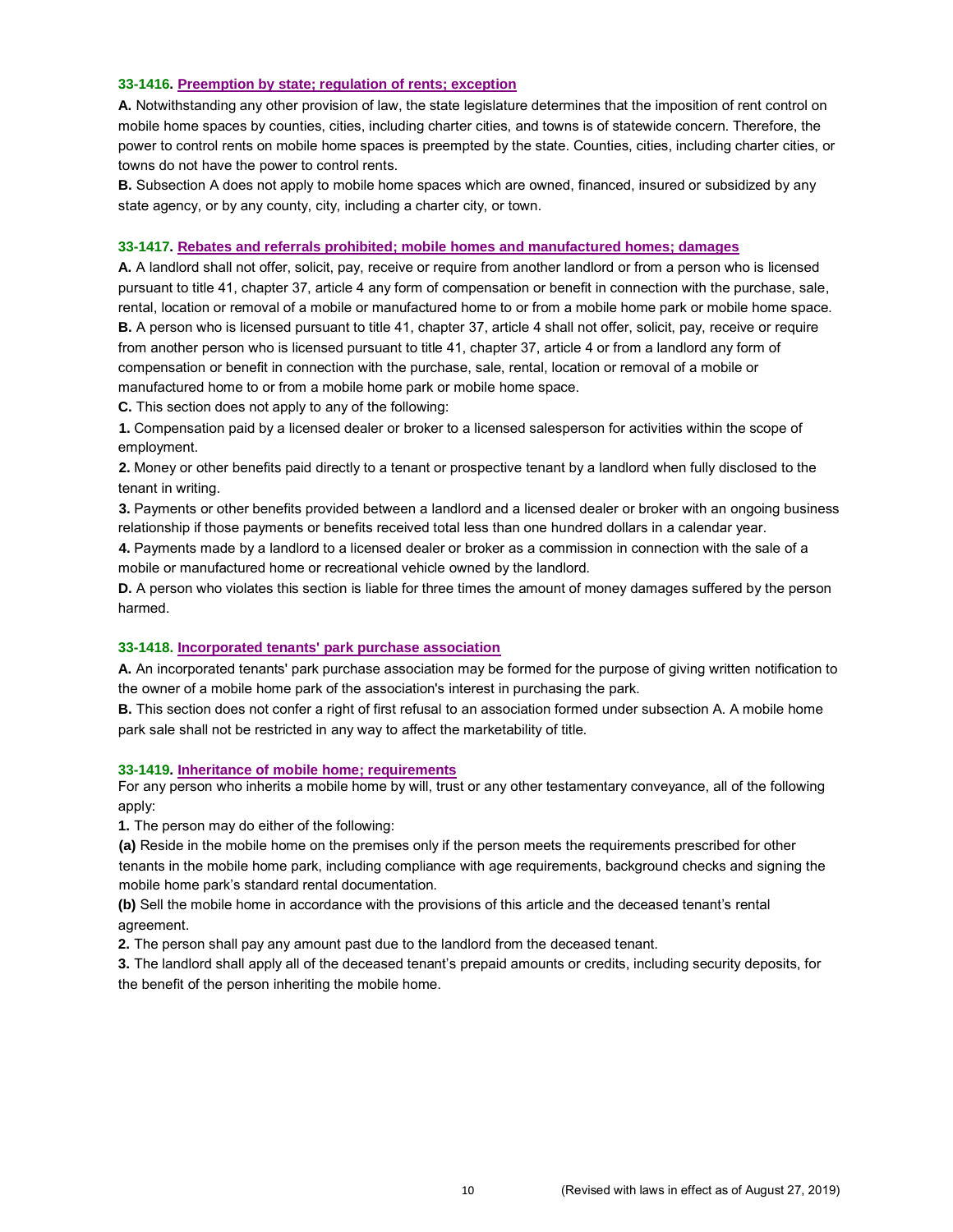### 33-1416. Preemption by state; regulation of rents; exception

**A.** Notwithstanding any other provision of law, the state legislature determines that the imposition of rent control on mobile home spaces by counties, cities, including charter cities, and towns is of statewide concern. Therefore, the power to control rents on mobile home spaces is preempted by the state. Counties, cities, including charter cities, or towns do not have the power to control rents.

**B.** Subsection A does not apply to mobile home spaces which are owned, financed, insured or subsidized by any state agency, or by any county, city, including a charter city, or town.

### 33-1417. Rebates and referrals prohibited; mobile homes and manufactured homes; damages

**A.** A landlord shall not offer, solicit, pay, receive or require from another landlord or from a person who is licensed pursuant to title 41, chapter 37, article 4 any form of compensation or benefit in connection with the purchase, sale, rental, location or removal of a mobile or manufactured home to or from a mobile home park or mobile home space.

**B.** A person who is licensed pursuant to title 41, chapter 37, article 4 shall not offer, solicit, pay, receive or require from another person who is licensed pursuant to title 41, chapter 37, article 4 or from a landlord any form of compensation or benefit in connection with the purchase, sale, rental, location or removal of a mobile or manufactured home to or from a mobile home park or mobile home space.

**C.** This section does not apply to any of the following:

**1.** Compensation paid by a licensed dealer or broker to a licensed salesperson for activities within the scope of employment.

**2.** Money or other benefits paid directly to a tenant or prospective tenant by a landlord when fully disclosed to the tenant in writing.

**3.** Payments or other benefits provided between a landlord and a licensed dealer or broker with an ongoing business relationship if those payments or benefits received total less than one hundred dollars in a calendar year.

**4.** Payments made by a landlord to a licensed dealer or broker as a commission in connection with the sale of a mobile or manufactured home or recreational vehicle owned by the landlord.

**D.** A person who violates this section is liable for three times the amount of money damages suffered by the person harmed.

### 33-1418. Incorporated tenants' park purchase association

**A.** An incorporated tenants' park purchase association may be formed for the purpose of giving written notification to the owner of a mobile home park of the association's interest in purchasing the park.

**B.** This section does not confer a right of first refusal to an association formed under subsection A. A mobile home park sale shall not be restricted in any way to affect the marketability of title.

### 33-1419. Inheritance of mobile home; requirements

For any person who inherits a mobile home by will, trust or any other testamentary conveyance, all of the following apply:

**1.** The person may do either of the following:

**(a)** Reside in the mobile home on the premises only if the person meets the requirements prescribed for other tenants in the mobile home park, including compliance with age requirements, background checks and signing the mobile home park's standard rental documentation.

**(b)** Sell the mobile home in accordance with the provisions of this article and the deceased tenant's rental agreement.

**2.** The person shall pay any amount past due to the landlord from the deceased tenant.

**3.** The landlord shall apply all of the deceased tenant's prepaid amounts or credits, including security deposits, for the benefit of the person inheriting the mobile home.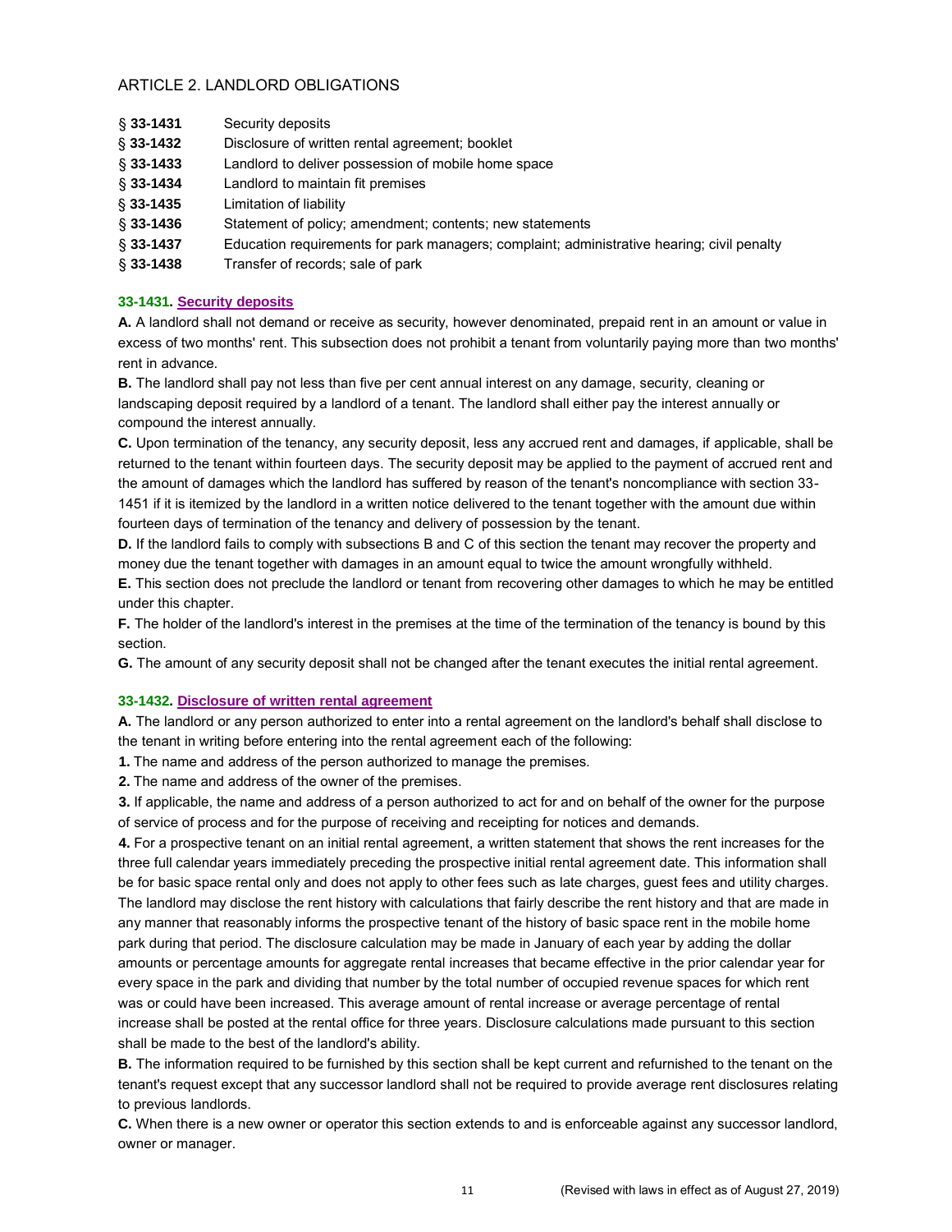## ARTICLE 2. LANDLORD OBLIGATIONS

| | |
|---|---|
| § **33-1431** | Security deposits |
| § **33-1432** | Disclosure of written rental agreement; booklet |
| § **33-1433** | Landlord to deliver possession of mobile home space |
| § **33-1434** | Landlord to maintain fit premises |
| § **33-1435** | Limitation of liability |
| § **33-1436** | Statement of policy; amendment; contents; new statements |
| § **33-1437** | Education requirements for park managers; complaint; administrative hearing; civil penalty |
| § **33-1438** | Transfer of records; sale of park |

### 33-1431. Security deposits

**A.** A landlord shall not demand or receive as security, however denominated, prepaid rent in an amount or value in excess of two months' rent. This subsection does not prohibit a tenant from voluntarily paying more than two months' rent in advance.

**B.** The landlord shall pay not less than five per cent annual interest on any damage, security, cleaning or landscaping deposit required by a landlord of a tenant. The landlord shall either pay the interest annually or compound the interest annually.

**C.** Upon termination of the tenancy, any security deposit, less any accrued rent and damages, if applicable, shall be returned to the tenant within fourteen days. The security deposit may be applied to the payment of accrued rent and the amount of damages which the landlord has suffered by reason of the tenant's noncompliance with section 33-1451 if it is itemized by the landlord in a written notice delivered to the tenant together with the amount due within fourteen days of termination of the tenancy and delivery of possession by the tenant.

**D.** If the landlord fails to comply with subsections B and C of this section the tenant may recover the property and money due the tenant together with damages in an amount equal to twice the amount wrongfully withheld.

**E.** This section does not preclude the landlord or tenant from recovering other damages to which he may be entitled under this chapter.

**F.** The holder of the landlord's interest in the premises at the time of the termination of the tenancy is bound by this section.

**G.** The amount of any security deposit shall not be changed after the tenant executes the initial rental agreement.

### 33-1432. Disclosure of written rental agreement

**A.** The landlord or any person authorized to enter into a rental agreement on the landlord's behalf shall disclose to the tenant in writing before entering into the rental agreement each of the following:

**1.** The name and address of the person authorized to manage the premises.

**2.** The name and address of the owner of the premises.

**3.** If applicable, the name and address of a person authorized to act for and on behalf of the owner for the purpose of service of process and for the purpose of receiving and receipting for notices and demands.

**4.** For a prospective tenant on an initial rental agreement, a written statement that shows the rent increases for the three full calendar years immediately preceding the prospective initial rental agreement date. This information shall be for basic space rental only and does not apply to other fees such as late charges, guest fees and utility charges. The landlord may disclose the rent history with calculations that fairly describe the rent history and that are made in any manner that reasonably informs the prospective tenant of the history of basic space rent in the mobile home park during that period. The disclosure calculation may be made in January of each year by adding the dollar amounts or percentage amounts for aggregate rental increases that became effective in the prior calendar year for every space in the park and dividing that number by the total number of occupied revenue spaces for which rent was or could have been increased. This average amount of rental increase or average percentage of rental increase shall be posted at the rental office for three years. Disclosure calculations made pursuant to this section shall be made to the best of the landlord's ability.

**B.** The information required to be furnished by this section shall be kept current and refurnished to the tenant on the tenant's request except that any successor landlord shall not be required to provide average rent disclosures relating to previous landlords.

**C.** When there is a new owner or operator this section extends to and is enforceable against any successor landlord, owner or manager.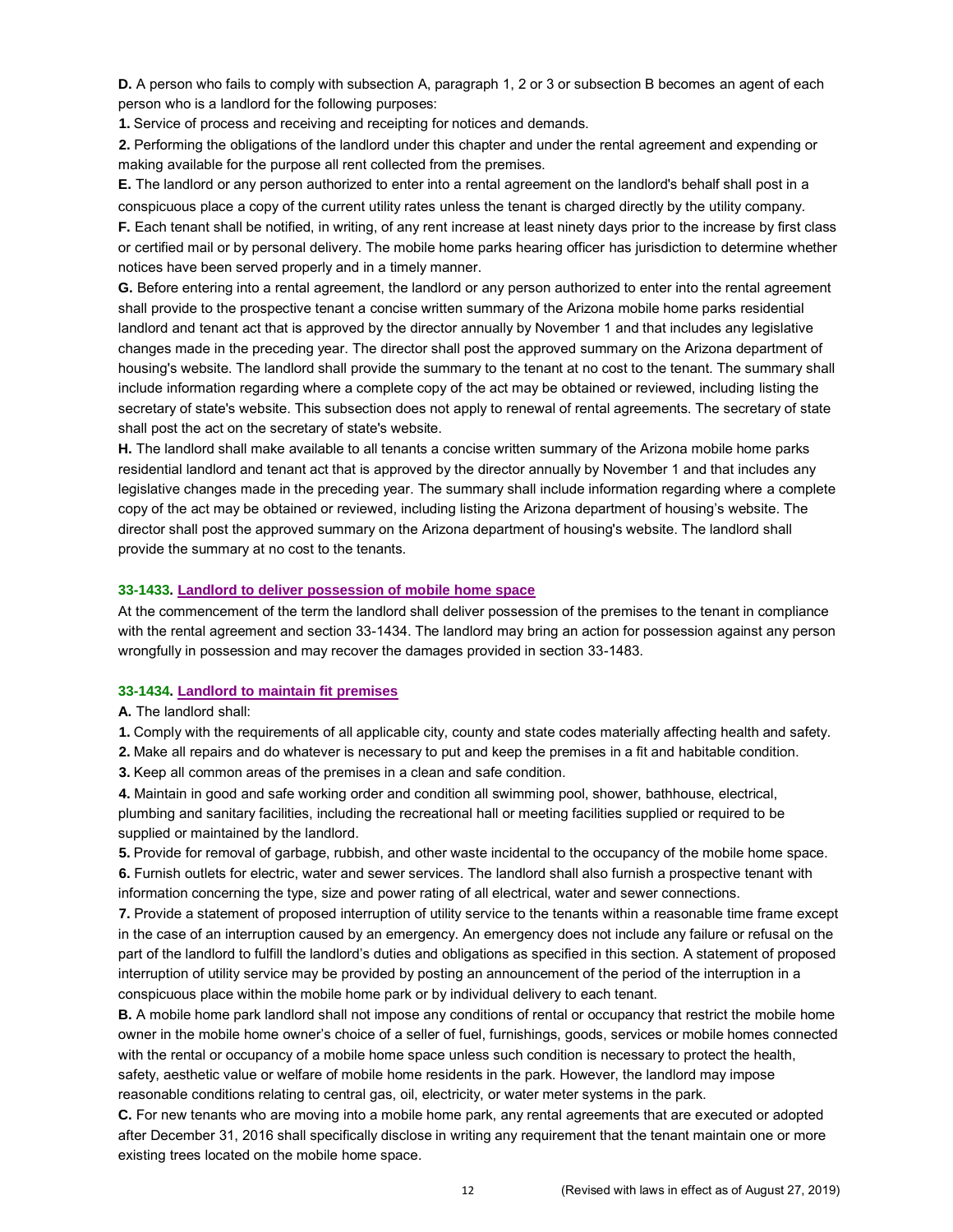**D.** A person who fails to comply with subsection A, paragraph 1, 2 or 3 or subsection B becomes an agent of each person who is a landlord for the following purposes:

**1.** Service of process and receiving and receipting for notices and demands.

**2.** Performing the obligations of the landlord under this chapter and under the rental agreement and expending or making available for the purpose all rent collected from the premises.

**E.** The landlord or any person authorized to enter into a rental agreement on the landlord's behalf shall post in a conspicuous place a copy of the current utility rates unless the tenant is charged directly by the utility company.

**F.** Each tenant shall be notified, in writing, of any rent increase at least ninety days prior to the increase by first class or certified mail or by personal delivery. The mobile home parks hearing officer has jurisdiction to determine whether notices have been served properly and in a timely manner.

**G.** Before entering into a rental agreement, the landlord or any person authorized to enter into the rental agreement shall provide to the prospective tenant a concise written summary of the Arizona mobile home parks residential landlord and tenant act that is approved by the director annually by November 1 and that includes any legislative changes made in the preceding year. The director shall post the approved summary on the Arizona department of housing's website. The landlord shall provide the summary to the tenant at no cost to the tenant. The summary shall include information regarding where a complete copy of the act may be obtained or reviewed, including listing the secretary of state's website. This subsection does not apply to renewal of rental agreements. The secretary of state shall post the act on the secretary of state's website.

**H.** The landlord shall make available to all tenants a concise written summary of the Arizona mobile home parks residential landlord and tenant act that is approved by the director annually by November 1 and that includes any legislative changes made in the preceding year. The summary shall include information regarding where a complete copy of the act may be obtained or reviewed, including listing the Arizona department of housing's website. The director shall post the approved summary on the Arizona department of housing's website. The landlord shall provide the summary at no cost to the tenants.

### 33-1433. Landlord to deliver possession of mobile home space

At the commencement of the term the landlord shall deliver possession of the premises to the tenant in compliance with the rental agreement and section 33-1434. The landlord may bring an action for possession against any person wrongfully in possession and may recover the damages provided in section 33-1483.

### 33-1434. Landlord to maintain fit premises

**A.** The landlord shall:

**1.** Comply with the requirements of all applicable city, county and state codes materially affecting health and safety.

**2.** Make all repairs and do whatever is necessary to put and keep the premises in a fit and habitable condition.

**3.** Keep all common areas of the premises in a clean and safe condition.

**4.** Maintain in good and safe working order and condition all swimming pool, shower, bathhouse, electrical, plumbing and sanitary facilities, including the recreational hall or meeting facilities supplied or required to be supplied or maintained by the landlord.

**5.** Provide for removal of garbage, rubbish, and other waste incidental to the occupancy of the mobile home space.

**6.** Furnish outlets for electric, water and sewer services. The landlord shall also furnish a prospective tenant with information concerning the type, size and power rating of all electrical, water and sewer connections.

**7.** Provide a statement of proposed interruption of utility service to the tenants within a reasonable time frame except in the case of an interruption caused by an emergency. An emergency does not include any failure or refusal on the part of the landlord to fulfill the landlord's duties and obligations as specified in this section. A statement of proposed interruption of utility service may be provided by posting an announcement of the period of the interruption in a conspicuous place within the mobile home park or by individual delivery to each tenant.

**B.** A mobile home park landlord shall not impose any conditions of rental or occupancy that restrict the mobile home owner in the mobile home owner's choice of a seller of fuel, furnishings, goods, services or mobile homes connected with the rental or occupancy of a mobile home space unless such condition is necessary to protect the health, safety, aesthetic value or welfare of mobile home residents in the park. However, the landlord may impose reasonable conditions relating to central gas, oil, electricity, or water meter systems in the park.

**C.** For new tenants who are moving into a mobile home park, any rental agreements that are executed or adopted after December 31, 2016 shall specifically disclose in writing any requirement that the tenant maintain one or more existing trees located on the mobile home space.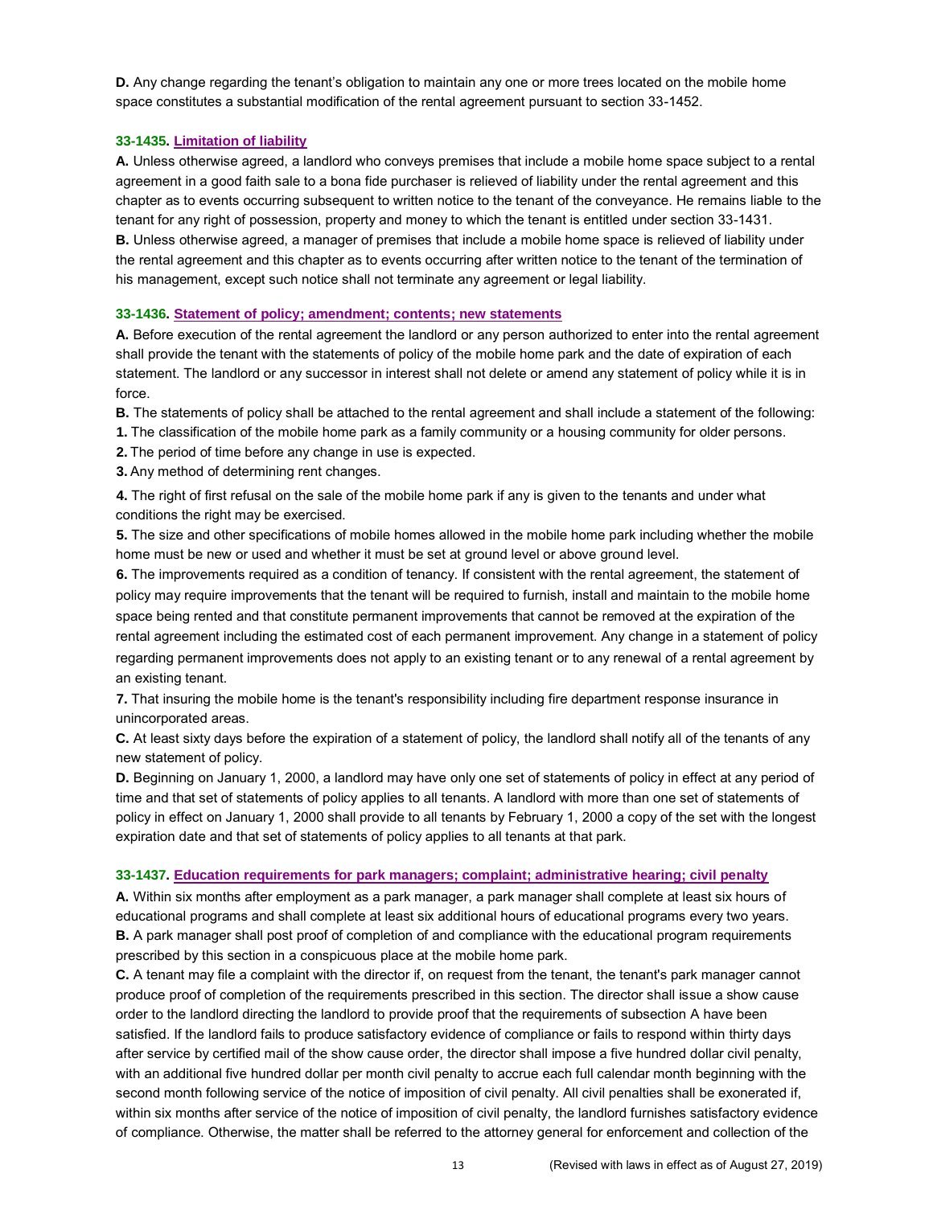**D.** Any change regarding the tenant's obligation to maintain any one or more trees located on the mobile home space constitutes a substantial modification of the rental agreement pursuant to section 33-1452.

### 33-1435. Limitation of liability

**A.** Unless otherwise agreed, a landlord who conveys premises that include a mobile home space subject to a rental agreement in a good faith sale to a bona fide purchaser is relieved of liability under the rental agreement and this chapter as to events occurring subsequent to written notice to the tenant of the conveyance. He remains liable to the tenant for any right of possession, property and money to which the tenant is entitled under section 33-1431.

**B.** Unless otherwise agreed, a manager of premises that include a mobile home space is relieved of liability under the rental agreement and this chapter as to events occurring after written notice to the tenant of the termination of his management, except such notice shall not terminate any agreement or legal liability.

### 33-1436. Statement of policy; amendment; contents; new statements

**A.** Before execution of the rental agreement the landlord or any person authorized to enter into the rental agreement shall provide the tenant with the statements of policy of the mobile home park and the date of expiration of each statement. The landlord or any successor in interest shall not delete or amend any statement of policy while it is in force.

**B.** The statements of policy shall be attached to the rental agreement and shall include a statement of the following:

**1.** The classification of the mobile home park as a family community or a housing community for older persons.

**2.** The period of time before any change in use is expected.

**3.** Any method of determining rent changes.

**4.** The right of first refusal on the sale of the mobile home park if any is given to the tenants and under what conditions the right may be exercised.

**5.** The size and other specifications of mobile homes allowed in the mobile home park including whether the mobile home must be new or used and whether it must be set at ground level or above ground level.

**6.** The improvements required as a condition of tenancy. If consistent with the rental agreement, the statement of policy may require improvements that the tenant will be required to furnish, install and maintain to the mobile home space being rented and that constitute permanent improvements that cannot be removed at the expiration of the rental agreement including the estimated cost of each permanent improvement. Any change in a statement of policy regarding permanent improvements does not apply to an existing tenant or to any renewal of a rental agreement by an existing tenant.

**7.** That insuring the mobile home is the tenant's responsibility including fire department response insurance in unincorporated areas.

**C.** At least sixty days before the expiration of a statement of policy, the landlord shall notify all of the tenants of any new statement of policy.

**D.** Beginning on January 1, 2000, a landlord may have only one set of statements of policy in effect at any period of time and that set of statements of policy applies to all tenants. A landlord with more than one set of statements of policy in effect on January 1, 2000 shall provide to all tenants by February 1, 2000 a copy of the set with the longest expiration date and that set of statements of policy applies to all tenants at that park.

### 33-1437. Education requirements for park managers; complaint; administrative hearing; civil penalty

**A.** Within six months after employment as a park manager, a park manager shall complete at least six hours of educational programs and shall complete at least six additional hours of educational programs every two years.

**B.** A park manager shall post proof of completion of and compliance with the educational program requirements prescribed by this section in a conspicuous place at the mobile home park.

**C.** A tenant may file a complaint with the director if, on request from the tenant, the tenant's park manager cannot produce proof of completion of the requirements prescribed in this section. The director shall issue a show cause order to the landlord directing the landlord to provide proof that the requirements of subsection A have been satisfied. If the landlord fails to produce satisfactory evidence of compliance or fails to respond within thirty days after service by certified mail of the show cause order, the director shall impose a five hundred dollar civil penalty, with an additional five hundred dollar per month civil penalty to accrue each full calendar month beginning with the second month following service of the notice of imposition of civil penalty. All civil penalties shall be exonerated if, within six months after service of the notice of imposition of civil penalty, the landlord furnishes satisfactory evidence of compliance. Otherwise, the matter shall be referred to the attorney general for enforcement and collection of the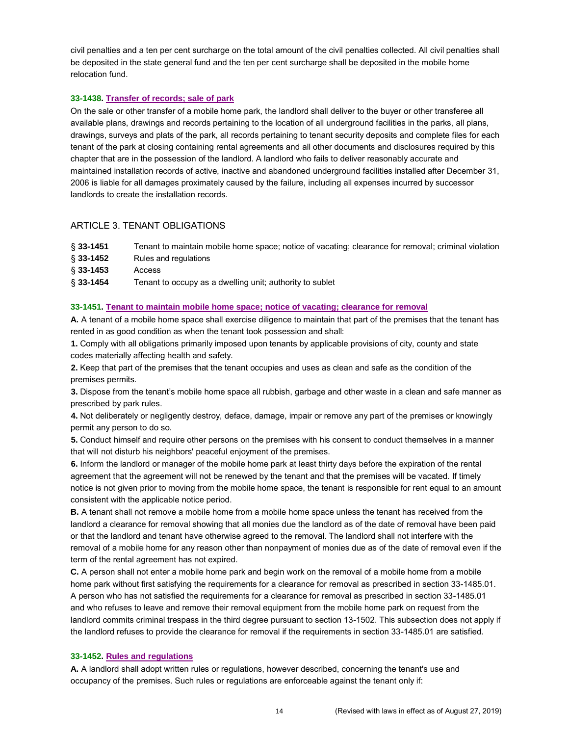civil penalties and a ten per cent surcharge on the total amount of the civil penalties collected. All civil penalties shall be deposited in the state general fund and the ten per cent surcharge shall be deposited in the mobile home relocation fund.

### 33-1438. Transfer of records; sale of park

On the sale or other transfer of a mobile home park, the landlord shall deliver to the buyer or other transferee all available plans, drawings and records pertaining to the location of all underground facilities in the parks, all plans, drawings, surveys and plats of the park, all records pertaining to tenant security deposits and complete files for each tenant of the park at closing containing rental agreements and all other documents and disclosures required by this chapter that are in the possession of the landlord. A landlord who fails to deliver reasonably accurate and maintained installation records of active, inactive and abandoned underground facilities installed after December 31, 2006 is liable for all damages proximately caused by the failure, including all expenses incurred by successor landlords to create the installation records.

## ARTICLE 3. TENANT OBLIGATIONS

| | |
|---|---|
| § **33-1451** | Tenant to maintain mobile home space; notice of vacating; clearance for removal; criminal violation |
| § **33-1452** | Rules and regulations |
| § **33-1453** | Access |
| § **33-1454** | Tenant to occupy as a dwelling unit; authority to sublet |

### 33-1451. Tenant to maintain mobile home space; notice of vacating; clearance for removal

**A.** A tenant of a mobile home space shall exercise diligence to maintain that part of the premises that the tenant has rented in as good condition as when the tenant took possession and shall:

**1.** Comply with all obligations primarily imposed upon tenants by applicable provisions of city, county and state codes materially affecting health and safety.

**2.** Keep that part of the premises that the tenant occupies and uses as clean and safe as the condition of the premises permits.

**3.** Dispose from the tenant's mobile home space all rubbish, garbage and other waste in a clean and safe manner as prescribed by park rules.

**4.** Not deliberately or negligently destroy, deface, damage, impair or remove any part of the premises or knowingly permit any person to do so.

**5.** Conduct himself and require other persons on the premises with his consent to conduct themselves in a manner that will not disturb his neighbors' peaceful enjoyment of the premises.

**6.** Inform the landlord or manager of the mobile home park at least thirty days before the expiration of the rental agreement that the agreement will not be renewed by the tenant and that the premises will be vacated. If timely notice is not given prior to moving from the mobile home space, the tenant is responsible for rent equal to an amount consistent with the applicable notice period.

**B.** A tenant shall not remove a mobile home from a mobile home space unless the tenant has received from the landlord a clearance for removal showing that all monies due the landlord as of the date of removal have been paid or that the landlord and tenant have otherwise agreed to the removal. The landlord shall not interfere with the removal of a mobile home for any reason other than nonpayment of monies due as of the date of removal even if the term of the rental agreement has not expired.

**C.** A person shall not enter a mobile home park and begin work on the removal of a mobile home from a mobile home park without first satisfying the requirements for a clearance for removal as prescribed in section 33-1485.01. A person who has not satisfied the requirements for a clearance for removal as prescribed in section 33-1485.01 and who refuses to leave and remove their removal equipment from the mobile home park on request from the landlord commits criminal trespass in the third degree pursuant to section 13-1502. This subsection does not apply if the landlord refuses to provide the clearance for removal if the requirements in section 33-1485.01 are satisfied.

### 33-1452. Rules and regulations

**A.** A landlord shall adopt written rules or regulations, however described, concerning the tenant's use and occupancy of the premises. Such rules or regulations are enforceable against the tenant only if: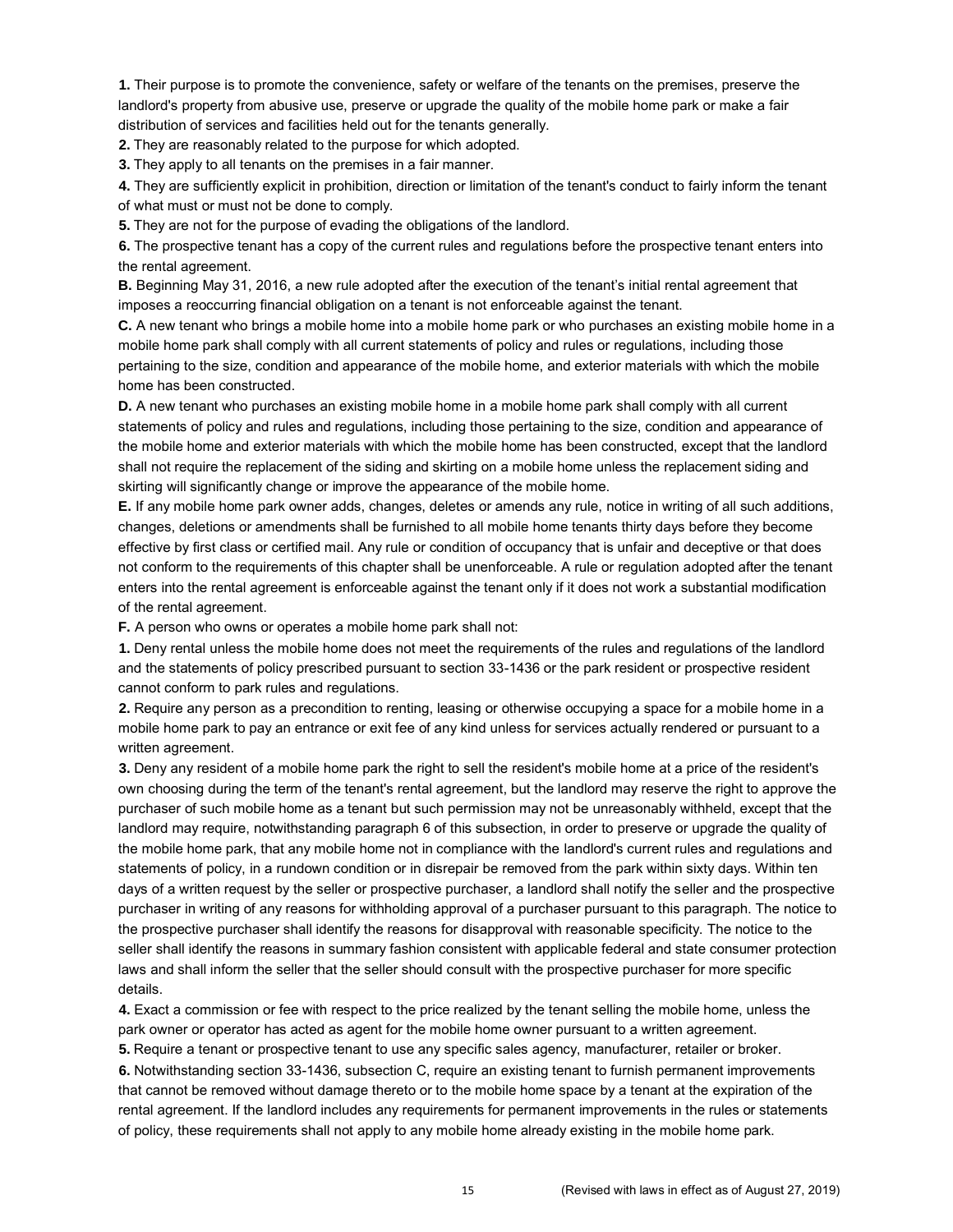**1.** Their purpose is to promote the convenience, safety or welfare of the tenants on the premises, preserve the landlord's property from abusive use, preserve or upgrade the quality of the mobile home park or make a fair distribution of services and facilities held out for the tenants generally.

**2.** They are reasonably related to the purpose for which adopted.

**3.** They apply to all tenants on the premises in a fair manner.

**4.** They are sufficiently explicit in prohibition, direction or limitation of the tenant's conduct to fairly inform the tenant of what must or must not be done to comply.

**5.** They are not for the purpose of evading the obligations of the landlord.

**6.** The prospective tenant has a copy of the current rules and regulations before the prospective tenant enters into the rental agreement.

**B.** Beginning May 31, 2016, a new rule adopted after the execution of the tenant's initial rental agreement that imposes a reoccurring financial obligation on a tenant is not enforceable against the tenant.

**C.** A new tenant who brings a mobile home into a mobile home park or who purchases an existing mobile home in a mobile home park shall comply with all current statements of policy and rules or regulations, including those pertaining to the size, condition and appearance of the mobile home, and exterior materials with which the mobile home has been constructed.

**D.** A new tenant who purchases an existing mobile home in a mobile home park shall comply with all current statements of policy and rules and regulations, including those pertaining to the size, condition and appearance of the mobile home and exterior materials with which the mobile home has been constructed, except that the landlord shall not require the replacement of the siding and skirting on a mobile home unless the replacement siding and skirting will significantly change or improve the appearance of the mobile home.

**E.** If any mobile home park owner adds, changes, deletes or amends any rule, notice in writing of all such additions, changes, deletions or amendments shall be furnished to all mobile home tenants thirty days before they become effective by first class or certified mail. Any rule or condition of occupancy that is unfair and deceptive or that does not conform to the requirements of this chapter shall be unenforceable. A rule or regulation adopted after the tenant enters into the rental agreement is enforceable against the tenant only if it does not work a substantial modification of the rental agreement.

**F.** A person who owns or operates a mobile home park shall not:

**1.** Deny rental unless the mobile home does not meet the requirements of the rules and regulations of the landlord and the statements of policy prescribed pursuant to section 33-1436 or the park resident or prospective resident cannot conform to park rules and regulations.

**2.** Require any person as a precondition to renting, leasing or otherwise occupying a space for a mobile home in a mobile home park to pay an entrance or exit fee of any kind unless for services actually rendered or pursuant to a written agreement.

**3.** Deny any resident of a mobile home park the right to sell the resident's mobile home at a price of the resident's own choosing during the term of the tenant's rental agreement, but the landlord may reserve the right to approve the purchaser of such mobile home as a tenant but such permission may not be unreasonably withheld, except that the landlord may require, notwithstanding paragraph 6 of this subsection, in order to preserve or upgrade the quality of the mobile home park, that any mobile home not in compliance with the landlord's current rules and regulations and statements of policy, in a rundown condition or in disrepair be removed from the park within sixty days. Within ten days of a written request by the seller or prospective purchaser, a landlord shall notify the seller and the prospective purchaser in writing of any reasons for withholding approval of a purchaser pursuant to this paragraph. The notice to the prospective purchaser shall identify the reasons for disapproval with reasonable specificity. The notice to the seller shall identify the reasons in summary fashion consistent with applicable federal and state consumer protection laws and shall inform the seller that the seller should consult with the prospective purchaser for more specific details.

**4.** Exact a commission or fee with respect to the price realized by the tenant selling the mobile home, unless the park owner or operator has acted as agent for the mobile home owner pursuant to a written agreement.

**5.** Require a tenant or prospective tenant to use any specific sales agency, manufacturer, retailer or broker.

**6.** Notwithstanding section 33-1436, subsection C, require an existing tenant to furnish permanent improvements that cannot be removed without damage thereto or to the mobile home space by a tenant at the expiration of the rental agreement. If the landlord includes any requirements for permanent improvements in the rules or statements of policy, these requirements shall not apply to any mobile home already existing in the mobile home park.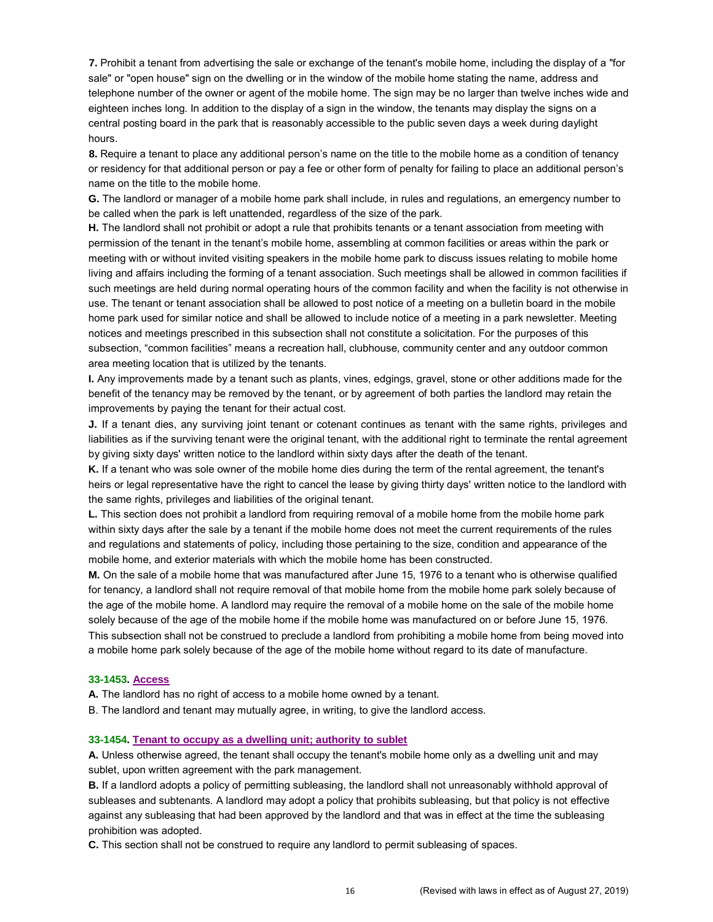**7.** Prohibit a tenant from advertising the sale or exchange of the tenant's mobile home, including the display of a "for sale" or "open house" sign on the dwelling or in the window of the mobile home stating the name, address and telephone number of the owner or agent of the mobile home. The sign may be no larger than twelve inches wide and eighteen inches long. In addition to the display of a sign in the window, the tenants may display the signs on a central posting board in the park that is reasonably accessible to the public seven days a week during daylight hours.

**8.** Require a tenant to place any additional person's name on the title to the mobile home as a condition of tenancy or residency for that additional person or pay a fee or other form of penalty for failing to place an additional person's name on the title to the mobile home.

**G.** The landlord or manager of a mobile home park shall include, in rules and regulations, an emergency number to be called when the park is left unattended, regardless of the size of the park.

**H.** The landlord shall not prohibit or adopt a rule that prohibits tenants or a tenant association from meeting with permission of the tenant in the tenant's mobile home, assembling at common facilities or areas within the park or meeting with or without invited visiting speakers in the mobile home park to discuss issues relating to mobile home living and affairs including the forming of a tenant association. Such meetings shall be allowed in common facilities if such meetings are held during normal operating hours of the common facility and when the facility is not otherwise in use. The tenant or tenant association shall be allowed to post notice of a meeting on a bulletin board in the mobile home park used for similar notice and shall be allowed to include notice of a meeting in a park newsletter. Meeting notices and meetings prescribed in this subsection shall not constitute a solicitation. For the purposes of this subsection, "common facilities" means a recreation hall, clubhouse, community center and any outdoor common area meeting location that is utilized by the tenants.

**I.** Any improvements made by a tenant such as plants, vines, edgings, gravel, stone or other additions made for the benefit of the tenancy may be removed by the tenant, or by agreement of both parties the landlord may retain the improvements by paying the tenant for their actual cost.

**J.** If a tenant dies, any surviving joint tenant or cotenant continues as tenant with the same rights, privileges and liabilities as if the surviving tenant were the original tenant, with the additional right to terminate the rental agreement by giving sixty days' written notice to the landlord within sixty days after the death of the tenant.

**K.** If a tenant who was sole owner of the mobile home dies during the term of the rental agreement, the tenant's heirs or legal representative have the right to cancel the lease by giving thirty days' written notice to the landlord with the same rights, privileges and liabilities of the original tenant.

**L.** This section does not prohibit a landlord from requiring removal of a mobile home from the mobile home park within sixty days after the sale by a tenant if the mobile home does not meet the current requirements of the rules and regulations and statements of policy, including those pertaining to the size, condition and appearance of the mobile home, and exterior materials with which the mobile home has been constructed.

**M.** On the sale of a mobile home that was manufactured after June 15, 1976 to a tenant who is otherwise qualified for tenancy, a landlord shall not require removal of that mobile home from the mobile home park solely because of the age of the mobile home. A landlord may require the removal of a mobile home on the sale of the mobile home solely because of the age of the mobile home if the mobile home was manufactured on or before June 15, 1976. This subsection shall not be construed to preclude a landlord from prohibiting a mobile home from being moved into a mobile home park solely because of the age of the mobile home without regard to its date of manufacture.

### 33-1453. Access

**A.** The landlord has no right of access to a mobile home owned by a tenant.

B. The landlord and tenant may mutually agree, in writing, to give the landlord access.

### 33-1454. Tenant to occupy as a dwelling unit; authority to sublet

**A.** Unless otherwise agreed, the tenant shall occupy the tenant's mobile home only as a dwelling unit and may sublet, upon written agreement with the park management.

**B.** If a landlord adopts a policy of permitting subleasing, the landlord shall not unreasonably withhold approval of subleases and subtenants. A landlord may adopt a policy that prohibits subleasing, but that policy is not effective against any subleasing that had been approved by the landlord and that was in effect at the time the subleasing prohibition was adopted.

**C.** This section shall not be construed to require any landlord to permit subleasing of spaces.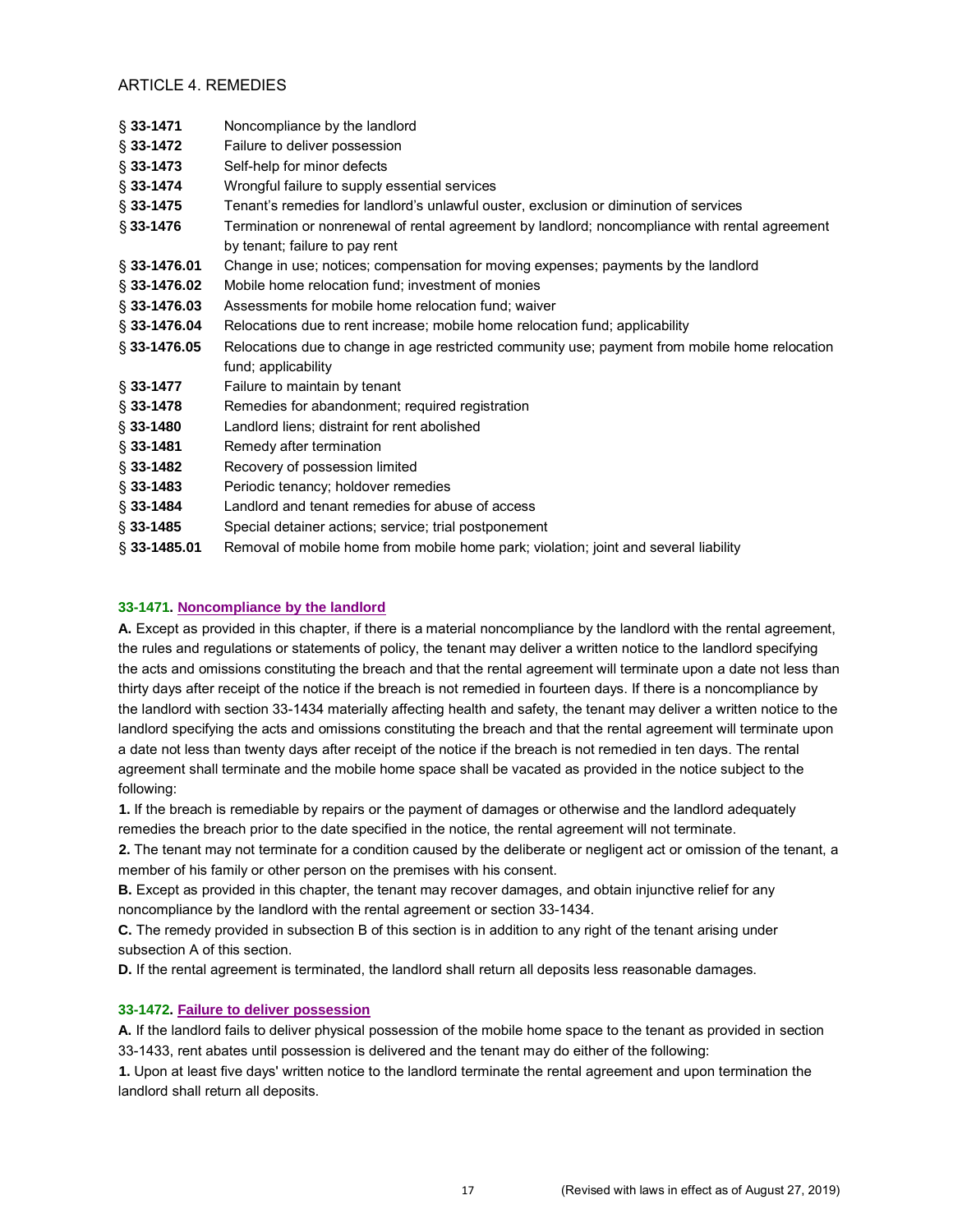## ARTICLE 4. REMEDIES

| | |
|---|---|
| § **33-1471** | Noncompliance by the landlord |
| § **33-1472** | Failure to deliver possession |
| § **33-1473** | Self-help for minor defects |
| § **33-1474** | Wrongful failure to supply essential services |
| § **33-1475** | Tenant's remedies for landlord's unlawful ouster, exclusion or diminution of services |
| § **33-1476** | Termination or nonrenewal of rental agreement by landlord; noncompliance with rental agreement by tenant; failure to pay rent |
| § **33-1476.01** | Change in use; notices; compensation for moving expenses; payments by the landlord |
| § **33-1476.02** | Mobile home relocation fund; investment of monies |
| § **33-1476.03** | Assessments for mobile home relocation fund; waiver |
| § **33-1476.04** | Relocations due to rent increase; mobile home relocation fund; applicability |
| § **33-1476.05** | Relocations due to change in age restricted community use; payment from mobile home relocation fund; applicability |
| § **33-1477** | Failure to maintain by tenant |
| § **33-1478** | Remedies for abandonment; required registration |
| § **33-1480** | Landlord liens; distraint for rent abolished |
| § **33-1481** | Remedy after termination |
| § **33-1482** | Recovery of possession limited |
| § **33-1483** | Periodic tenancy; holdover remedies |
| § **33-1484** | Landlord and tenant remedies for abuse of access |
| § **33-1485** | Special detainer actions; service; trial postponement |
| § **33-1485.01** | Removal of mobile home from mobile home park; violation; joint and several liability |

### 33-1471. Noncompliance by the landlord

**A.** Except as provided in this chapter, if there is a material noncompliance by the landlord with the rental agreement, the rules and regulations or statements of policy, the tenant may deliver a written notice to the landlord specifying the acts and omissions constituting the breach and that the rental agreement will terminate upon a date not less than thirty days after receipt of the notice if the breach is not remedied in fourteen days. If there is a noncompliance by the landlord with section 33-1434 materially affecting health and safety, the tenant may deliver a written notice to the landlord specifying the acts and omissions constituting the breach and that the rental agreement will terminate upon a date not less than twenty days after receipt of the notice if the breach is not remedied in ten days. The rental agreement shall terminate and the mobile home space shall be vacated as provided in the notice subject to the following:

**1.** If the breach is remediable by repairs or the payment of damages or otherwise and the landlord adequately remedies the breach prior to the date specified in the notice, the rental agreement will not terminate.

**2.** The tenant may not terminate for a condition caused by the deliberate or negligent act or omission of the tenant, a member of his family or other person on the premises with his consent.

**B.** Except as provided in this chapter, the tenant may recover damages, and obtain injunctive relief for any noncompliance by the landlord with the rental agreement or section 33-1434.

**C.** The remedy provided in subsection B of this section is in addition to any right of the tenant arising under subsection A of this section.

**D.** If the rental agreement is terminated, the landlord shall return all deposits less reasonable damages.

### 33-1472. Failure to deliver possession

**A.** If the landlord fails to deliver physical possession of the mobile home space to the tenant as provided in section 33-1433, rent abates until possession is delivered and the tenant may do either of the following:

**1.** Upon at least five days' written notice to the landlord terminate the rental agreement and upon termination the landlord shall return all deposits.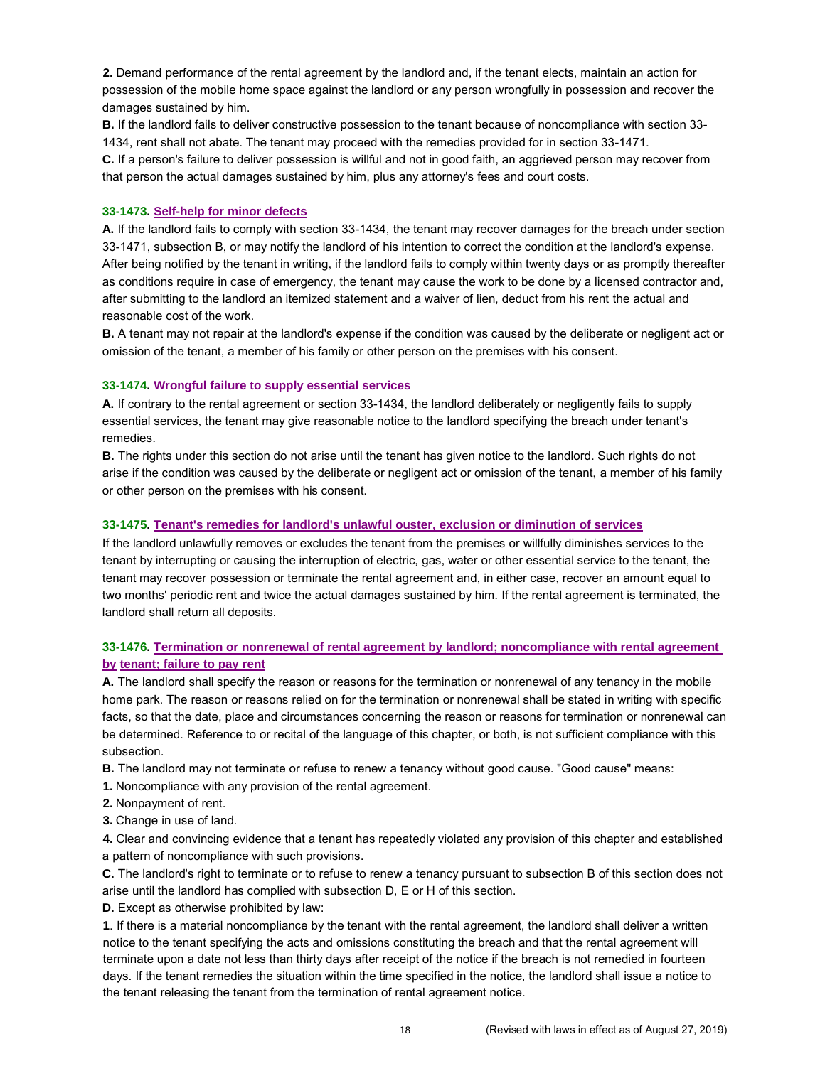**2.** Demand performance of the rental agreement by the landlord and, if the tenant elects, maintain an action for possession of the mobile home space against the landlord or any person wrongfully in possession and recover the damages sustained by him.

**B.** If the landlord fails to deliver constructive possession to the tenant because of noncompliance with section 33-1434, rent shall not abate. The tenant may proceed with the remedies provided for in section 33-1471.

**C.** If a person's failure to deliver possession is willful and not in good faith, an aggrieved person may recover from that person the actual damages sustained by him, plus any attorney's fees and court costs.

### 33-1473. Self-help for minor defects

**A.** If the landlord fails to comply with section 33-1434, the tenant may recover damages for the breach under section 33-1471, subsection B, or may notify the landlord of his intention to correct the condition at the landlord's expense. After being notified by the tenant in writing, if the landlord fails to comply within twenty days or as promptly thereafter as conditions require in case of emergency, the tenant may cause the work to be done by a licensed contractor and, after submitting to the landlord an itemized statement and a waiver of lien, deduct from his rent the actual and reasonable cost of the work.

**B.** A tenant may not repair at the landlord's expense if the condition was caused by the deliberate or negligent act or omission of the tenant, a member of his family or other person on the premises with his consent.

### 33-1474. Wrongful failure to supply essential services

**A.** If contrary to the rental agreement or section 33-1434, the landlord deliberately or negligently fails to supply essential services, the tenant may give reasonable notice to the landlord specifying the breach under tenant's remedies.

**B.** The rights under this section do not arise until the tenant has given notice to the landlord. Such rights do not arise if the condition was caused by the deliberate or negligent act or omission of the tenant, a member of his family or other person on the premises with his consent.

### 33-1475. Tenant's remedies for landlord's unlawful ouster, exclusion or diminution of services

If the landlord unlawfully removes or excludes the tenant from the premises or willfully diminishes services to the tenant by interrupting or causing the interruption of electric, gas, water or other essential service to the tenant, the tenant may recover possession or terminate the rental agreement and, in either case, recover an amount equal to two months' periodic rent and twice the actual damages sustained by him. If the rental agreement is terminated, the landlord shall return all deposits.

### 33-1476. Termination or nonrenewal of rental agreement by landlord; noncompliance with rental agreement by tenant; failure to pay rent

**A.** The landlord shall specify the reason or reasons for the termination or nonrenewal of any tenancy in the mobile home park. The reason or reasons relied on for the termination or nonrenewal shall be stated in writing with specific facts, so that the date, place and circumstances concerning the reason or reasons for termination or nonrenewal can be determined. Reference to or recital of the language of this chapter, or both, is not sufficient compliance with this subsection.

**B.** The landlord may not terminate or refuse to renew a tenancy without good cause. "Good cause" means:

**1.** Noncompliance with any provision of the rental agreement.

**2.** Nonpayment of rent.

**3.** Change in use of land.

**4.** Clear and convincing evidence that a tenant has repeatedly violated any provision of this chapter and established a pattern of noncompliance with such provisions.

**C.** The landlord's right to terminate or to refuse to renew a tenancy pursuant to subsection B of this section does not arise until the landlord has complied with subsection D, E or H of this section.

**D.** Except as otherwise prohibited by law:

**1**. If there is a material noncompliance by the tenant with the rental agreement, the landlord shall deliver a written notice to the tenant specifying the acts and omissions constituting the breach and that the rental agreement will terminate upon a date not less than thirty days after receipt of the notice if the breach is not remedied in fourteen days. If the tenant remedies the situation within the time specified in the notice, the landlord shall issue a notice to the tenant releasing the tenant from the termination of rental agreement notice.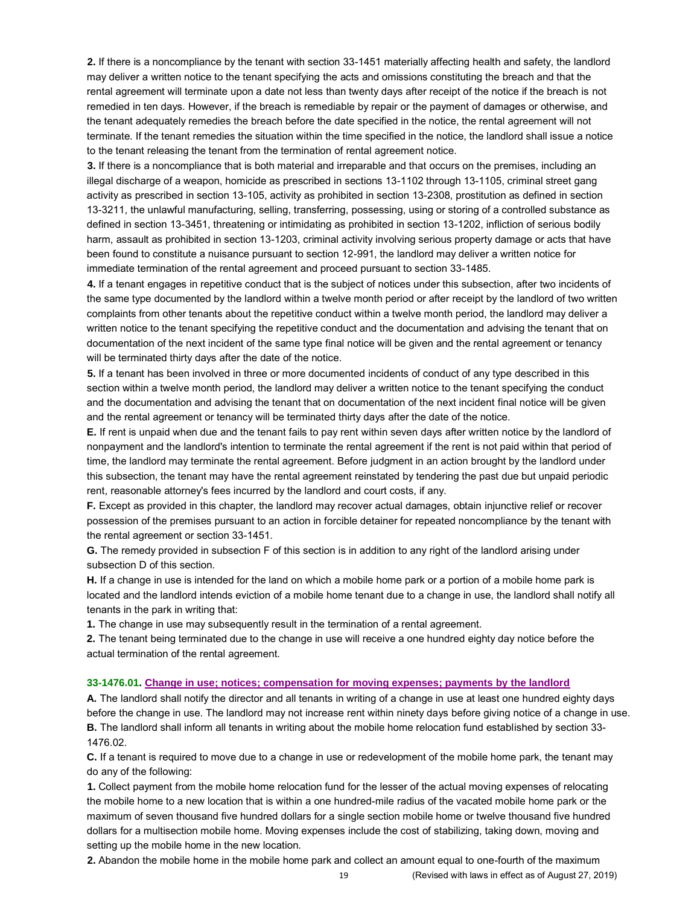**2.** If there is a noncompliance by the tenant with section 33-1451 materially affecting health and safety, the landlord may deliver a written notice to the tenant specifying the acts and omissions constituting the breach and that the rental agreement will terminate upon a date not less than twenty days after receipt of the notice if the breach is not remedied in ten days. However, if the breach is remediable by repair or the payment of damages or otherwise, and the tenant adequately remedies the breach before the date specified in the notice, the rental agreement will not terminate. If the tenant remedies the situation within the time specified in the notice, the landlord shall issue a notice to the tenant releasing the tenant from the termination of rental agreement notice.

**3.** If there is a noncompliance that is both material and irreparable and that occurs on the premises, including an illegal discharge of a weapon, homicide as prescribed in sections 13-1102 through 13-1105, criminal street gang activity as prescribed in section 13-105, activity as prohibited in section 13-2308, prostitution as defined in section 13-3211, the unlawful manufacturing, selling, transferring, possessing, using or storing of a controlled substance as defined in section 13-3451, threatening or intimidating as prohibited in section 13-1202, infliction of serious bodily harm, assault as prohibited in section 13-1203, criminal activity involving serious property damage or acts that have been found to constitute a nuisance pursuant to section 12-991, the landlord may deliver a written notice for immediate termination of the rental agreement and proceed pursuant to section 33-1485.

**4.** If a tenant engages in repetitive conduct that is the subject of notices under this subsection, after two incidents of the same type documented by the landlord within a twelve month period or after receipt by the landlord of two written complaints from other tenants about the repetitive conduct within a twelve month period, the landlord may deliver a written notice to the tenant specifying the repetitive conduct and the documentation and advising the tenant that on documentation of the next incident of the same type final notice will be given and the rental agreement or tenancy will be terminated thirty days after the date of the notice.

**5.** If a tenant has been involved in three or more documented incidents of conduct of any type described in this section within a twelve month period, the landlord may deliver a written notice to the tenant specifying the conduct and the documentation and advising the tenant that on documentation of the next incident final notice will be given and the rental agreement or tenancy will be terminated thirty days after the date of the notice.

**E.** If rent is unpaid when due and the tenant fails to pay rent within seven days after written notice by the landlord of nonpayment and the landlord's intention to terminate the rental agreement if the rent is not paid within that period of time, the landlord may terminate the rental agreement. Before judgment in an action brought by the landlord under this subsection, the tenant may have the rental agreement reinstated by tendering the past due but unpaid periodic rent, reasonable attorney's fees incurred by the landlord and court costs, if any.

**F.** Except as provided in this chapter, the landlord may recover actual damages, obtain injunctive relief or recover possession of the premises pursuant to an action in forcible detainer for repeated noncompliance by the tenant with the rental agreement or section 33-1451.

**G.** The remedy provided in subsection F of this section is in addition to any right of the landlord arising under subsection D of this section.

**H.** If a change in use is intended for the land on which a mobile home park or a portion of a mobile home park is located and the landlord intends eviction of a mobile home tenant due to a change in use, the landlord shall notify all tenants in the park in writing that:

**1.** The change in use may subsequently result in the termination of a rental agreement.

**2.** The tenant being terminated due to the change in use will receive a one hundred eighty day notice before the actual termination of the rental agreement.

### 33-1476.01. Change in use; notices; compensation for moving expenses; payments by the landlord

**A.** The landlord shall notify the director and all tenants in writing of a change in use at least one hundred eighty days before the change in use. The landlord may not increase rent within ninety days before giving notice of a change in use.

**B.** The landlord shall inform all tenants in writing about the mobile home relocation fund established by section 33-1476.02.

**C.** If a tenant is required to move due to a change in use or redevelopment of the mobile home park, the tenant may do any of the following:

**1.** Collect payment from the mobile home relocation fund for the lesser of the actual moving expenses of relocating the mobile home to a new location that is within a one hundred-mile radius of the vacated mobile home park or the maximum of seven thousand five hundred dollars for a single section mobile home or twelve thousand five hundred dollars for a multisection mobile home. Moving expenses include the cost of stabilizing, taking down, moving and setting up the mobile home in the new location.

**2.** Abandon the mobile home in the mobile home park and collect an amount equal to one-fourth of the maximum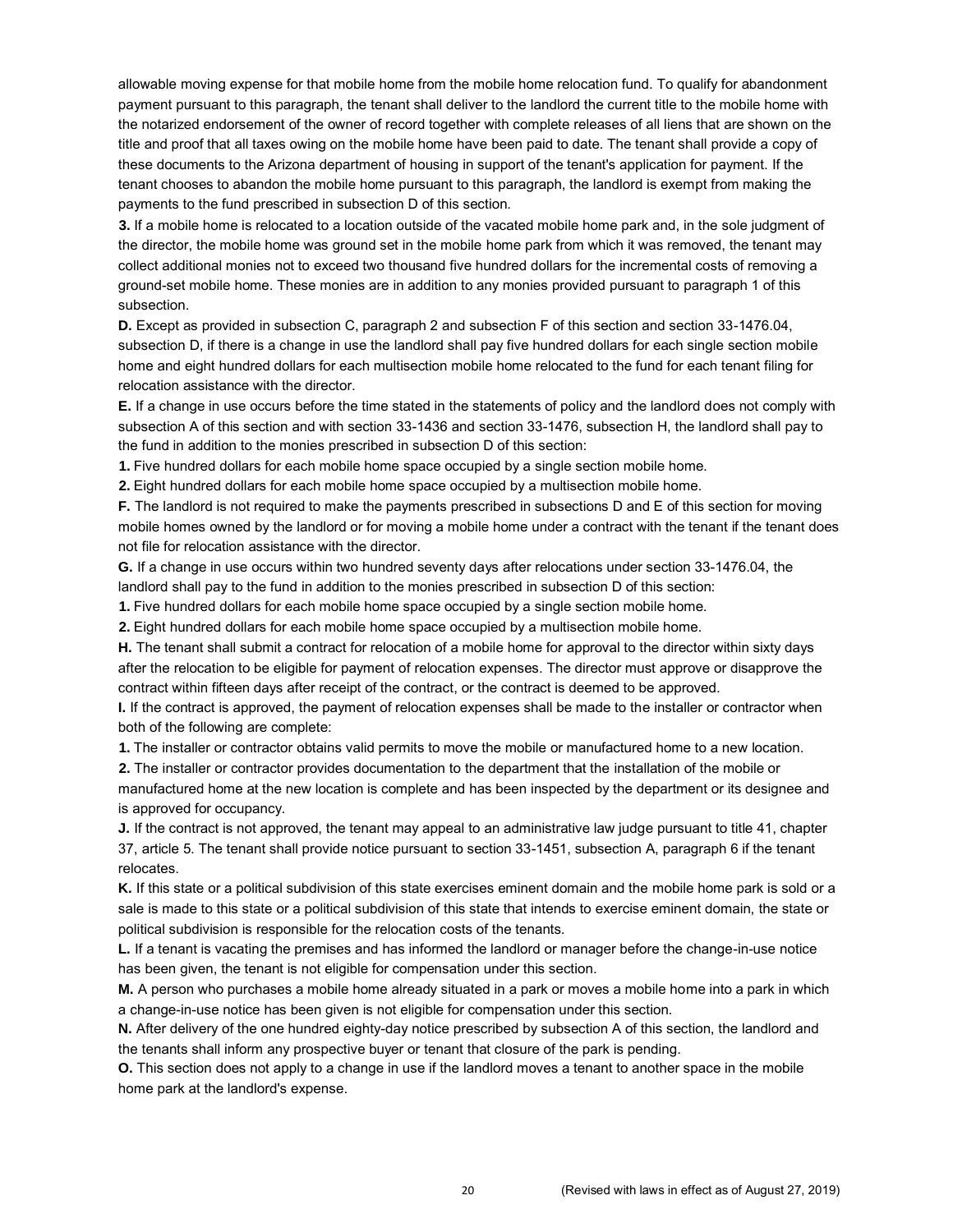allowable moving expense for that mobile home from the mobile home relocation fund. To qualify for abandonment payment pursuant to this paragraph, the tenant shall deliver to the landlord the current title to the mobile home with the notarized endorsement of the owner of record together with complete releases of all liens that are shown on the title and proof that all taxes owing on the mobile home have been paid to date. The tenant shall provide a copy of these documents to the Arizona department of housing in support of the tenant's application for payment. If the tenant chooses to abandon the mobile home pursuant to this paragraph, the landlord is exempt from making the payments to the fund prescribed in subsection D of this section.

**3.** If a mobile home is relocated to a location outside of the vacated mobile home park and, in the sole judgment of the director, the mobile home was ground set in the mobile home park from which it was removed, the tenant may collect additional monies not to exceed two thousand five hundred dollars for the incremental costs of removing a ground-set mobile home. These monies are in addition to any monies provided pursuant to paragraph 1 of this subsection.

**D.** Except as provided in subsection C, paragraph 2 and subsection F of this section and section 33-1476.04, subsection D, if there is a change in use the landlord shall pay five hundred dollars for each single section mobile home and eight hundred dollars for each multisection mobile home relocated to the fund for each tenant filing for relocation assistance with the director.

**E.** If a change in use occurs before the time stated in the statements of policy and the landlord does not comply with subsection A of this section and with section 33-1436 and section 33-1476, subsection H, the landlord shall pay to the fund in addition to the monies prescribed in subsection D of this section:

**1.** Five hundred dollars for each mobile home space occupied by a single section mobile home.

**2.** Eight hundred dollars for each mobile home space occupied by a multisection mobile home.

**F.** The landlord is not required to make the payments prescribed in subsections D and E of this section for moving mobile homes owned by the landlord or for moving a mobile home under a contract with the tenant if the tenant does not file for relocation assistance with the director.

**G.** If a change in use occurs within two hundred seventy days after relocations under section 33-1476.04, the landlord shall pay to the fund in addition to the monies prescribed in subsection D of this section:

**1.** Five hundred dollars for each mobile home space occupied by a single section mobile home.

**2.** Eight hundred dollars for each mobile home space occupied by a multisection mobile home.

**H.** The tenant shall submit a contract for relocation of a mobile home for approval to the director within sixty days after the relocation to be eligible for payment of relocation expenses. The director must approve or disapprove the contract within fifteen days after receipt of the contract, or the contract is deemed to be approved.

**I.** If the contract is approved, the payment of relocation expenses shall be made to the installer or contractor when both of the following are complete:

**1.** The installer or contractor obtains valid permits to move the mobile or manufactured home to a new location.

**2.** The installer or contractor provides documentation to the department that the installation of the mobile or manufactured home at the new location is complete and has been inspected by the department or its designee and is approved for occupancy.

**J.** If the contract is not approved, the tenant may appeal to an administrative law judge pursuant to title 41, chapter 37, article 5. The tenant shall provide notice pursuant to section 33-1451, subsection A, paragraph 6 if the tenant relocates.

**K.** If this state or a political subdivision of this state exercises eminent domain and the mobile home park is sold or a sale is made to this state or a political subdivision of this state that intends to exercise eminent domain, the state or political subdivision is responsible for the relocation costs of the tenants.

**L.** If a tenant is vacating the premises and has informed the landlord or manager before the change-in-use notice has been given, the tenant is not eligible for compensation under this section.

**M.** A person who purchases a mobile home already situated in a park or moves a mobile home into a park in which a change-in-use notice has been given is not eligible for compensation under this section.

**N.** After delivery of the one hundred eighty-day notice prescribed by subsection A of this section, the landlord and the tenants shall inform any prospective buyer or tenant that closure of the park is pending.

**O.** This section does not apply to a change in use if the landlord moves a tenant to another space in the mobile home park at the landlord's expense.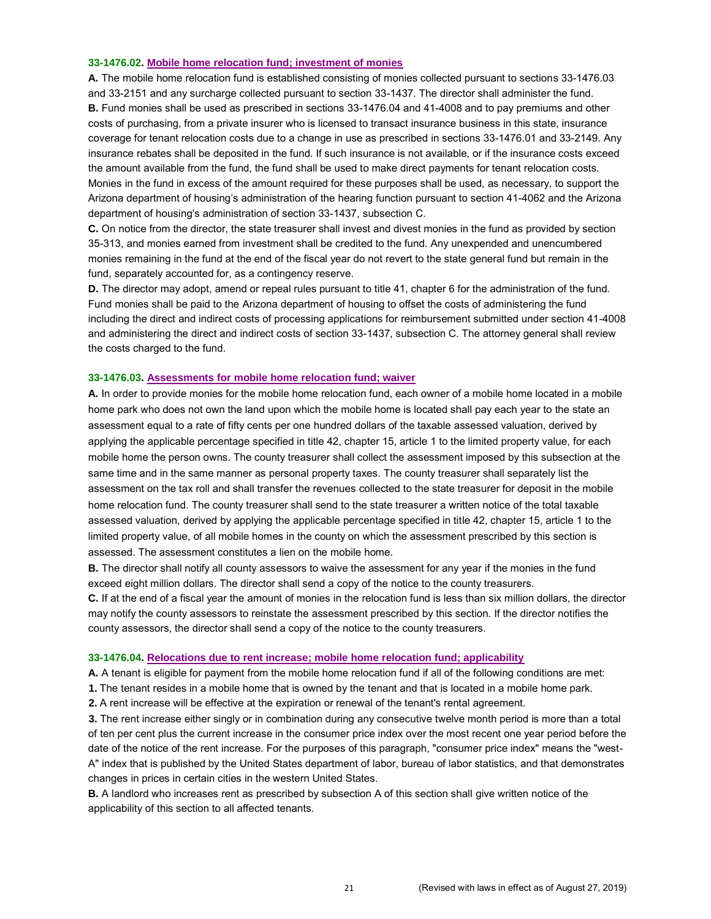**33-1476.02. Mobile home relocation fund; investment of monies**

**A.** The mobile home relocation fund is established consisting of monies collected pursuant to sections 33-1476.03 and 33-2151 and any surcharge collected pursuant to section 33-1437. The director shall administer the fund.
**B.** Fund monies shall be used as prescribed in sections 33-1476.04 and 41-4008 and to pay premiums and other costs of purchasing, from a private insurer who is licensed to transact insurance business in this state, insurance coverage for tenant relocation costs due to a change in use as prescribed in sections 33-1476.01 and 33-2149. Any insurance rebates shall be deposited in the fund. If such insurance is not available, or if the insurance costs exceed the amount available from the fund, the fund shall be used to make direct payments for tenant relocation costs. Monies in the fund in excess of the amount required for these purposes shall be used, as necessary, to support the Arizona department of housing's administration of the hearing function pursuant to section 41-4062 and the Arizona department of housing's administration of section 33-1437, subsection C.
**C.** On notice from the director, the state treasurer shall invest and divest monies in the fund as provided by section 35-313, and monies earned from investment shall be credited to the fund. Any unexpended and unencumbered monies remaining in the fund at the end of the fiscal year do not revert to the state general fund but remain in the fund, separately accounted for, as a contingency reserve.
**D.** The director may adopt, amend or repeal rules pursuant to title 41, chapter 6 for the administration of the fund. Fund monies shall be paid to the Arizona department of housing to offset the costs of administering the fund including the direct and indirect costs of processing applications for reimbursement submitted under section 41-4008 and administering the direct and indirect costs of section 33-1437, subsection C. The attorney general shall review the costs charged to the fund.

**33-1476.03. Assessments for mobile home relocation fund; waiver**

**A.** In order to provide monies for the mobile home relocation fund, each owner of a mobile home located in a mobile home park who does not own the land upon which the mobile home is located shall pay each year to the state an assessment equal to a rate of fifty cents per one hundred dollars of the taxable assessed valuation, derived by applying the applicable percentage specified in title 42, chapter 15, article 1 to the limited property value, for each mobile home the person owns. The county treasurer shall collect the assessment imposed by this subsection at the same time and in the same manner as personal property taxes. The county treasurer shall separately list the assessment on the tax roll and shall transfer the revenues collected to the state treasurer for deposit in the mobile home relocation fund. The county treasurer shall send to the state treasurer a written notice of the total taxable assessed valuation, derived by applying the applicable percentage specified in title 42, chapter 15, article 1 to the limited property value, of all mobile homes in the county on which the assessment prescribed by this section is assessed. The assessment constitutes a lien on the mobile home.
**B.** The director shall notify all county assessors to waive the assessment for any year if the monies in the fund exceed eight million dollars. The director shall send a copy of the notice to the county treasurers.
**C.** If at the end of a fiscal year the amount of monies in the relocation fund is less than six million dollars, the director may notify the county assessors to reinstate the assessment prescribed by this section. If the director notifies the county assessors, the director shall send a copy of the notice to the county treasurers.

**33-1476.04. Relocations due to rent increase; mobile home relocation fund; applicability**

**A.** A tenant is eligible for payment from the mobile home relocation fund if all of the following conditions are met:
**1.** The tenant resides in a mobile home that is owned by the tenant and that is located in a mobile home park.
**2.** A rent increase will be effective at the expiration or renewal of the tenant's rental agreement.
**3.** The rent increase either singly or in combination during any consecutive twelve month period is more than a total of ten per cent plus the current increase in the consumer price index over the most recent one year period before the date of the notice of the rent increase. For the purposes of this paragraph, "consumer price index" means the "west-A" index that is published by the United States department of labor, bureau of labor statistics, and that demonstrates changes in prices in certain cities in the western United States.
**B.** A landlord who increases rent as prescribed by subsection A of this section shall give written notice of the applicability of this section to all affected tenants.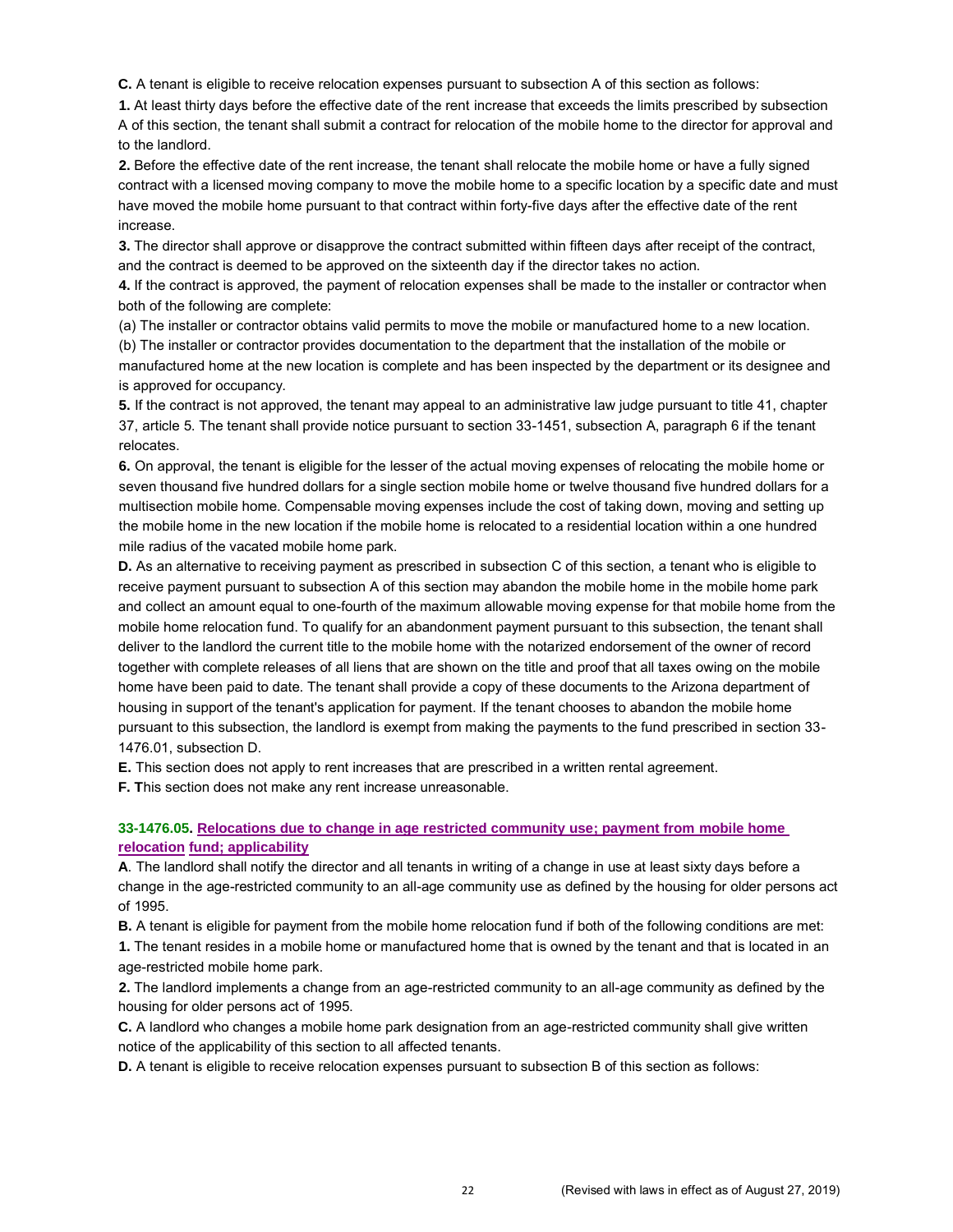**C.** A tenant is eligible to receive relocation expenses pursuant to subsection A of this section as follows:

**1.** At least thirty days before the effective date of the rent increase that exceeds the limits prescribed by subsection A of this section, the tenant shall submit a contract for relocation of the mobile home to the director for approval and to the landlord.

**2.** Before the effective date of the rent increase, the tenant shall relocate the mobile home or have a fully signed contract with a licensed moving company to move the mobile home to a specific location by a specific date and must have moved the mobile home pursuant to that contract within forty-five days after the effective date of the rent increase.

**3.** The director shall approve or disapprove the contract submitted within fifteen days after receipt of the contract, and the contract is deemed to be approved on the sixteenth day if the director takes no action.

**4.** If the contract is approved, the payment of relocation expenses shall be made to the installer or contractor when both of the following are complete:

(a) The installer or contractor obtains valid permits to move the mobile or manufactured home to a new location.

(b) The installer or contractor provides documentation to the department that the installation of the mobile or manufactured home at the new location is complete and has been inspected by the department or its designee and is approved for occupancy.

**5.** If the contract is not approved, the tenant may appeal to an administrative law judge pursuant to title 41, chapter 37, article 5. The tenant shall provide notice pursuant to section 33-1451, subsection A, paragraph 6 if the tenant relocates.

**6.** On approval, the tenant is eligible for the lesser of the actual moving expenses of relocating the mobile home or seven thousand five hundred dollars for a single section mobile home or twelve thousand five hundred dollars for a multisection mobile home. Compensable moving expenses include the cost of taking down, moving and setting up the mobile home in the new location if the mobile home is relocated to a residential location within a one hundred mile radius of the vacated mobile home park.

**D.** As an alternative to receiving payment as prescribed in subsection C of this section, a tenant who is eligible to receive payment pursuant to subsection A of this section may abandon the mobile home in the mobile home park and collect an amount equal to one-fourth of the maximum allowable moving expense for that mobile home from the mobile home relocation fund. To qualify for an abandonment payment pursuant to this subsection, the tenant shall deliver to the landlord the current title to the mobile home with the notarized endorsement of the owner of record together with complete releases of all liens that are shown on the title and proof that all taxes owing on the mobile home have been paid to date. The tenant shall provide a copy of these documents to the Arizona department of housing in support of the tenant's application for payment. If the tenant chooses to abandon the mobile home pursuant to this subsection, the landlord is exempt from making the payments to the fund prescribed in section 33-1476.01, subsection D.

**E.** This section does not apply to rent increases that are prescribed in a written rental agreement.

**F. T**his section does not make any rent increase unreasonable.

### 33-1476.05. Relocations due to change in age restricted community use; payment from mobile home relocation fund; applicability

**A**. The landlord shall notify the director and all tenants in writing of a change in use at least sixty days before a change in the age-restricted community to an all-age community use as defined by the housing for older persons act of 1995.

**B.** A tenant is eligible for payment from the mobile home relocation fund if both of the following conditions are met:

**1.** The tenant resides in a mobile home or manufactured home that is owned by the tenant and that is located in an age-restricted mobile home park.

**2.** The landlord implements a change from an age-restricted community to an all-age community as defined by the housing for older persons act of 1995.

**C.** A landlord who changes a mobile home park designation from an age-restricted community shall give written notice of the applicability of this section to all affected tenants.

**D.** A tenant is eligible to receive relocation expenses pursuant to subsection B of this section as follows: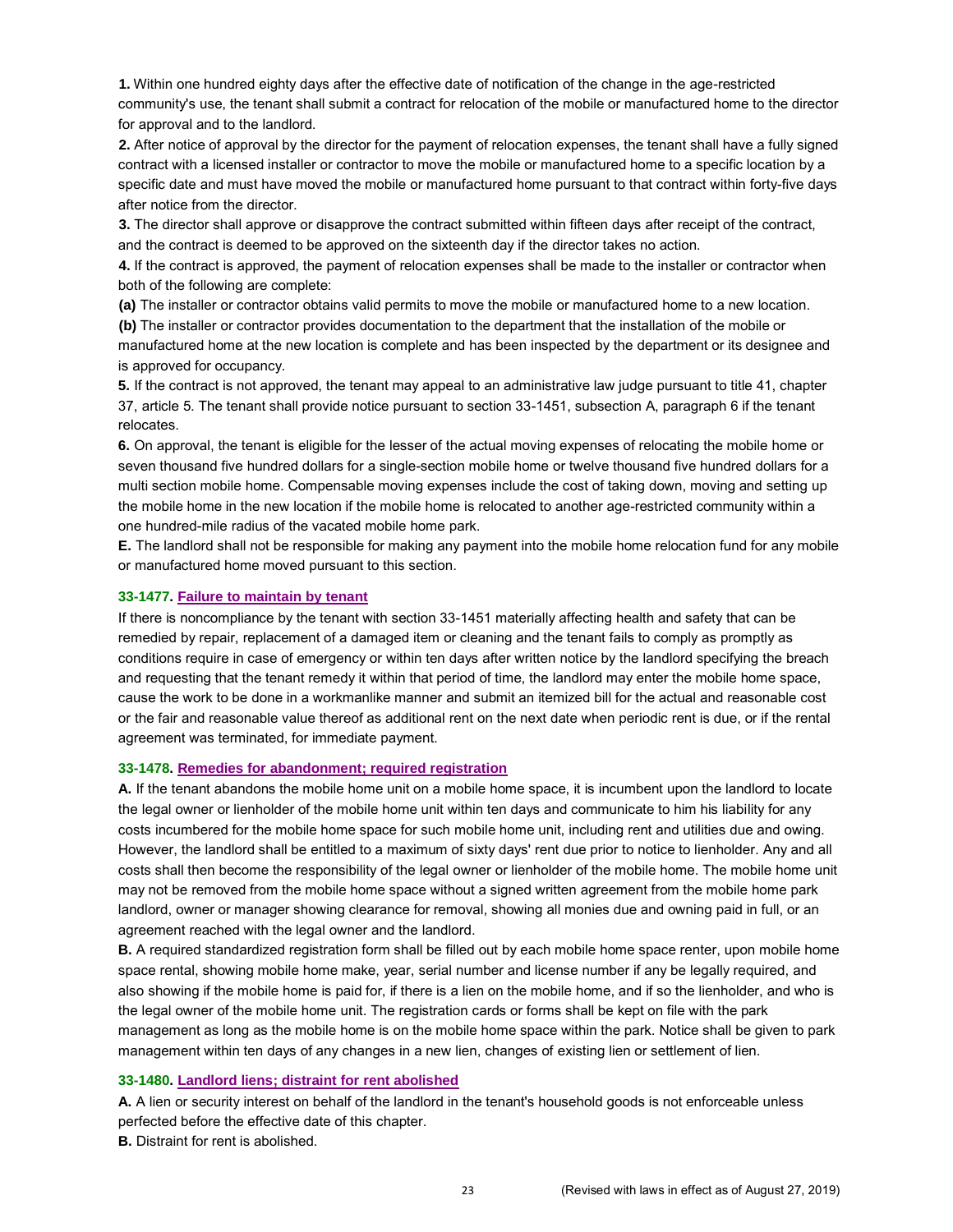**1.** Within one hundred eighty days after the effective date of notification of the change in the age-restricted community's use, the tenant shall submit a contract for relocation of the mobile or manufactured home to the director for approval and to the landlord.

**2.** After notice of approval by the director for the payment of relocation expenses, the tenant shall have a fully signed contract with a licensed installer or contractor to move the mobile or manufactured home to a specific location by a specific date and must have moved the mobile or manufactured home pursuant to that contract within forty-five days after notice from the director.

**3.** The director shall approve or disapprove the contract submitted within fifteen days after receipt of the contract, and the contract is deemed to be approved on the sixteenth day if the director takes no action.

**4.** If the contract is approved, the payment of relocation expenses shall be made to the installer or contractor when both of the following are complete:

**(a)** The installer or contractor obtains valid permits to move the mobile or manufactured home to a new location.

**(b)** The installer or contractor provides documentation to the department that the installation of the mobile or manufactured home at the new location is complete and has been inspected by the department or its designee and is approved for occupancy.

**5.** If the contract is not approved, the tenant may appeal to an administrative law judge pursuant to title 41, chapter 37, article 5. The tenant shall provide notice pursuant to section 33-1451, subsection A, paragraph 6 if the tenant relocates.

**6.** On approval, the tenant is eligible for the lesser of the actual moving expenses of relocating the mobile home or seven thousand five hundred dollars for a single-section mobile home or twelve thousand five hundred dollars for a multi section mobile home. Compensable moving expenses include the cost of taking down, moving and setting up the mobile home in the new location if the mobile home is relocated to another age-restricted community within a one hundred-mile radius of the vacated mobile home park.

**E.** The landlord shall not be responsible for making any payment into the mobile home relocation fund for any mobile or manufactured home moved pursuant to this section.

### 33-1477. Failure to maintain by tenant

If there is noncompliance by the tenant with section 33-1451 materially affecting health and safety that can be remedied by repair, replacement of a damaged item or cleaning and the tenant fails to comply as promptly as conditions require in case of emergency or within ten days after written notice by the landlord specifying the breach and requesting that the tenant remedy it within that period of time, the landlord may enter the mobile home space, cause the work to be done in a workmanlike manner and submit an itemized bill for the actual and reasonable cost or the fair and reasonable value thereof as additional rent on the next date when periodic rent is due, or if the rental agreement was terminated, for immediate payment.

### 33-1478. Remedies for abandonment; required registration

**A.** If the tenant abandons the mobile home unit on a mobile home space, it is incumbent upon the landlord to locate the legal owner or lienholder of the mobile home unit within ten days and communicate to him his liability for any costs incumbered for the mobile home space for such mobile home unit, including rent and utilities due and owing. However, the landlord shall be entitled to a maximum of sixty days' rent due prior to notice to lienholder. Any and all costs shall then become the responsibility of the legal owner or lienholder of the mobile home. The mobile home unit may not be removed from the mobile home space without a signed written agreement from the mobile home park landlord, owner or manager showing clearance for removal, showing all monies due and owning paid in full, or an agreement reached with the legal owner and the landlord.

**B.** A required standardized registration form shall be filled out by each mobile home space renter, upon mobile home space rental, showing mobile home make, year, serial number and license number if any be legally required, and also showing if the mobile home is paid for, if there is a lien on the mobile home, and if so the lienholder, and who is the legal owner of the mobile home unit. The registration cards or forms shall be kept on file with the park management as long as the mobile home is on the mobile home space within the park. Notice shall be given to park management within ten days of any changes in a new lien, changes of existing lien or settlement of lien.

### 33-1480. Landlord liens; distraint for rent abolished

**A.** A lien or security interest on behalf of the landlord in the tenant's household goods is not enforceable unless perfected before the effective date of this chapter.

**B.** Distraint for rent is abolished.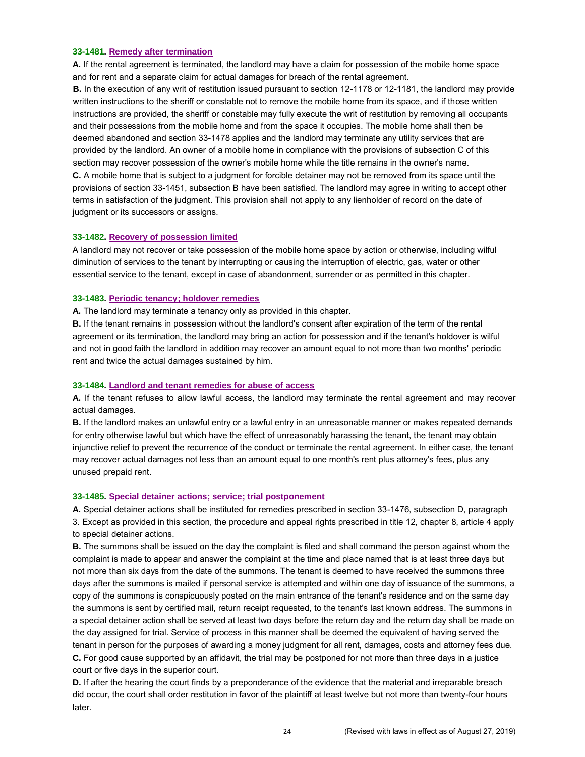### 33-1481. Remedy after termination

**A.** If the rental agreement is terminated, the landlord may have a claim for possession of the mobile home space and for rent and a separate claim for actual damages for breach of the rental agreement.

**B.** In the execution of any writ of restitution issued pursuant to section 12-1178 or 12-1181, the landlord may provide written instructions to the sheriff or constable not to remove the mobile home from its space, and if those written instructions are provided, the sheriff or constable may fully execute the writ of restitution by removing all occupants and their possessions from the mobile home and from the space it occupies. The mobile home shall then be deemed abandoned and section 33-1478 applies and the landlord may terminate any utility services that are provided by the landlord. An owner of a mobile home in compliance with the provisions of subsection C of this section may recover possession of the owner's mobile home while the title remains in the owner's name.

**C.** A mobile home that is subject to a judgment for forcible detainer may not be removed from its space until the provisions of section 33-1451, subsection B have been satisfied. The landlord may agree in writing to accept other terms in satisfaction of the judgment. This provision shall not apply to any lienholder of record on the date of judgment or its successors or assigns.

### 33-1482. Recovery of possession limited

A landlord may not recover or take possession of the mobile home space by action or otherwise, including wilful diminution of services to the tenant by interrupting or causing the interruption of electric, gas, water or other essential service to the tenant, except in case of abandonment, surrender or as permitted in this chapter.

### 33-1483. Periodic tenancy; holdover remedies

**A.** The landlord may terminate a tenancy only as provided in this chapter.

**B.** If the tenant remains in possession without the landlord's consent after expiration of the term of the rental agreement or its termination, the landlord may bring an action for possession and if the tenant's holdover is wilful and not in good faith the landlord in addition may recover an amount equal to not more than two months' periodic rent and twice the actual damages sustained by him.

### 33-1484. Landlord and tenant remedies for abuse of access

**A.** If the tenant refuses to allow lawful access, the landlord may terminate the rental agreement and may recover actual damages.

**B.** If the landlord makes an unlawful entry or a lawful entry in an unreasonable manner or makes repeated demands for entry otherwise lawful but which have the effect of unreasonably harassing the tenant, the tenant may obtain injunctive relief to prevent the recurrence of the conduct or terminate the rental agreement. In either case, the tenant may recover actual damages not less than an amount equal to one month's rent plus attorney's fees, plus any unused prepaid rent.

### 33-1485. Special detainer actions; service; trial postponement

**A.** Special detainer actions shall be instituted for remedies prescribed in section 33-1476, subsection D, paragraph 3. Except as provided in this section, the procedure and appeal rights prescribed in title 12, chapter 8, article 4 apply to special detainer actions.

**B.** The summons shall be issued on the day the complaint is filed and shall command the person against whom the complaint is made to appear and answer the complaint at the time and place named that is at least three days but not more than six days from the date of the summons. The tenant is deemed to have received the summons three days after the summons is mailed if personal service is attempted and within one day of issuance of the summons, a copy of the summons is conspicuously posted on the main entrance of the tenant's residence and on the same day the summons is sent by certified mail, return receipt requested, to the tenant's last known address. The summons in a special detainer action shall be served at least two days before the return day and the return day shall be made on the day assigned for trial. Service of process in this manner shall be deemed the equivalent of having served the tenant in person for the purposes of awarding a money judgment for all rent, damages, costs and attorney fees due.

**C.** For good cause supported by an affidavit, the trial may be postponed for not more than three days in a justice court or five days in the superior court.

**D.** If after the hearing the court finds by a preponderance of the evidence that the material and irreparable breach did occur, the court shall order restitution in favor of the plaintiff at least twelve but not more than twenty-four hours later.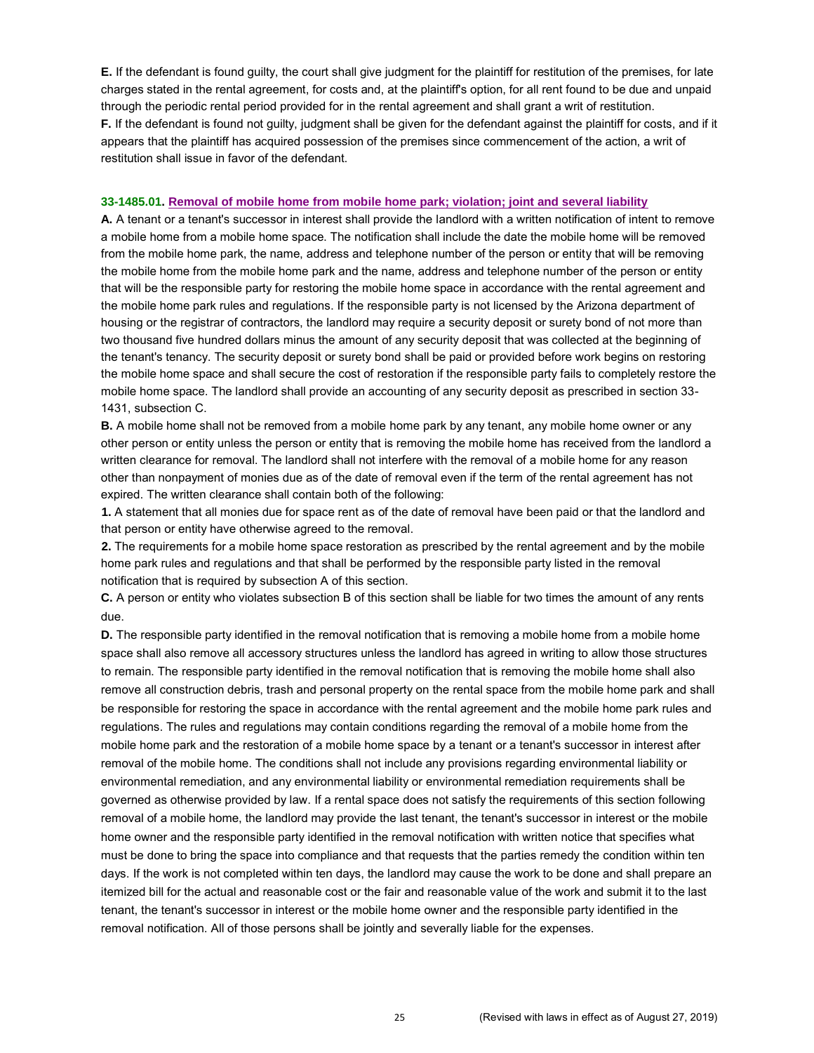**E.** If the defendant is found guilty, the court shall give judgment for the plaintiff for restitution of the premises, for late charges stated in the rental agreement, for costs and, at the plaintiff's option, for all rent found to be due and unpaid through the periodic rental period provided for in the rental agreement and shall grant a writ of restitution.

**F.** If the defendant is found not guilty, judgment shall be given for the defendant against the plaintiff for costs, and if it appears that the plaintiff has acquired possession of the premises since commencement of the action, a writ of restitution shall issue in favor of the defendant.

### 33-1485.01. Removal of mobile home from mobile home park; violation; joint and several liability

**A.** A tenant or a tenant's successor in interest shall provide the landlord with a written notification of intent to remove a mobile home from a mobile home space. The notification shall include the date the mobile home will be removed from the mobile home park, the name, address and telephone number of the person or entity that will be removing the mobile home from the mobile home park and the name, address and telephone number of the person or entity that will be the responsible party for restoring the mobile home space in accordance with the rental agreement and the mobile home park rules and regulations. If the responsible party is not licensed by the Arizona department of housing or the registrar of contractors, the landlord may require a security deposit or surety bond of not more than two thousand five hundred dollars minus the amount of any security deposit that was collected at the beginning of the tenant's tenancy. The security deposit or surety bond shall be paid or provided before work begins on restoring the mobile home space and shall secure the cost of restoration if the responsible party fails to completely restore the mobile home space. The landlord shall provide an accounting of any security deposit as prescribed in section 33-1431, subsection C.

**B.** A mobile home shall not be removed from a mobile home park by any tenant, any mobile home owner or any other person or entity unless the person or entity that is removing the mobile home has received from the landlord a written clearance for removal. The landlord shall not interfere with the removal of a mobile home for any reason other than nonpayment of monies due as of the date of removal even if the term of the rental agreement has not expired. The written clearance shall contain both of the following:

**1.** A statement that all monies due for space rent as of the date of removal have been paid or that the landlord and that person or entity have otherwise agreed to the removal.

**2.** The requirements for a mobile home space restoration as prescribed by the rental agreement and by the mobile home park rules and regulations and that shall be performed by the responsible party listed in the removal notification that is required by subsection A of this section.

**C.** A person or entity who violates subsection B of this section shall be liable for two times the amount of any rents due.

**D.** The responsible party identified in the removal notification that is removing a mobile home from a mobile home space shall also remove all accessory structures unless the landlord has agreed in writing to allow those structures to remain. The responsible party identified in the removal notification that is removing the mobile home shall also remove all construction debris, trash and personal property on the rental space from the mobile home park and shall be responsible for restoring the space in accordance with the rental agreement and the mobile home park rules and regulations. The rules and regulations may contain conditions regarding the removal of a mobile home from the mobile home park and the restoration of a mobile home space by a tenant or a tenant's successor in interest after removal of the mobile home. The conditions shall not include any provisions regarding environmental liability or environmental remediation, and any environmental liability or environmental remediation requirements shall be governed as otherwise provided by law. If a rental space does not satisfy the requirements of this section following removal of a mobile home, the landlord may provide the last tenant, the tenant's successor in interest or the mobile home owner and the responsible party identified in the removal notification with written notice that specifies what must be done to bring the space into compliance and that requests that the parties remedy the condition within ten days. If the work is not completed within ten days, the landlord may cause the work to be done and shall prepare an itemized bill for the actual and reasonable cost or the fair and reasonable value of the work and submit it to the last tenant, the tenant's successor in interest or the mobile home owner and the responsible party identified in the removal notification. All of those persons shall be jointly and severally liable for the expenses.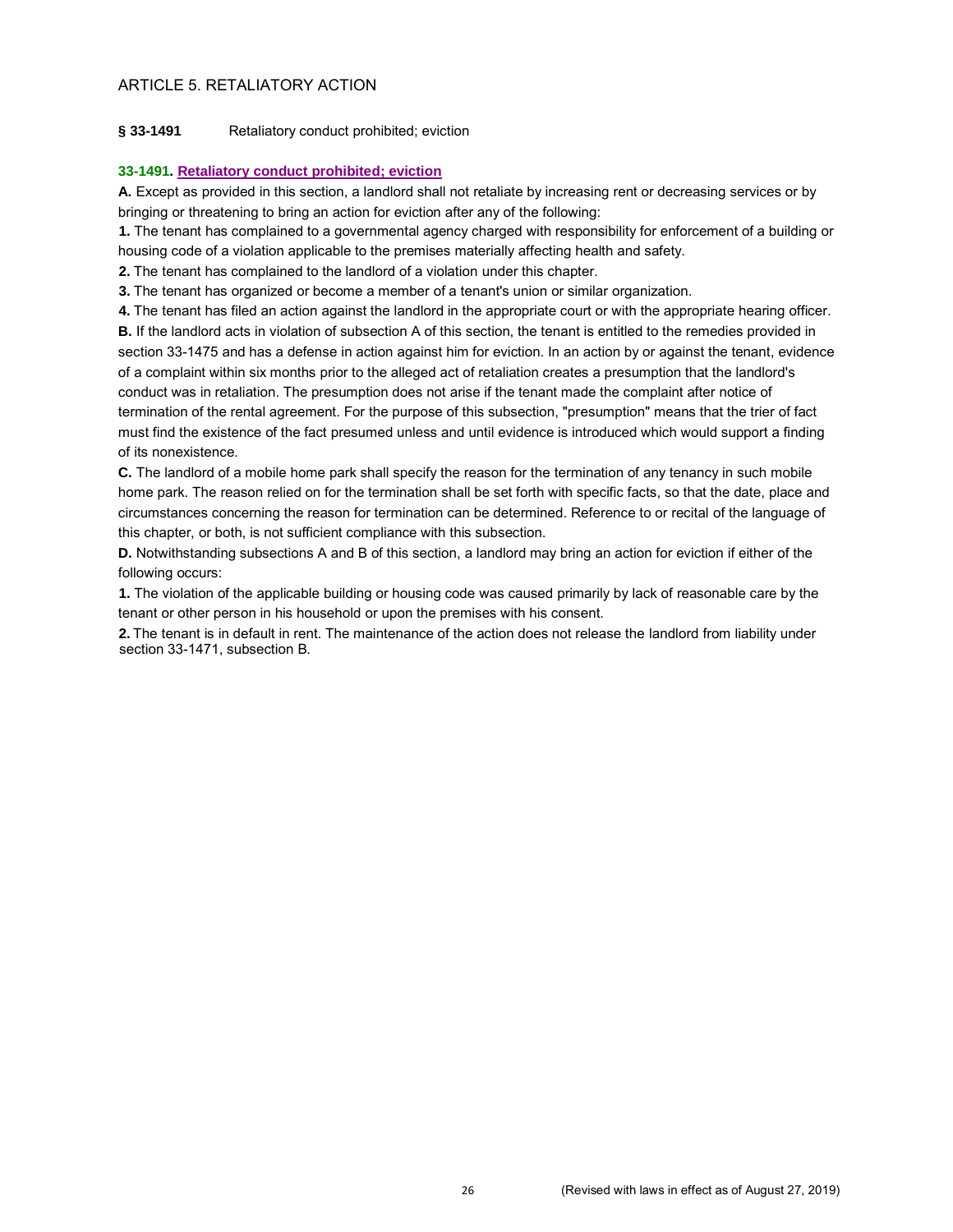## ARTICLE 5. RETALIATORY ACTION

**§ 33-1491** Retaliatory conduct prohibited; eviction

### 33-1491. Retaliatory conduct prohibited; eviction

**A.** Except as provided in this section, a landlord shall not retaliate by increasing rent or decreasing services or by bringing or threatening to bring an action for eviction after any of the following:

**1.** The tenant has complained to a governmental agency charged with responsibility for enforcement of a building or housing code of a violation applicable to the premises materially affecting health and safety.

**2.** The tenant has complained to the landlord of a violation under this chapter.

**3.** The tenant has organized or become a member of a tenant's union or similar organization.

**4.** The tenant has filed an action against the landlord in the appropriate court or with the appropriate hearing officer.

**B.** If the landlord acts in violation of subsection A of this section, the tenant is entitled to the remedies provided in section 33-1475 and has a defense in action against him for eviction. In an action by or against the tenant, evidence of a complaint within six months prior to the alleged act of retaliation creates a presumption that the landlord's conduct was in retaliation. The presumption does not arise if the tenant made the complaint after notice of termination of the rental agreement. For the purpose of this subsection, "presumption" means that the trier of fact must find the existence of the fact presumed unless and until evidence is introduced which would support a finding of its nonexistence.

**C.** The landlord of a mobile home park shall specify the reason for the termination of any tenancy in such mobile home park. The reason relied on for the termination shall be set forth with specific facts, so that the date, place and circumstances concerning the reason for termination can be determined. Reference to or recital of the language of this chapter, or both, is not sufficient compliance with this subsection.

**D.** Notwithstanding subsections A and B of this section, a landlord may bring an action for eviction if either of the following occurs:

**1.** The violation of the applicable building or housing code was caused primarily by lack of reasonable care by the tenant or other person in his household or upon the premises with his consent.

**2.** The tenant is in default in rent. The maintenance of the action does not release the landlord from liability under section 33-1471, subsection B.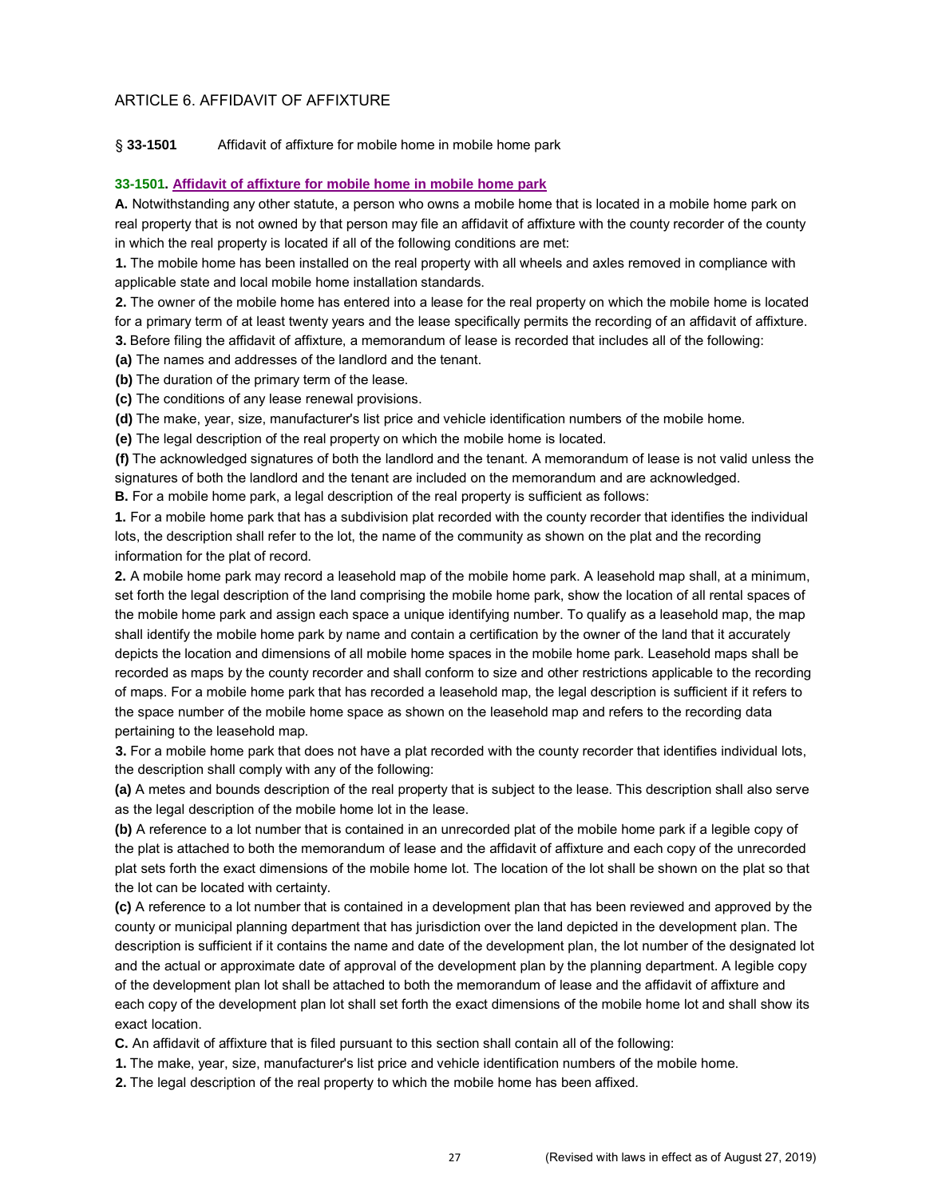## ARTICLE 6. AFFIDAVIT OF AFFIXTURE

§ **33-1501** Affidavit of affixture for mobile home in mobile home park

### 33-1501. Affidavit of affixture for mobile home in mobile home park

**A.** Notwithstanding any other statute, a person who owns a mobile home that is located in a mobile home park on real property that is not owned by that person may file an affidavit of affixture with the county recorder of the county in which the real property is located if all of the following conditions are met:

**1.** The mobile home has been installed on the real property with all wheels and axles removed in compliance with applicable state and local mobile home installation standards.

**2.** The owner of the mobile home has entered into a lease for the real property on which the mobile home is located for a primary term of at least twenty years and the lease specifically permits the recording of an affidavit of affixture.

**3.** Before filing the affidavit of affixture, a memorandum of lease is recorded that includes all of the following:

**(a)** The names and addresses of the landlord and the tenant.

**(b)** The duration of the primary term of the lease.

**(c)** The conditions of any lease renewal provisions.

**(d)** The make, year, size, manufacturer's list price and vehicle identification numbers of the mobile home.

**(e)** The legal description of the real property on which the mobile home is located.

**(f)** The acknowledged signatures of both the landlord and the tenant. A memorandum of lease is not valid unless the signatures of both the landlord and the tenant are included on the memorandum and are acknowledged.

**B.** For a mobile home park, a legal description of the real property is sufficient as follows:

**1.** For a mobile home park that has a subdivision plat recorded with the county recorder that identifies the individual lots, the description shall refer to the lot, the name of the community as shown on the plat and the recording information for the plat of record.

**2.** A mobile home park may record a leasehold map of the mobile home park. A leasehold map shall, at a minimum, set forth the legal description of the land comprising the mobile home park, show the location of all rental spaces of the mobile home park and assign each space a unique identifying number. To qualify as a leasehold map, the map shall identify the mobile home park by name and contain a certification by the owner of the land that it accurately depicts the location and dimensions of all mobile home spaces in the mobile home park. Leasehold maps shall be recorded as maps by the county recorder and shall conform to size and other restrictions applicable to the recording of maps. For a mobile home park that has recorded a leasehold map, the legal description is sufficient if it refers to the space number of the mobile home space as shown on the leasehold map and refers to the recording data pertaining to the leasehold map.

**3.** For a mobile home park that does not have a plat recorded with the county recorder that identifies individual lots, the description shall comply with any of the following:

**(a)** A metes and bounds description of the real property that is subject to the lease. This description shall also serve as the legal description of the mobile home lot in the lease.

**(b)** A reference to a lot number that is contained in an unrecorded plat of the mobile home park if a legible copy of the plat is attached to both the memorandum of lease and the affidavit of affixture and each copy of the unrecorded plat sets forth the exact dimensions of the mobile home lot. The location of the lot shall be shown on the plat so that the lot can be located with certainty.

**(c)** A reference to a lot number that is contained in a development plan that has been reviewed and approved by the county or municipal planning department that has jurisdiction over the land depicted in the development plan. The description is sufficient if it contains the name and date of the development plan, the lot number of the designated lot and the actual or approximate date of approval of the development plan by the planning department. A legible copy of the development plan lot shall be attached to both the memorandum of lease and the affidavit of affixture and each copy of the development plan lot shall set forth the exact dimensions of the mobile home lot and shall show its exact location.

**C.** An affidavit of affixture that is filed pursuant to this section shall contain all of the following:

**1.** The make, year, size, manufacturer's list price and vehicle identification numbers of the mobile home.

**2.** The legal description of the real property to which the mobile home has been affixed.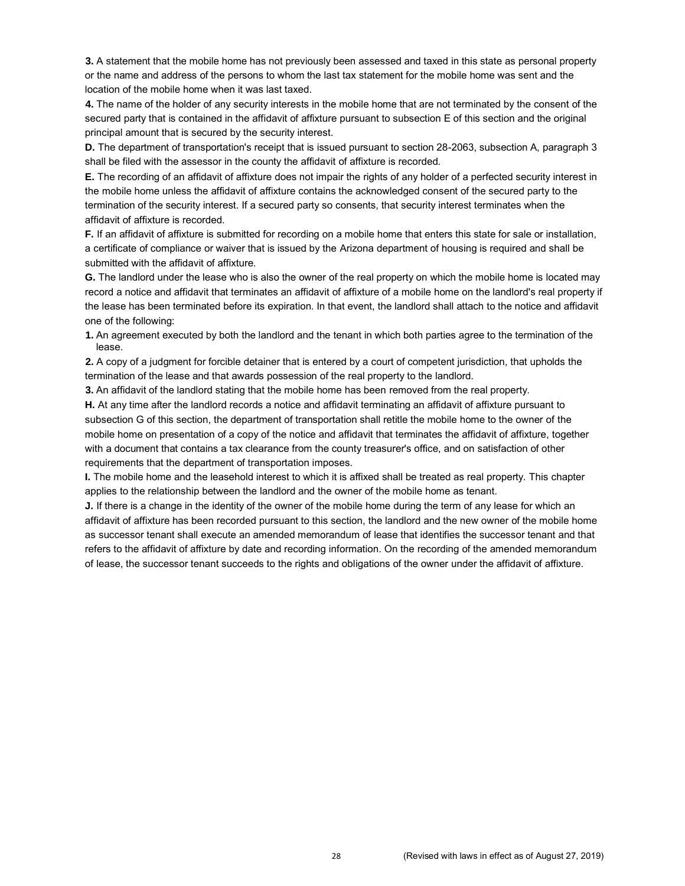**3.** A statement that the mobile home has not previously been assessed and taxed in this state as personal property or the name and address of the persons to whom the last tax statement for the mobile home was sent and the location of the mobile home when it was last taxed.

**4.** The name of the holder of any security interests in the mobile home that are not terminated by the consent of the secured party that is contained in the affidavit of affixture pursuant to subsection E of this section and the original principal amount that is secured by the security interest.

**D.** The department of transportation's receipt that is issued pursuant to section 28-2063, subsection A, paragraph 3 shall be filed with the assessor in the county the affidavit of affixture is recorded.

**E.** The recording of an affidavit of affixture does not impair the rights of any holder of a perfected security interest in the mobile home unless the affidavit of affixture contains the acknowledged consent of the secured party to the termination of the security interest. If a secured party so consents, that security interest terminates when the affidavit of affixture is recorded.

**F.** If an affidavit of affixture is submitted for recording on a mobile home that enters this state for sale or installation, a certificate of compliance or waiver that is issued by the Arizona department of housing is required and shall be submitted with the affidavit of affixture.

**G.** The landlord under the lease who is also the owner of the real property on which the mobile home is located may record a notice and affidavit that terminates an affidavit of affixture of a mobile home on the landlord's real property if the lease has been terminated before its expiration. In that event, the landlord shall attach to the notice and affidavit one of the following:

**1.** An agreement executed by both the landlord and the tenant in which both parties agree to the termination of the lease.

**2.** A copy of a judgment for forcible detainer that is entered by a court of competent jurisdiction, that upholds the termination of the lease and that awards possession of the real property to the landlord.

**3.** An affidavit of the landlord stating that the mobile home has been removed from the real property.

**H.** At any time after the landlord records a notice and affidavit terminating an affidavit of affixture pursuant to subsection G of this section, the department of transportation shall retitle the mobile home to the owner of the mobile home on presentation of a copy of the notice and affidavit that terminates the affidavit of affixture, together with a document that contains a tax clearance from the county treasurer's office, and on satisfaction of other requirements that the department of transportation imposes.

**I.** The mobile home and the leasehold interest to which it is affixed shall be treated as real property. This chapter applies to the relationship between the landlord and the owner of the mobile home as tenant.

**J.** If there is a change in the identity of the owner of the mobile home during the term of any lease for which an affidavit of affixture has been recorded pursuant to this section, the landlord and the new owner of the mobile home as successor tenant shall execute an amended memorandum of lease that identifies the successor tenant and that refers to the affidavit of affixture by date and recording information. On the recording of the amended memorandum of lease, the successor tenant succeeds to the rights and obligations of the owner under the affidavit of affixture.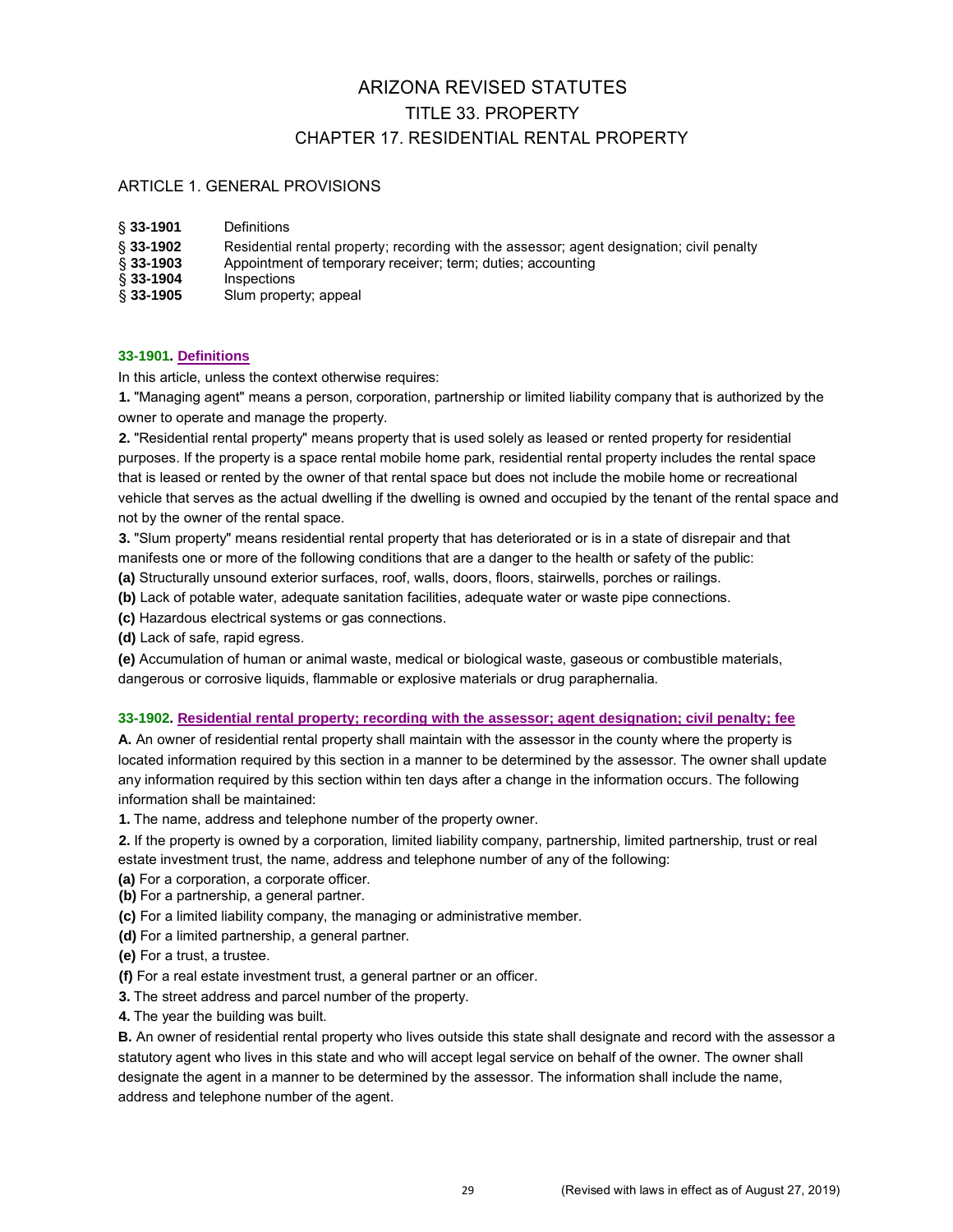# ARIZONA REVISED STATUTES
## TITLE 33. PROPERTY
## CHAPTER 17. RESIDENTIAL RENTAL PROPERTY

### ARTICLE 1. GENERAL PROVISIONS

§ **33-1901** Definitions
§ **33-1902** Residential rental property; recording with the assessor; agent designation; civil penalty
§ **33-1903** Appointment of temporary receiver; term; duties; accounting
§ **33-1904** Inspections
§ **33-1905** Slum property; appeal

#### 33-1901. Definitions

In this article, unless the context otherwise requires:

**1.** "Managing agent" means a person, corporation, partnership or limited liability company that is authorized by the owner to operate and manage the property.

**2.** "Residential rental property" means property that is used solely as leased or rented property for residential purposes. If the property is a space rental mobile home park, residential rental property includes the rental space that is leased or rented by the owner of that rental space but does not include the mobile home or recreational vehicle that serves as the actual dwelling if the dwelling is owned and occupied by the tenant of the rental space and not by the owner of the rental space.

**3.** "Slum property" means residential rental property that has deteriorated or is in a state of disrepair and that manifests one or more of the following conditions that are a danger to the health or safety of the public:

**(a)** Structurally unsound exterior surfaces, roof, walls, doors, floors, stairwells, porches or railings.

**(b)** Lack of potable water, adequate sanitation facilities, adequate water or waste pipe connections.

**(c)** Hazardous electrical systems or gas connections.

**(d)** Lack of safe, rapid egress.

**(e)** Accumulation of human or animal waste, medical or biological waste, gaseous or combustible materials, dangerous or corrosive liquids, flammable or explosive materials or drug paraphernalia.

#### 33-1902. Residential rental property; recording with the assessor; agent designation; civil penalty; fee

**A.** An owner of residential rental property shall maintain with the assessor in the county where the property is located information required by this section in a manner to be determined by the assessor. The owner shall update any information required by this section within ten days after a change in the information occurs. The following information shall be maintained:

**1.** The name, address and telephone number of the property owner.

**2.** If the property is owned by a corporation, limited liability company, partnership, limited partnership, trust or real estate investment trust, the name, address and telephone number of any of the following:

**(a)** For a corporation, a corporate officer.

**(b)** For a partnership, a general partner.

**(c)** For a limited liability company, the managing or administrative member.

**(d)** For a limited partnership, a general partner.

**(e)** For a trust, a trustee.

**(f)** For a real estate investment trust, a general partner or an officer.

**3.** The street address and parcel number of the property.

**4.** The year the building was built.

**B.** An owner of residential rental property who lives outside this state shall designate and record with the assessor a statutory agent who lives in this state and who will accept legal service on behalf of the owner. The owner shall designate the agent in a manner to be determined by the assessor. The information shall include the name, address and telephone number of the agent.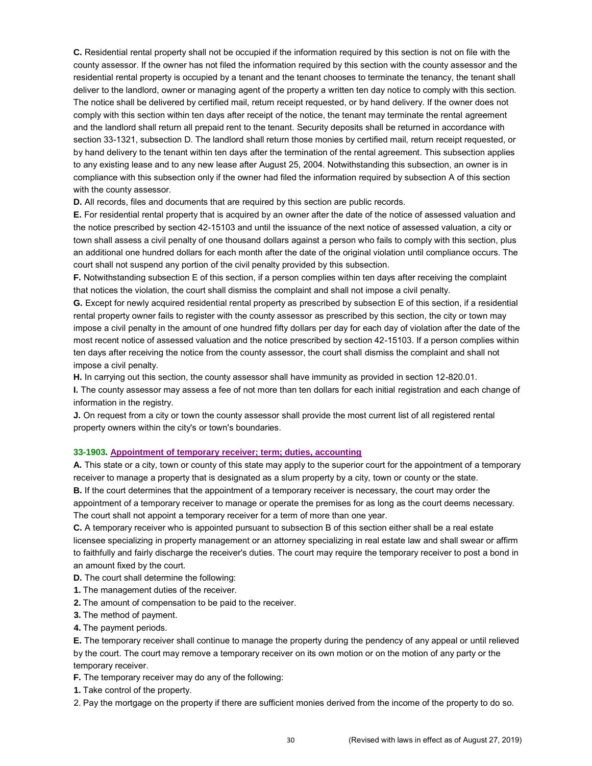**C.** Residential rental property shall not be occupied if the information required by this section is not on file with the county assessor. If the owner has not filed the information required by this section with the county assessor and the residential rental property is occupied by a tenant and the tenant chooses to terminate the tenancy, the tenant shall deliver to the landlord, owner or managing agent of the property a written ten day notice to comply with this section. The notice shall be delivered by certified mail, return receipt requested, or by hand delivery. If the owner does not comply with this section within ten days after receipt of the notice, the tenant may terminate the rental agreement and the landlord shall return all prepaid rent to the tenant. Security deposits shall be returned in accordance with section 33-1321, subsection D. The landlord shall return those monies by certified mail, return receipt requested, or by hand delivery to the tenant within ten days after the termination of the rental agreement. This subsection applies to any existing lease and to any new lease after August 25, 2004. Notwithstanding this subsection, an owner is in compliance with this subsection only if the owner had filed the information required by subsection A of this section with the county assessor.

**D.** All records, files and documents that are required by this section are public records.

**E.** For residential rental property that is acquired by an owner after the date of the notice of assessed valuation and the notice prescribed by section 42-15103 and until the issuance of the next notice of assessed valuation, a city or town shall assess a civil penalty of one thousand dollars against a person who fails to comply with this section, plus an additional one hundred dollars for each month after the date of the original violation until compliance occurs. The court shall not suspend any portion of the civil penalty provided by this subsection.

**F.** Notwithstanding subsection E of this section, if a person complies within ten days after receiving the complaint that notices the violation, the court shall dismiss the complaint and shall not impose a civil penalty.

**G.** Except for newly acquired residential rental property as prescribed by subsection E of this section, if a residential rental property owner fails to register with the county assessor as prescribed by this section, the city or town may impose a civil penalty in the amount of one hundred fifty dollars per day for each day of violation after the date of the most recent notice of assessed valuation and the notice prescribed by section 42-15103. If a person complies within ten days after receiving the notice from the county assessor, the court shall dismiss the complaint and shall not impose a civil penalty.

**H.** In carrying out this section, the county assessor shall have immunity as provided in section 12-820.01.

**I.** The county assessor may assess a fee of not more than ten dollars for each initial registration and each change of information in the registry.

**J.** On request from a city or town the county assessor shall provide the most current list of all registered rental property owners within the city's or town's boundaries.

### 33-1903. Appointment of temporary receiver; term; duties, accounting

**A.** This state or a city, town or county of this state may apply to the superior court for the appointment of a temporary receiver to manage a property that is designated as a slum property by a city, town or county or the state.

**B.** If the court determines that the appointment of a temporary receiver is necessary, the court may order the appointment of a temporary receiver to manage or operate the premises for as long as the court deems necessary. The court shall not appoint a temporary receiver for a term of more than one year.

**C.** A temporary receiver who is appointed pursuant to subsection B of this section either shall be a real estate licensee specializing in property management or an attorney specializing in real estate law and shall swear or affirm to faithfully and fairly discharge the receiver's duties. The court may require the temporary receiver to post a bond in an amount fixed by the court.

**D.** The court shall determine the following:

**1.** The management duties of the receiver.

**2.** The amount of compensation to be paid to the receiver.

**3.** The method of payment.

**4.** The payment periods.

**E.** The temporary receiver shall continue to manage the property during the pendency of any appeal or until relieved by the court. The court may remove a temporary receiver on its own motion or on the motion of any party or the temporary receiver.

**F.** The temporary receiver may do any of the following:

**1.** Take control of the property.

2. Pay the mortgage on the property if there are sufficient monies derived from the income of the property to do so.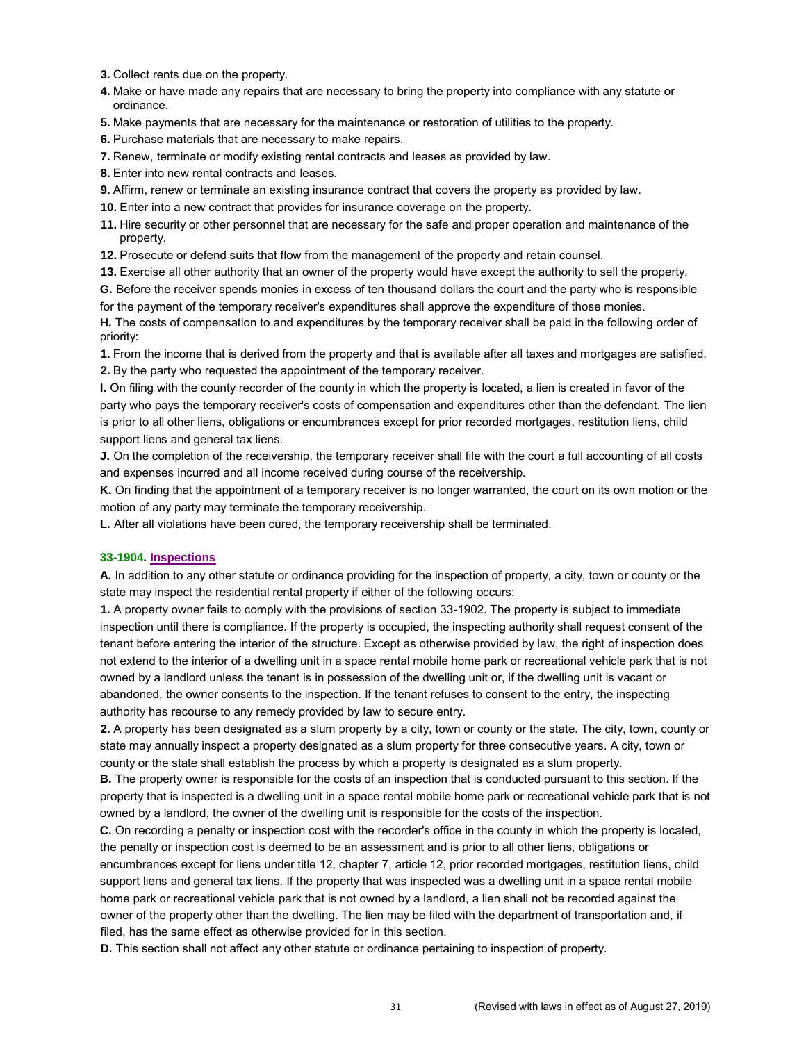**3.** Collect rents due on the property.

**4.** Make or have made any repairs that are necessary to bring the property into compliance with any statute or ordinance.

**5.** Make payments that are necessary for the maintenance or restoration of utilities to the property.

**6.** Purchase materials that are necessary to make repairs.

**7.** Renew, terminate or modify existing rental contracts and leases as provided by law.

**8.** Enter into new rental contracts and leases.

**9.** Affirm, renew or terminate an existing insurance contract that covers the property as provided by law.

**10.** Enter into a new contract that provides for insurance coverage on the property.

**11.** Hire security or other personnel that are necessary for the safe and proper operation and maintenance of the property.

**12.** Prosecute or defend suits that flow from the management of the property and retain counsel.

**13.** Exercise all other authority that an owner of the property would have except the authority to sell the property.

**G.** Before the receiver spends monies in excess of ten thousand dollars the court and the party who is responsible for the payment of the temporary receiver's expenditures shall approve the expenditure of those monies.

**H.** The costs of compensation to and expenditures by the temporary receiver shall be paid in the following order of priority:

**1.** From the income that is derived from the property and that is available after all taxes and mortgages are satisfied.

**2.** By the party who requested the appointment of the temporary receiver.

**I.** On filing with the county recorder of the county in which the property is located, a lien is created in favor of the party who pays the temporary receiver's costs of compensation and expenditures other than the defendant. The lien is prior to all other liens, obligations or encumbrances except for prior recorded mortgages, restitution liens, child support liens and general tax liens.

**J.** On the completion of the receivership, the temporary receiver shall file with the court a full accounting of all costs and expenses incurred and all income received during course of the receivership.

**K.** On finding that the appointment of a temporary receiver is no longer warranted, the court on its own motion or the motion of any party may terminate the temporary receivership.

**L.** After all violations have been cured, the temporary receivership shall be terminated.

### 33-1904. Inspections

**A.** In addition to any other statute or ordinance providing for the inspection of property, a city, town or county or the state may inspect the residential rental property if either of the following occurs:

**1.** A property owner fails to comply with the provisions of section 33-1902. The property is subject to immediate inspection until there is compliance. If the property is occupied, the inspecting authority shall request consent of the tenant before entering the interior of the structure. Except as otherwise provided by law, the right of inspection does not extend to the interior of a dwelling unit in a space rental mobile home park or recreational vehicle park that is not owned by a landlord unless the tenant is in possession of the dwelling unit or, if the dwelling unit is vacant or abandoned, the owner consents to the inspection. If the tenant refuses to consent to the entry, the inspecting authority has recourse to any remedy provided by law to secure entry.

**2.** A property has been designated as a slum property by a city, town or county or the state. The city, town, county or state may annually inspect a property designated as a slum property for three consecutive years. A city, town or county or the state shall establish the process by which a property is designated as a slum property.

**B.** The property owner is responsible for the costs of an inspection that is conducted pursuant to this section. If the property that is inspected is a dwelling unit in a space rental mobile home park or recreational vehicle park that is not owned by a landlord, the owner of the dwelling unit is responsible for the costs of the inspection.

**C.** On recording a penalty or inspection cost with the recorder's office in the county in which the property is located, the penalty or inspection cost is deemed to be an assessment and is prior to all other liens, obligations or encumbrances except for liens under title 12, chapter 7, article 12, prior recorded mortgages, restitution liens, child support liens and general tax liens. If the property that was inspected was a dwelling unit in a space rental mobile home park or recreational vehicle park that is not owned by a landlord, a lien shall not be recorded against the owner of the property other than the dwelling. The lien may be filed with the department of transportation and, if filed, has the same effect as otherwise provided for in this section.

**D.** This section shall not affect any other statute or ordinance pertaining to inspection of property.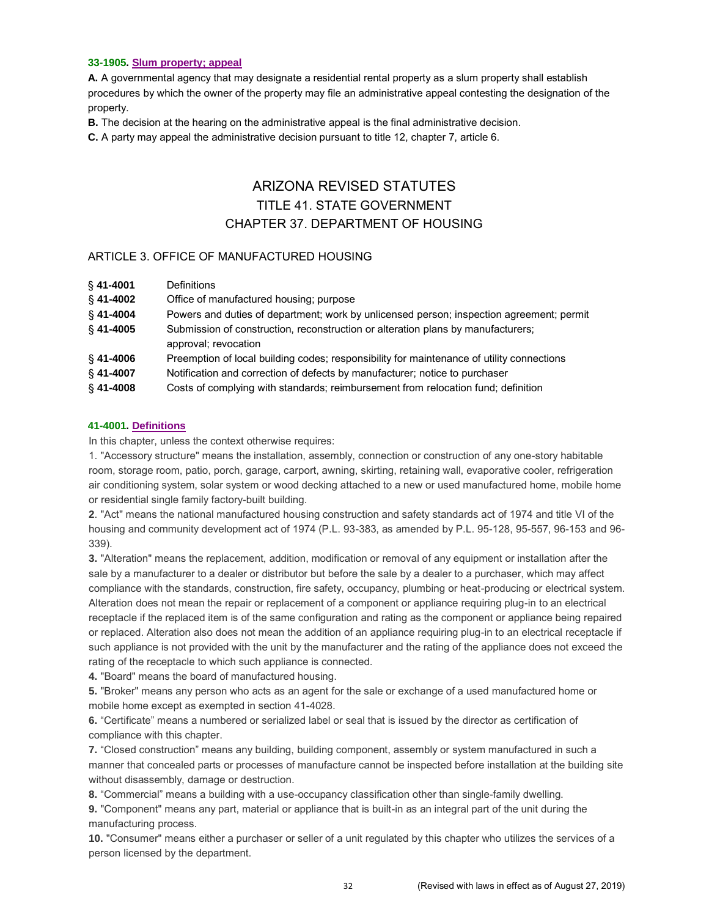**33-1905. Slum property; appeal**

**A.** A governmental agency that may designate a residential rental property as a slum property shall establish procedures by which the owner of the property may file an administrative appeal contesting the designation of the property.

**B.** The decision at the hearing on the administrative appeal is the final administrative decision.

**C.** A party may appeal the administrative decision pursuant to title 12, chapter 7, article 6.

# ARIZONA REVISED STATUTES
# TITLE 41. STATE GOVERNMENT
# CHAPTER 37. DEPARTMENT OF HOUSING

## ARTICLE 3. OFFICE OF MANUFACTURED HOUSING

| | |
|---|---|
| § **41-4001** | Definitions |
| § **41-4002** | Office of manufactured housing; purpose |
| § **41-4004** | Powers and duties of department; work by unlicensed person; inspection agreement; permit |
| § **41-4005** | Submission of construction, reconstruction or alteration plans by manufacturers; approval; revocation |
| § **41-4006** | Preemption of local building codes; responsibility for maintenance of utility connections |
| § **41-4007** | Notification and correction of defects by manufacturer; notice to purchaser |
| § **41-4008** | Costs of complying with standards; reimbursement from relocation fund; definition |

**41-4001. Definitions**

In this chapter, unless the context otherwise requires:

1. "Accessory structure" means the installation, assembly, connection or construction of any one-story habitable room, storage room, patio, porch, garage, carport, awning, skirting, retaining wall, evaporative cooler, refrigeration air conditioning system, solar system or wood decking attached to a new or used manufactured home, mobile home or residential single family factory-built building.

**2**. "Act" means the national manufactured housing construction and safety standards act of 1974 and title VI of the housing and community development act of 1974 (P.L. 93-383, as amended by P.L. 95-128, 95-557, 96-153 and 96-339).

**3.** "Alteration" means the replacement, addition, modification or removal of any equipment or installation after the sale by a manufacturer to a dealer or distributor but before the sale by a dealer to a purchaser, which may affect compliance with the standards, construction, fire safety, occupancy, plumbing or heat-producing or electrical system. Alteration does not mean the repair or replacement of a component or appliance requiring plug-in to an electrical receptacle if the replaced item is of the same configuration and rating as the component or appliance being repaired or replaced. Alteration also does not mean the addition of an appliance requiring plug-in to an electrical receptacle if such appliance is not provided with the unit by the manufacturer and the rating of the appliance does not exceed the rating of the receptacle to which such appliance is connected.

**4.** "Board" means the board of manufactured housing.

**5.** "Broker" means any person who acts as an agent for the sale or exchange of a used manufactured home or mobile home except as exempted in section 41-4028.

**6.** "Certificate" means a numbered or serialized label or seal that is issued by the director as certification of compliance with this chapter.

**7.** "Closed construction" means any building, building component, assembly or system manufactured in such a manner that concealed parts or processes of manufacture cannot be inspected before installation at the building site without disassembly, damage or destruction.

**8.** "Commercial" means a building with a use-occupancy classification other than single-family dwelling.

**9.** "Component" means any part, material or appliance that is built-in as an integral part of the unit during the manufacturing process.

**10.** "Consumer" means either a purchaser or seller of a unit regulated by this chapter who utilizes the services of a person licensed by the department.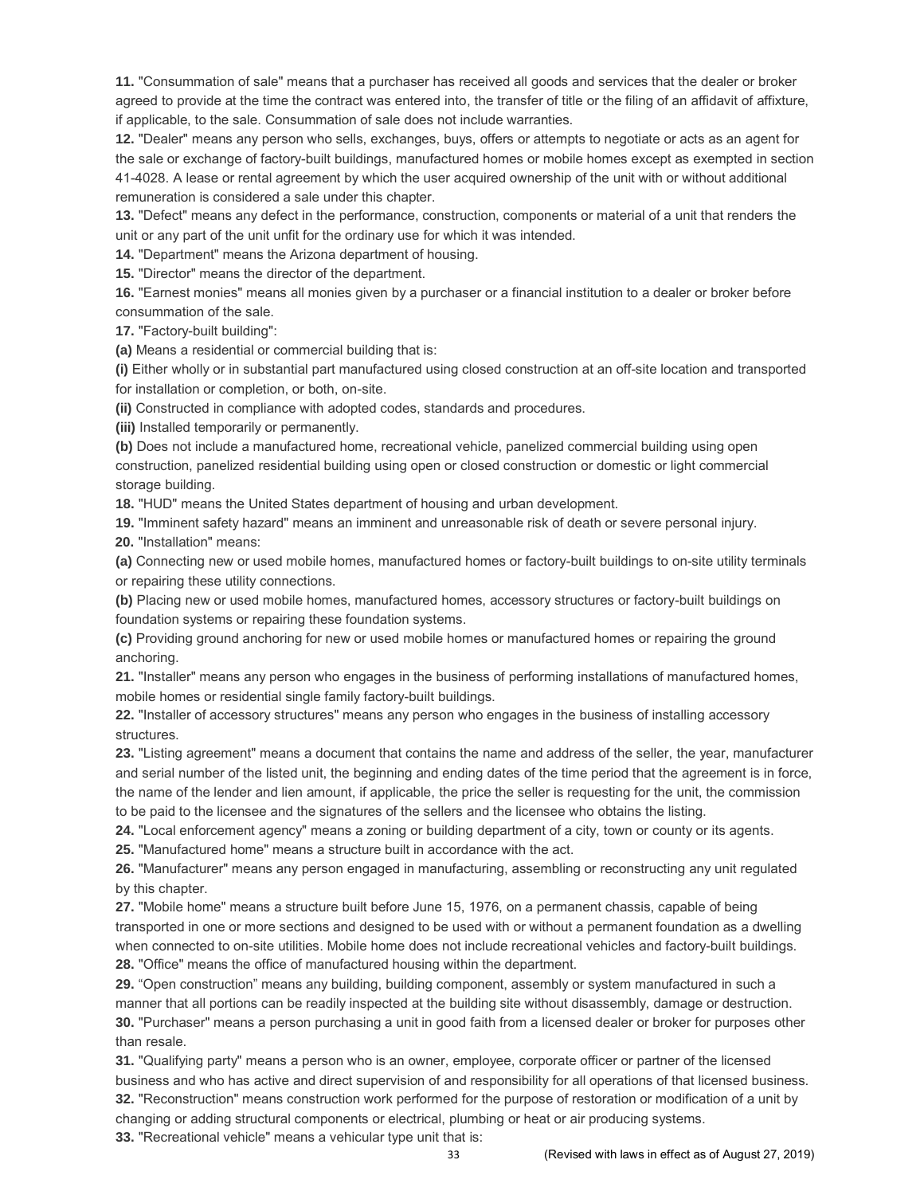**11.** "Consummation of sale" means that a purchaser has received all goods and services that the dealer or broker agreed to provide at the time the contract was entered into, the transfer of title or the filing of an affidavit of affixture, if applicable, to the sale. Consummation of sale does not include warranties.

**12.** "Dealer" means any person who sells, exchanges, buys, offers or attempts to negotiate or acts as an agent for the sale or exchange of factory-built buildings, manufactured homes or mobile homes except as exempted in section 41-4028. A lease or rental agreement by which the user acquired ownership of the unit with or without additional remuneration is considered a sale under this chapter.

**13.** "Defect" means any defect in the performance, construction, components or material of a unit that renders the unit or any part of the unit unfit for the ordinary use for which it was intended.

**14.** "Department" means the Arizona department of housing.

**15.** "Director" means the director of the department.

**16.** "Earnest monies" means all monies given by a purchaser or a financial institution to a dealer or broker before consummation of the sale.

**17.** "Factory-built building":

**(a)** Means a residential or commercial building that is:

**(i)** Either wholly or in substantial part manufactured using closed construction at an off-site location and transported for installation or completion, or both, on-site.

**(ii)** Constructed in compliance with adopted codes, standards and procedures.

**(iii)** Installed temporarily or permanently.

**(b)** Does not include a manufactured home, recreational vehicle, panelized commercial building using open construction, panelized residential building using open or closed construction or domestic or light commercial storage building.

**18.** "HUD" means the United States department of housing and urban development.

**19.** "Imminent safety hazard" means an imminent and unreasonable risk of death or severe personal injury.

**20.** "Installation" means:

**(a)** Connecting new or used mobile homes, manufactured homes or factory-built buildings to on-site utility terminals or repairing these utility connections.

**(b)** Placing new or used mobile homes, manufactured homes, accessory structures or factory-built buildings on foundation systems or repairing these foundation systems.

**(c)** Providing ground anchoring for new or used mobile homes or manufactured homes or repairing the ground anchoring.

**21.** "Installer" means any person who engages in the business of performing installations of manufactured homes, mobile homes or residential single family factory-built buildings.

**22.** "Installer of accessory structures" means any person who engages in the business of installing accessory structures.

**23.** "Listing agreement" means a document that contains the name and address of the seller, the year, manufacturer and serial number of the listed unit, the beginning and ending dates of the time period that the agreement is in force, the name of the lender and lien amount, if applicable, the price the seller is requesting for the unit, the commission to be paid to the licensee and the signatures of the sellers and the licensee who obtains the listing.

**24.** "Local enforcement agency" means a zoning or building department of a city, town or county or its agents.

**25.** "Manufactured home" means a structure built in accordance with the act.

**26.** "Manufacturer" means any person engaged in manufacturing, assembling or reconstructing any unit regulated by this chapter.

**27.** "Mobile home" means a structure built before June 15, 1976, on a permanent chassis, capable of being transported in one or more sections and designed to be used with or without a permanent foundation as a dwelling when connected to on-site utilities. Mobile home does not include recreational vehicles and factory-built buildings.

**28.** "Office" means the office of manufactured housing within the department.

**29.** "Open construction" means any building, building component, assembly or system manufactured in such a manner that all portions can be readily inspected at the building site without disassembly, damage or destruction.

**30.** "Purchaser" means a person purchasing a unit in good faith from a licensed dealer or broker for purposes other than resale.

**31.** "Qualifying party" means a person who is an owner, employee, corporate officer or partner of the licensed business and who has active and direct supervision of and responsibility for all operations of that licensed business.

**32.** "Reconstruction" means construction work performed for the purpose of restoration or modification of a unit by changing or adding structural components or electrical, plumbing or heat or air producing systems.

**33.** "Recreational vehicle" means a vehicular type unit that is: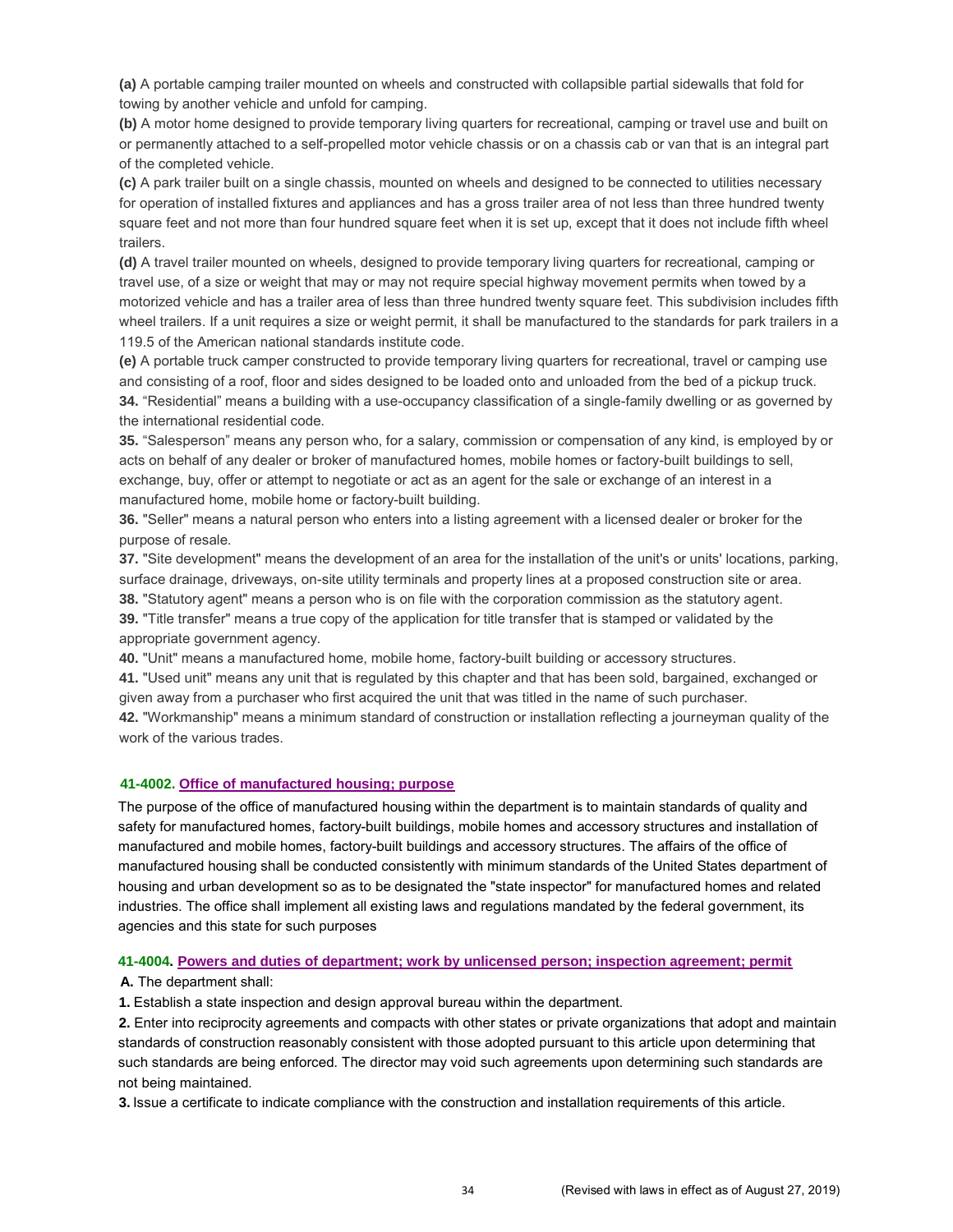**(a)** A portable camping trailer mounted on wheels and constructed with collapsible partial sidewalls that fold for towing by another vehicle and unfold for camping.

**(b)** A motor home designed to provide temporary living quarters for recreational, camping or travel use and built on or permanently attached to a self-propelled motor vehicle chassis or on a chassis cab or van that is an integral part of the completed vehicle.

**(c)** A park trailer built on a single chassis, mounted on wheels and designed to be connected to utilities necessary for operation of installed fixtures and appliances and has a gross trailer area of not less than three hundred twenty square feet and not more than four hundred square feet when it is set up, except that it does not include fifth wheel trailers.

**(d)** A travel trailer mounted on wheels, designed to provide temporary living quarters for recreational, camping or travel use, of a size or weight that may or may not require special highway movement permits when towed by a motorized vehicle and has a trailer area of less than three hundred twenty square feet. This subdivision includes fifth wheel trailers. If a unit requires a size or weight permit, it shall be manufactured to the standards for park trailers in a 119.5 of the American national standards institute code.

**(e)** A portable truck camper constructed to provide temporary living quarters for recreational, travel or camping use and consisting of a roof, floor and sides designed to be loaded onto and unloaded from the bed of a pickup truck.

**34.** “Residential” means a building with a use-occupancy classification of a single-family dwelling or as governed by the international residential code.

**35.** “Salesperson” means any person who, for a salary, commission or compensation of any kind, is employed by or acts on behalf of any dealer or broker of manufactured homes, mobile homes or factory-built buildings to sell, exchange, buy, offer or attempt to negotiate or act as an agent for the sale or exchange of an interest in a manufactured home, mobile home or factory-built building.

**36.** "Seller" means a natural person who enters into a listing agreement with a licensed dealer or broker for the purpose of resale.

**37.** "Site development" means the development of an area for the installation of the unit's or units' locations, parking, surface drainage, driveways, on-site utility terminals and property lines at a proposed construction site or area.

**38.** "Statutory agent" means a person who is on file with the corporation commission as the statutory agent.

**39.** "Title transfer" means a true copy of the application for title transfer that is stamped or validated by the appropriate government agency.

**40.** "Unit" means a manufactured home, mobile home, factory-built building or accessory structures.

**41.** "Used unit" means any unit that is regulated by this chapter and that has been sold, bargained, exchanged or given away from a purchaser who first acquired the unit that was titled in the name of such purchaser.

**42.** "Workmanship" means a minimum standard of construction or installation reflecting a journeyman quality of the work of the various trades.

### 41-4002. Office of manufactured housing; purpose

The purpose of the office of manufactured housing within the department is to maintain standards of quality and safety for manufactured homes, factory-built buildings, mobile homes and accessory structures and installation of manufactured and mobile homes, factory-built buildings and accessory structures. The affairs of the office of manufactured housing shall be conducted consistently with minimum standards of the United States department of housing and urban development so as to be designated the "state inspector" for manufactured homes and related industries. The office shall implement all existing laws and regulations mandated by the federal government, its agencies and this state for such purposes

### 41-4004. Powers and duties of department; work by unlicensed person; inspection agreement; permit

**A.** The department shall:

**1.** Establish a state inspection and design approval bureau within the department.

**2.** Enter into reciprocity agreements and compacts with other states or private organizations that adopt and maintain standards of construction reasonably consistent with those adopted pursuant to this article upon determining that such standards are being enforced. The director may void such agreements upon determining such standards are not being maintained.

**3.** Issue a certificate to indicate compliance with the construction and installation requirements of this article.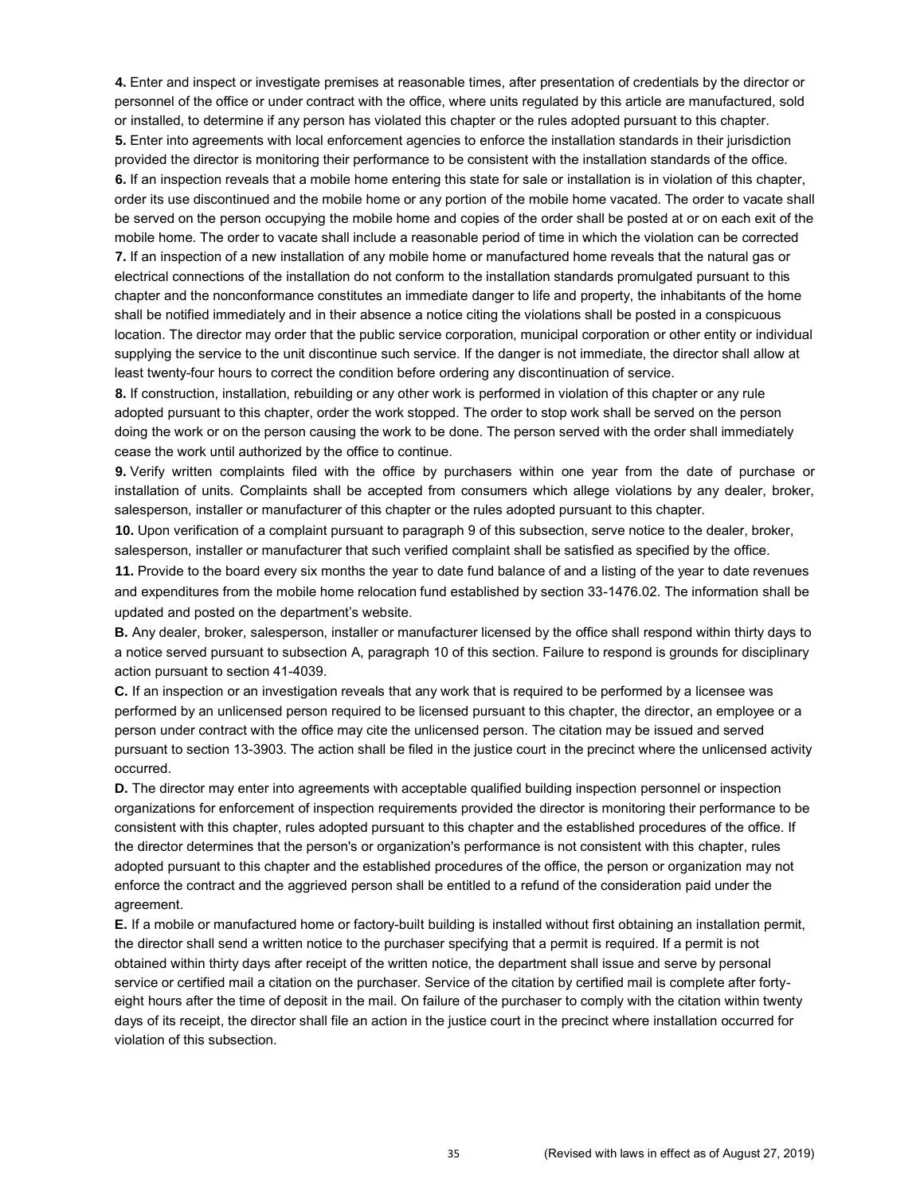**4.** Enter and inspect or investigate premises at reasonable times, after presentation of credentials by the director or personnel of the office or under contract with the office, where units regulated by this article are manufactured, sold or installed, to determine if any person has violated this chapter or the rules adopted pursuant to this chapter.

**5.** Enter into agreements with local enforcement agencies to enforce the installation standards in their jurisdiction provided the director is monitoring their performance to be consistent with the installation standards of the office.

**6.** If an inspection reveals that a mobile home entering this state for sale or installation is in violation of this chapter, order its use discontinued and the mobile home or any portion of the mobile home vacated. The order to vacate shall be served on the person occupying the mobile home and copies of the order shall be posted at or on each exit of the mobile home. The order to vacate shall include a reasonable period of time in which the violation can be corrected

**7.** If an inspection of a new installation of any mobile home or manufactured home reveals that the natural gas or electrical connections of the installation do not conform to the installation standards promulgated pursuant to this chapter and the nonconformance constitutes an immediate danger to life and property, the inhabitants of the home shall be notified immediately and in their absence a notice citing the violations shall be posted in a conspicuous location. The director may order that the public service corporation, municipal corporation or other entity or individual supplying the service to the unit discontinue such service. If the danger is not immediate, the director shall allow at least twenty-four hours to correct the condition before ordering any discontinuation of service.

**8.** If construction, installation, rebuilding or any other work is performed in violation of this chapter or any rule adopted pursuant to this chapter, order the work stopped. The order to stop work shall be served on the person doing the work or on the person causing the work to be done. The person served with the order shall immediately cease the work until authorized by the office to continue.

**9.** Verify written complaints filed with the office by purchasers within one year from the date of purchase or installation of units. Complaints shall be accepted from consumers which allege violations by any dealer, broker, salesperson, installer or manufacturer of this chapter or the rules adopted pursuant to this chapter.

**10.** Upon verification of a complaint pursuant to paragraph 9 of this subsection, serve notice to the dealer, broker, salesperson, installer or manufacturer that such verified complaint shall be satisfied as specified by the office.

**11.** Provide to the board every six months the year to date fund balance of and a listing of the year to date revenues and expenditures from the mobile home relocation fund established by section 33-1476.02. The information shall be updated and posted on the department's website.

**B.** Any dealer, broker, salesperson, installer or manufacturer licensed by the office shall respond within thirty days to a notice served pursuant to subsection A, paragraph 10 of this section. Failure to respond is grounds for disciplinary action pursuant to section 41-4039.

**C.** If an inspection or an investigation reveals that any work that is required to be performed by a licensee was performed by an unlicensed person required to be licensed pursuant to this chapter, the director, an employee or a person under contract with the office may cite the unlicensed person. The citation may be issued and served pursuant to section 13-3903. The action shall be filed in the justice court in the precinct where the unlicensed activity occurred.

**D.** The director may enter into agreements with acceptable qualified building inspection personnel or inspection organizations for enforcement of inspection requirements provided the director is monitoring their performance to be consistent with this chapter, rules adopted pursuant to this chapter and the established procedures of the office. If the director determines that the person's or organization's performance is not consistent with this chapter, rules adopted pursuant to this chapter and the established procedures of the office, the person or organization may not enforce the contract and the aggrieved person shall be entitled to a refund of the consideration paid under the agreement.

**E.** If a mobile or manufactured home or factory-built building is installed without first obtaining an installation permit, the director shall send a written notice to the purchaser specifying that a permit is required. If a permit is not obtained within thirty days after receipt of the written notice, the department shall issue and serve by personal service or certified mail a citation on the purchaser. Service of the citation by certified mail is complete after forty-eight hours after the time of deposit in the mail. On failure of the purchaser to comply with the citation within twenty days of its receipt, the director shall file an action in the justice court in the precinct where installation occurred for violation of this subsection.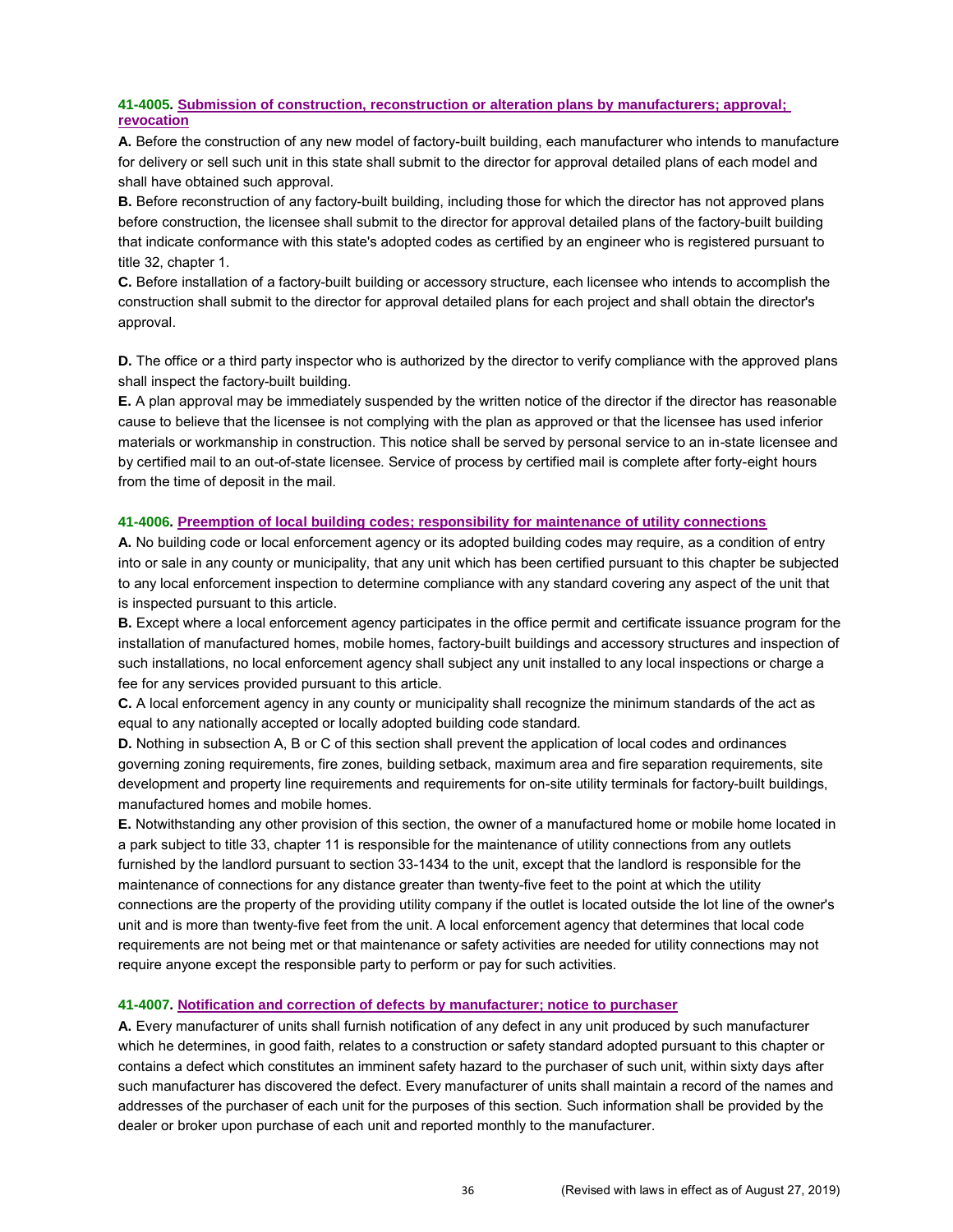#### **41-4005. Submission of construction, reconstruction or alteration plans by manufacturers; approval; revocation**

**A.** Before the construction of any new model of factory-built building, each manufacturer who intends to manufacture for delivery or sell such unit in this state shall submit to the director for approval detailed plans of each model and shall have obtained such approval.

**B.** Before reconstruction of any factory-built building, including those for which the director has not approved plans before construction, the licensee shall submit to the director for approval detailed plans of the factory-built building that indicate conformance with this state's adopted codes as certified by an engineer who is registered pursuant to title 32, chapter 1.

**C.** Before installation of a factory-built building or accessory structure, each licensee who intends to accomplish the construction shall submit to the director for approval detailed plans for each project and shall obtain the director's approval.

**D.** The office or a third party inspector who is authorized by the director to verify compliance with the approved plans shall inspect the factory-built building.

**E.** A plan approval may be immediately suspended by the written notice of the director if the director has reasonable cause to believe that the licensee is not complying with the plan as approved or that the licensee has used inferior materials or workmanship in construction. This notice shall be served by personal service to an in-state licensee and by certified mail to an out-of-state licensee. Service of process by certified mail is complete after forty-eight hours from the time of deposit in the mail.

#### **41-4006. Preemption of local building codes; responsibility for maintenance of utility connections**

**A.** No building code or local enforcement agency or its adopted building codes may require, as a condition of entry into or sale in any county or municipality, that any unit which has been certified pursuant to this chapter be subjected to any local enforcement inspection to determine compliance with any standard covering any aspect of the unit that is inspected pursuant to this article.

**B.** Except where a local enforcement agency participates in the office permit and certificate issuance program for the installation of manufactured homes, mobile homes, factory-built buildings and accessory structures and inspection of such installations, no local enforcement agency shall subject any unit installed to any local inspections or charge a fee for any services provided pursuant to this article.

**C.** A local enforcement agency in any county or municipality shall recognize the minimum standards of the act as equal to any nationally accepted or locally adopted building code standard.

**D.** Nothing in subsection A, B or C of this section shall prevent the application of local codes and ordinances governing zoning requirements, fire zones, building setback, maximum area and fire separation requirements, site development and property line requirements and requirements for on-site utility terminals for factory-built buildings, manufactured homes and mobile homes.

**E.** Notwithstanding any other provision of this section, the owner of a manufactured home or mobile home located in a park subject to title 33, chapter 11 is responsible for the maintenance of utility connections from any outlets furnished by the landlord pursuant to section 33-1434 to the unit, except that the landlord is responsible for the maintenance of connections for any distance greater than twenty-five feet to the point at which the utility connections are the property of the providing utility company if the outlet is located outside the lot line of the owner's unit and is more than twenty-five feet from the unit. A local enforcement agency that determines that local code requirements are not being met or that maintenance or safety activities are needed for utility connections may not require anyone except the responsible party to perform or pay for such activities.

#### **41-4007. Notification and correction of defects by manufacturer; notice to purchaser**

**A.** Every manufacturer of units shall furnish notification of any defect in any unit produced by such manufacturer which he determines, in good faith, relates to a construction or safety standard adopted pursuant to this chapter or contains a defect which constitutes an imminent safety hazard to the purchaser of such unit, within sixty days after such manufacturer has discovered the defect. Every manufacturer of units shall maintain a record of the names and addresses of the purchaser of each unit for the purposes of this section. Such information shall be provided by the dealer or broker upon purchase of each unit and reported monthly to the manufacturer.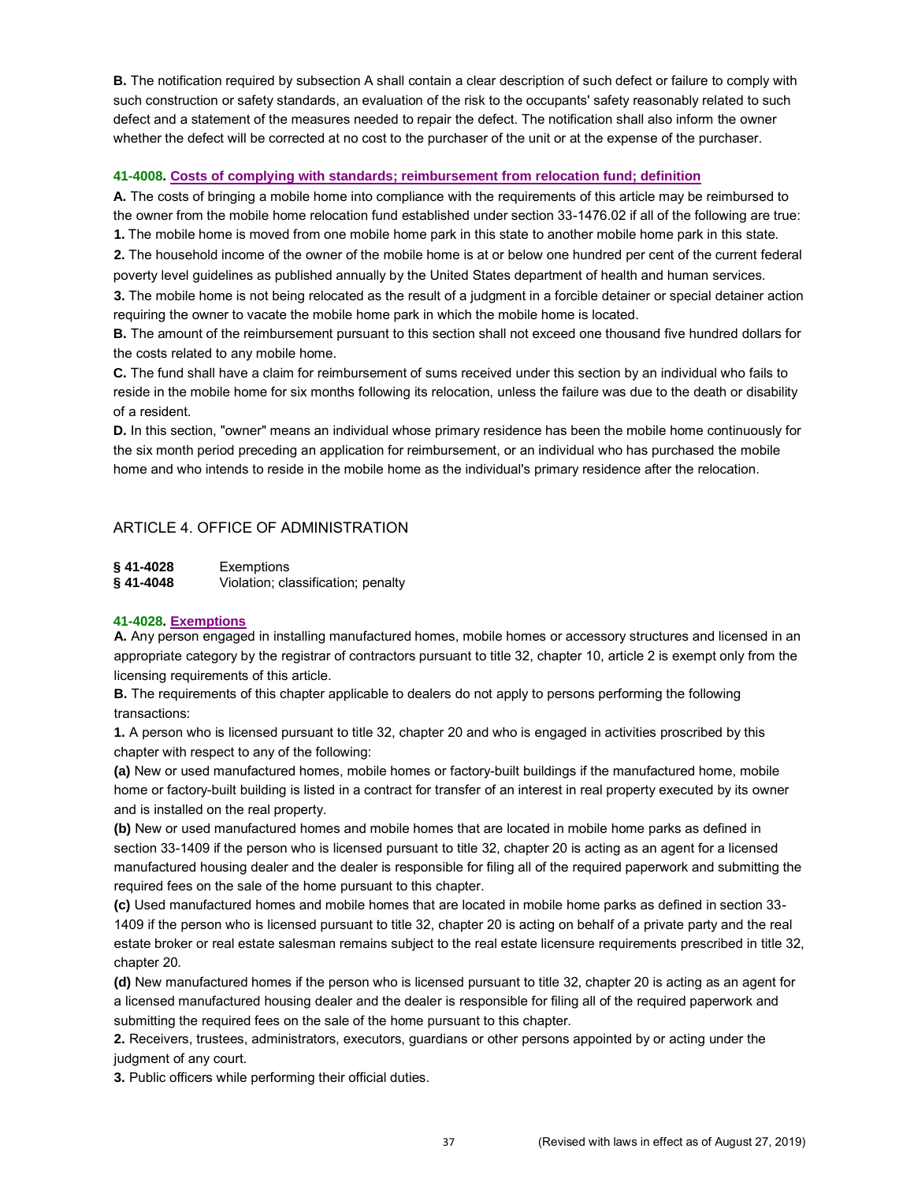**B.** The notification required by subsection A shall contain a clear description of such defect or failure to comply with such construction or safety standards, an evaluation of the risk to the occupants' safety reasonably related to such defect and a statement of the measures needed to repair the defect. The notification shall also inform the owner whether the defect will be corrected at no cost to the purchaser of the unit or at the expense of the purchaser.

**41-4008. Costs of complying with standards; reimbursement from relocation fund; definition**

**A.** The costs of bringing a mobile home into compliance with the requirements of this article may be reimbursed to the owner from the mobile home relocation fund established under section 33-1476.02 if all of the following are true:

**1.** The mobile home is moved from one mobile home park in this state to another mobile home park in this state.

**2.** The household income of the owner of the mobile home is at or below one hundred per cent of the current federal poverty level guidelines as published annually by the United States department of health and human services.

**3.** The mobile home is not being relocated as the result of a judgment in a forcible detainer or special detainer action requiring the owner to vacate the mobile home park in which the mobile home is located.

**B.** The amount of the reimbursement pursuant to this section shall not exceed one thousand five hundred dollars for the costs related to any mobile home.

**C.** The fund shall have a claim for reimbursement of sums received under this section by an individual who fails to reside in the mobile home for six months following its relocation, unless the failure was due to the death or disability of a resident.

**D.** In this section, "owner" means an individual whose primary residence has been the mobile home continuously for the six month period preceding an application for reimbursement, or an individual who has purchased the mobile home and who intends to reside in the mobile home as the individual's primary residence after the relocation.

## ARTICLE 4. OFFICE OF ADMINISTRATION

| | |
|---|---|
| **§ 41-4028** | Exemptions |
| **§ 41-4048** | Violation; classification; penalty |

**41-4028. Exemptions**

**A.** Any person engaged in installing manufactured homes, mobile homes or accessory structures and licensed in an appropriate category by the registrar of contractors pursuant to title 32, chapter 10, article 2 is exempt only from the licensing requirements of this article.

**B.** The requirements of this chapter applicable to dealers do not apply to persons performing the following transactions:

**1.** A person who is licensed pursuant to title 32, chapter 20 and who is engaged in activities proscribed by this chapter with respect to any of the following:

**(a)** New or used manufactured homes, mobile homes or factory-built buildings if the manufactured home, mobile home or factory-built building is listed in a contract for transfer of an interest in real property executed by its owner and is installed on the real property.

**(b)** New or used manufactured homes and mobile homes that are located in mobile home parks as defined in section 33-1409 if the person who is licensed pursuant to title 32, chapter 20 is acting as an agent for a licensed manufactured housing dealer and the dealer is responsible for filing all of the required paperwork and submitting the required fees on the sale of the home pursuant to this chapter.

**(c)** Used manufactured homes and mobile homes that are located in mobile home parks as defined in section 33-1409 if the person who is licensed pursuant to title 32, chapter 20 is acting on behalf of a private party and the real estate broker or real estate salesman remains subject to the real estate licensure requirements prescribed in title 32, chapter 20.

**(d)** New manufactured homes if the person who is licensed pursuant to title 32, chapter 20 is acting as an agent for a licensed manufactured housing dealer and the dealer is responsible for filing all of the required paperwork and submitting the required fees on the sale of the home pursuant to this chapter.

**2.** Receivers, trustees, administrators, executors, guardians or other persons appointed by or acting under the judgment of any court.

**3.** Public officers while performing their official duties.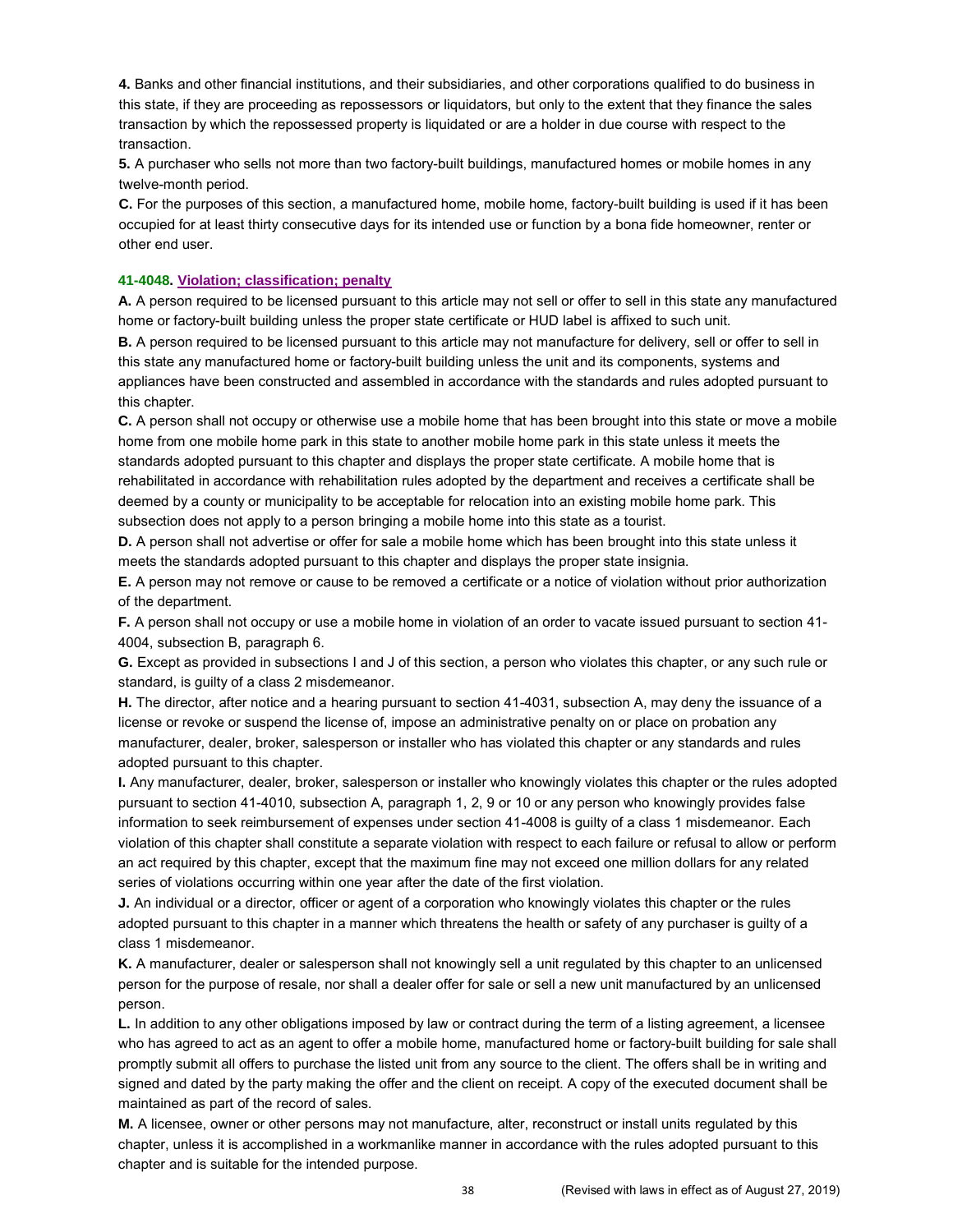**4.** Banks and other financial institutions, and their subsidiaries, and other corporations qualified to do business in this state, if they are proceeding as repossessors or liquidators, but only to the extent that they finance the sales transaction by which the repossessed property is liquidated or are a holder in due course with respect to the transaction.

**5.** A purchaser who sells not more than two factory-built buildings, manufactured homes or mobile homes in any twelve-month period.

**C.** For the purposes of this section, a manufactured home, mobile home, factory-built building is used if it has been occupied for at least thirty consecutive days for its intended use or function by a bona fide homeowner, renter or other end user.

### 41-4048. Violation; classification; penalty

**A.** A person required to be licensed pursuant to this article may not sell or offer to sell in this state any manufactured home or factory-built building unless the proper state certificate or HUD label is affixed to such unit.

**B.** A person required to be licensed pursuant to this article may not manufacture for delivery, sell or offer to sell in this state any manufactured home or factory-built building unless the unit and its components, systems and appliances have been constructed and assembled in accordance with the standards and rules adopted pursuant to this chapter.

**C.** A person shall not occupy or otherwise use a mobile home that has been brought into this state or move a mobile home from one mobile home park in this state to another mobile home park in this state unless it meets the standards adopted pursuant to this chapter and displays the proper state certificate. A mobile home that is rehabilitated in accordance with rehabilitation rules adopted by the department and receives a certificate shall be deemed by a county or municipality to be acceptable for relocation into an existing mobile home park. This subsection does not apply to a person bringing a mobile home into this state as a tourist.

**D.** A person shall not advertise or offer for sale a mobile home which has been brought into this state unless it meets the standards adopted pursuant to this chapter and displays the proper state insignia.

**E.** A person may not remove or cause to be removed a certificate or a notice of violation without prior authorization of the department.

**F.** A person shall not occupy or use a mobile home in violation of an order to vacate issued pursuant to section 41-4004, subsection B, paragraph 6.

**G.** Except as provided in subsections I and J of this section, a person who violates this chapter, or any such rule or standard, is guilty of a class 2 misdemeanor.

**H.** The director, after notice and a hearing pursuant to section 41-4031, subsection A, may deny the issuance of a license or revoke or suspend the license of, impose an administrative penalty on or place on probation any manufacturer, dealer, broker, salesperson or installer who has violated this chapter or any standards and rules adopted pursuant to this chapter.

**I.** Any manufacturer, dealer, broker, salesperson or installer who knowingly violates this chapter or the rules adopted pursuant to section 41-4010, subsection A, paragraph 1, 2, 9 or 10 or any person who knowingly provides false information to seek reimbursement of expenses under section 41-4008 is guilty of a class 1 misdemeanor. Each violation of this chapter shall constitute a separate violation with respect to each failure or refusal to allow or perform an act required by this chapter, except that the maximum fine may not exceed one million dollars for any related series of violations occurring within one year after the date of the first violation.

**J.** An individual or a director, officer or agent of a corporation who knowingly violates this chapter or the rules adopted pursuant to this chapter in a manner which threatens the health or safety of any purchaser is guilty of a class 1 misdemeanor.

**K.** A manufacturer, dealer or salesperson shall not knowingly sell a unit regulated by this chapter to an unlicensed person for the purpose of resale, nor shall a dealer offer for sale or sell a new unit manufactured by an unlicensed person.

**L.** In addition to any other obligations imposed by law or contract during the term of a listing agreement, a licensee who has agreed to act as an agent to offer a mobile home, manufactured home or factory-built building for sale shall promptly submit all offers to purchase the listed unit from any source to the client. The offers shall be in writing and signed and dated by the party making the offer and the client on receipt. A copy of the executed document shall be maintained as part of the record of sales.

**M.** A licensee, owner or other persons may not manufacture, alter, reconstruct or install units regulated by this chapter, unless it is accomplished in a workmanlike manner in accordance with the rules adopted pursuant to this chapter and is suitable for the intended purpose.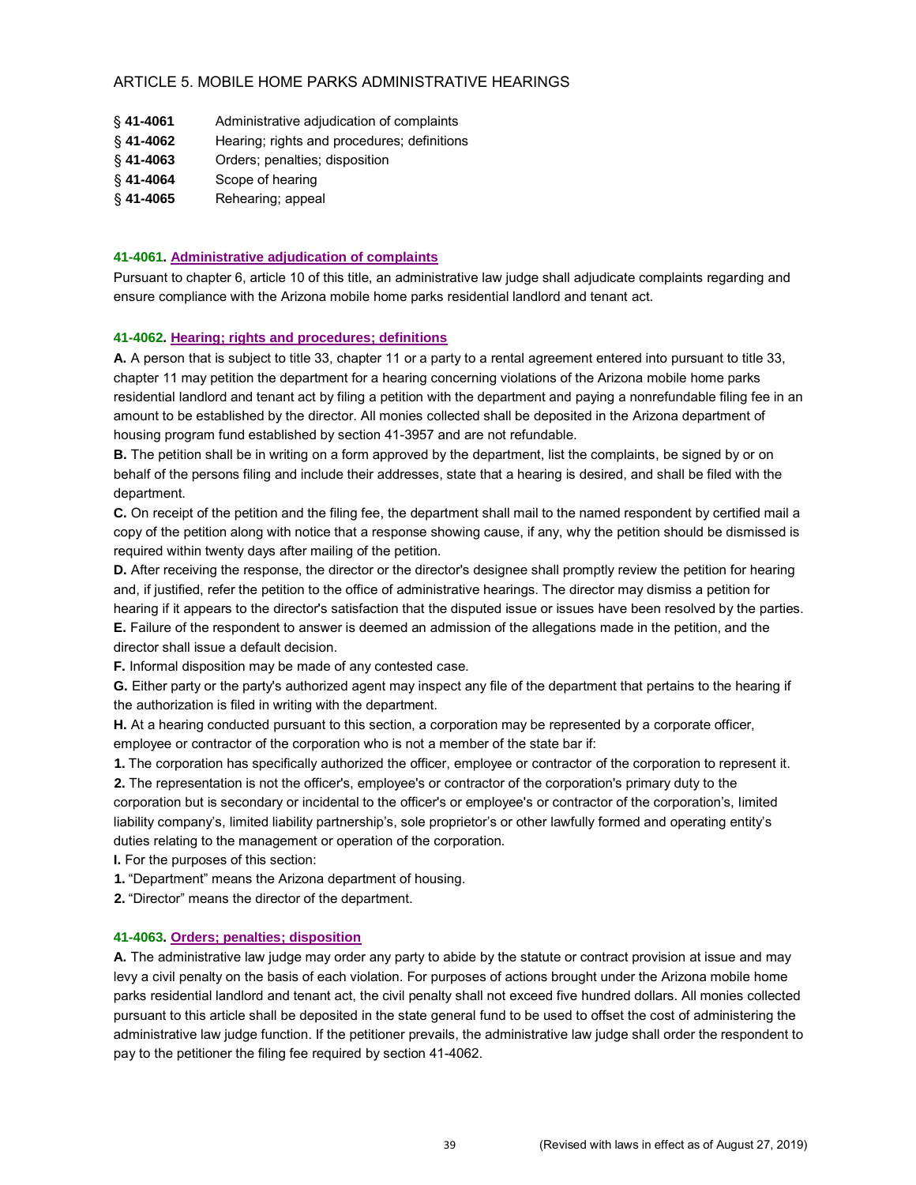## ARTICLE 5. MOBILE HOME PARKS ADMINISTRATIVE HEARINGS

§ **41-4061** Administrative adjudication of complaints
§ **41-4062** Hearing; rights and procedures; definitions
§ **41-4063** Orders; penalties; disposition
§ **41-4064** Scope of hearing
§ **41-4065** Rehearing; appeal

### 41-4061. Administrative adjudication of complaints

Pursuant to chapter 6, article 10 of this title, an administrative law judge shall adjudicate complaints regarding and ensure compliance with the Arizona mobile home parks residential landlord and tenant act.

### 41-4062. Hearing; rights and procedures; definitions

**A.** A person that is subject to title 33, chapter 11 or a party to a rental agreement entered into pursuant to title 33, chapter 11 may petition the department for a hearing concerning violations of the Arizona mobile home parks residential landlord and tenant act by filing a petition with the department and paying a nonrefundable filing fee in an amount to be established by the director. All monies collected shall be deposited in the Arizona department of housing program fund established by section 41-3957 and are not refundable.

**B.** The petition shall be in writing on a form approved by the department, list the complaints, be signed by or on behalf of the persons filing and include their addresses, state that a hearing is desired, and shall be filed with the department.

**C.** On receipt of the petition and the filing fee, the department shall mail to the named respondent by certified mail a copy of the petition along with notice that a response showing cause, if any, why the petition should be dismissed is required within twenty days after mailing of the petition.

**D.** After receiving the response, the director or the director's designee shall promptly review the petition for hearing and, if justified, refer the petition to the office of administrative hearings. The director may dismiss a petition for hearing if it appears to the director's satisfaction that the disputed issue or issues have been resolved by the parties.

**E.** Failure of the respondent to answer is deemed an admission of the allegations made in the petition, and the director shall issue a default decision.

**F.** Informal disposition may be made of any contested case.

**G.** Either party or the party's authorized agent may inspect any file of the department that pertains to the hearing if the authorization is filed in writing with the department.

**H.** At a hearing conducted pursuant to this section, a corporation may be represented by a corporate officer, employee or contractor of the corporation who is not a member of the state bar if:

**1.** The corporation has specifically authorized the officer, employee or contractor of the corporation to represent it.

**2.** The representation is not the officer's, employee's or contractor of the corporation's primary duty to the corporation but is secondary or incidental to the officer's or employee's or contractor of the corporation's, limited liability company's, limited liability partnership's, sole proprietor's or other lawfully formed and operating entity's duties relating to the management or operation of the corporation.

**I.** For the purposes of this section:

**1.** "Department" means the Arizona department of housing.

**2.** "Director" means the director of the department.

### 41-4063. Orders; penalties; disposition

**A.** The administrative law judge may order any party to abide by the statute or contract provision at issue and may levy a civil penalty on the basis of each violation. For purposes of actions brought under the Arizona mobile home parks residential landlord and tenant act, the civil penalty shall not exceed five hundred dollars. All monies collected pursuant to this article shall be deposited in the state general fund to be used to offset the cost of administering the administrative law judge function. If the petitioner prevails, the administrative law judge shall order the respondent to pay to the petitioner the filing fee required by section 41-4062.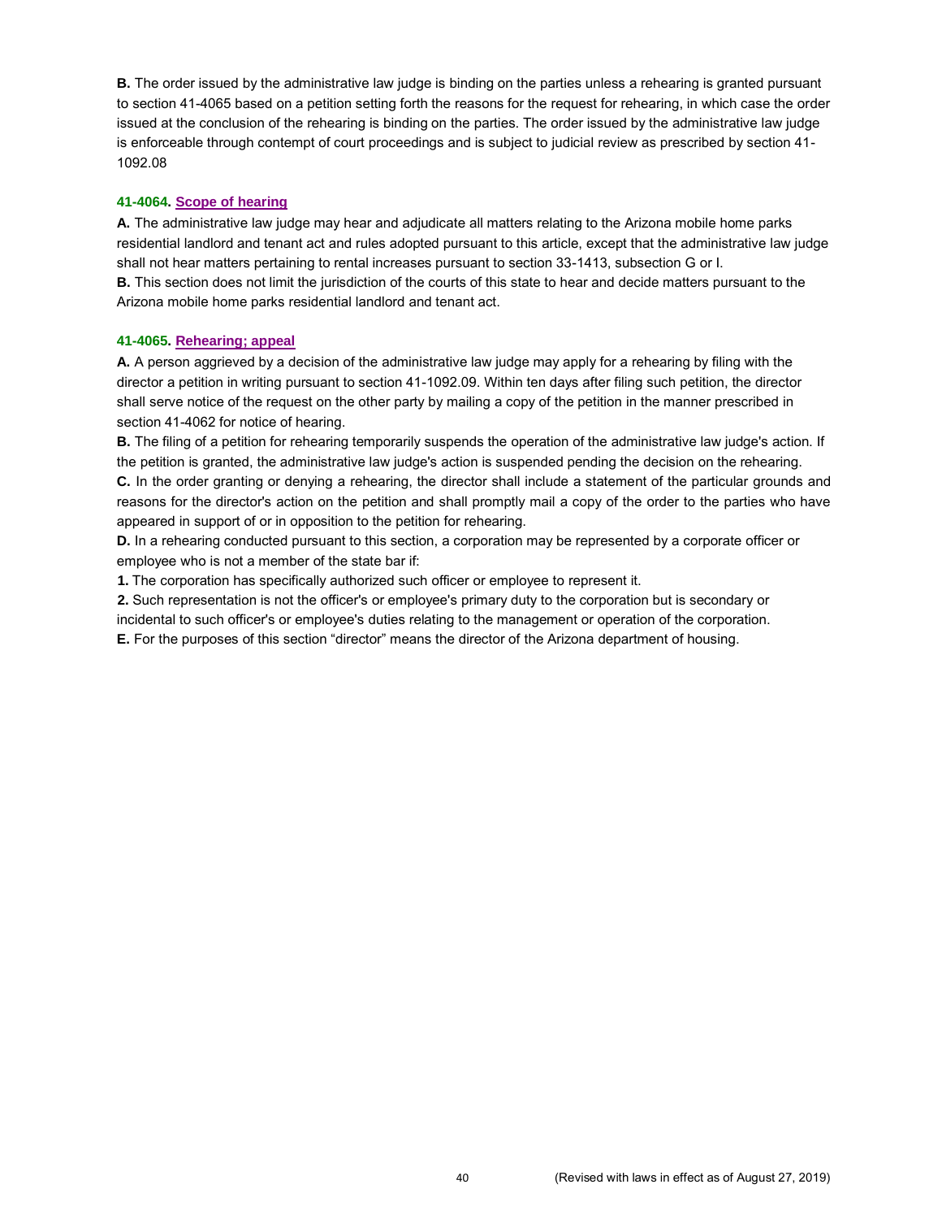**B.** The order issued by the administrative law judge is binding on the parties unless a rehearing is granted pursuant to section 41-4065 based on a petition setting forth the reasons for the request for rehearing, in which case the order issued at the conclusion of the rehearing is binding on the parties. The order issued by the administrative law judge is enforceable through contempt of court proceedings and is subject to judicial review as prescribed by section 41-1092.08

### 41-4064. Scope of hearing

**A.** The administrative law judge may hear and adjudicate all matters relating to the Arizona mobile home parks residential landlord and tenant act and rules adopted pursuant to this article, except that the administrative law judge shall not hear matters pertaining to rental increases pursuant to section 33-1413, subsection G or I.

**B.** This section does not limit the jurisdiction of the courts of this state to hear and decide matters pursuant to the Arizona mobile home parks residential landlord and tenant act.

### 41-4065. Rehearing; appeal

**A.** A person aggrieved by a decision of the administrative law judge may apply for a rehearing by filing with the director a petition in writing pursuant to section 41-1092.09. Within ten days after filing such petition, the director shall serve notice of the request on the other party by mailing a copy of the petition in the manner prescribed in section 41-4062 for notice of hearing.

**B.** The filing of a petition for rehearing temporarily suspends the operation of the administrative law judge's action. If the petition is granted, the administrative law judge's action is suspended pending the decision on the rehearing.

**C.** In the order granting or denying a rehearing, the director shall include a statement of the particular grounds and reasons for the director's action on the petition and shall promptly mail a copy of the order to the parties who have appeared in support of or in opposition to the petition for rehearing.

**D.** In a rehearing conducted pursuant to this section, a corporation may be represented by a corporate officer or employee who is not a member of the state bar if:

**1.** The corporation has specifically authorized such officer or employee to represent it.

**2.** Such representation is not the officer's or employee's primary duty to the corporation but is secondary or incidental to such officer's or employee's duties relating to the management or operation of the corporation.

**E.** For the purposes of this section "director" means the director of the Arizona department of housing.

(Revised with laws in effect as of August 27, 2019)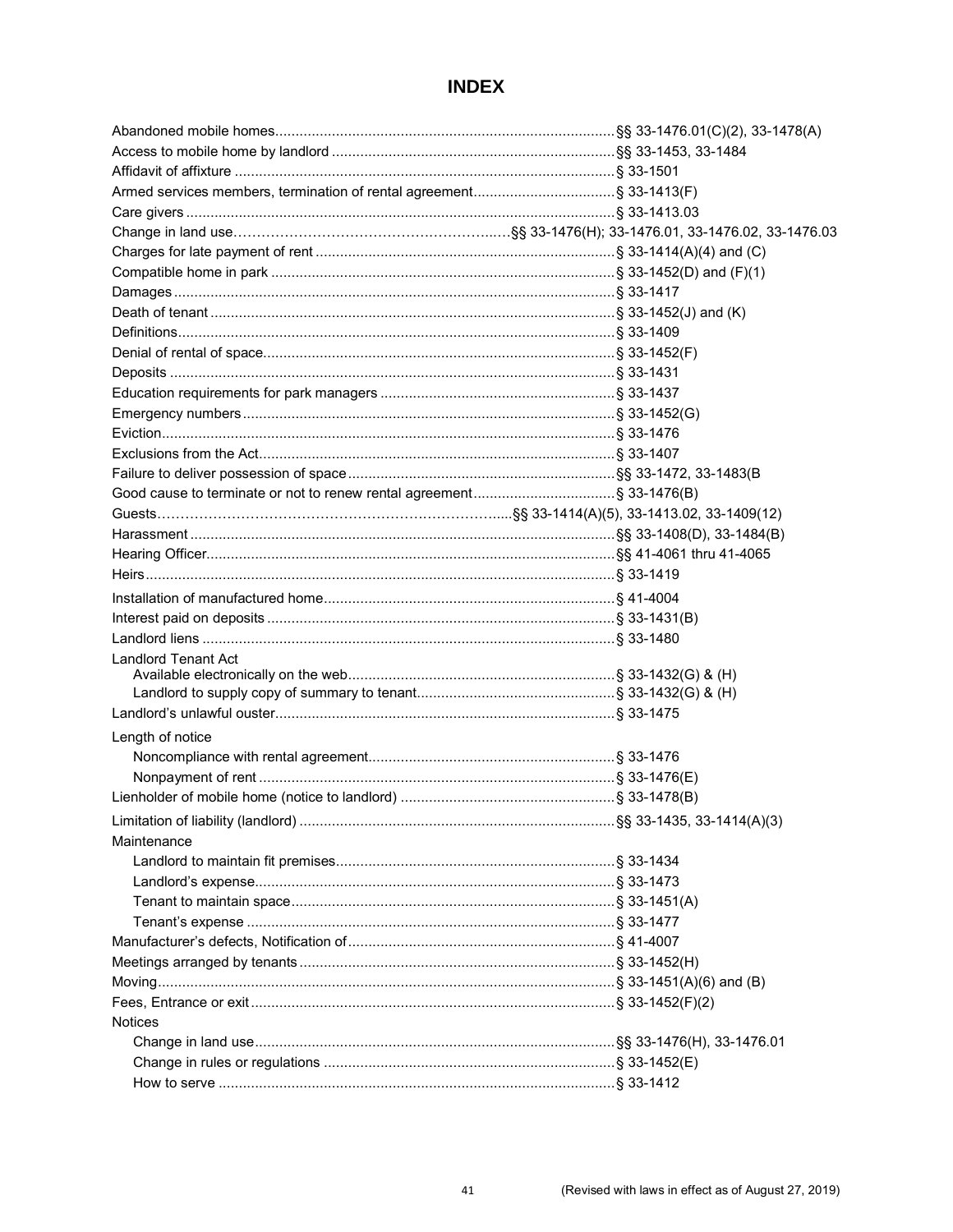# INDEX

Abandoned mobile homes....................§§ 33-1476.01(C)(2), 33-1478(A)
Access to mobile home by landlord....................§§ 33-1453, 33-1484
Affidavit of affixture....................§ 33-1501
Armed services members, termination of rental agreement....................§ 33-1413(F)
Care givers....................§ 33-1413.03
Change in land use....................§§ 33-1476(H); 33-1476.01, 33-1476.02, 33-1476.03
Charges for late payment of rent....................§ 33-1414(A)(4) and (C)
Compatible home in park....................§ 33-1452(D) and (F)(1)
Damages....................§ 33-1417
Death of tenant....................§ 33-1452(J) and (K)
Definitions....................§ 33-1409
Denial of rental of space....................§ 33-1452(F)
Deposits....................§ 33-1431
Education requirements for park managers....................§ 33-1437
Emergency numbers....................§ 33-1452(G)
Eviction....................§ 33-1476
Exclusions from the Act....................§ 33-1407
Failure to deliver possession of space....................§§ 33-1472, 33-1483(B
Good cause to terminate or not to renew rental agreement....................§ 33-1476(B)
Guests....................§§ 33-1414(A)(5), 33-1413.02, 33-1409(12)
Harassment....................§§ 33-1408(D), 33-1484(B)
Hearing Officer....................§§ 41-4061 thru 41-4065
Heirs....................§ 33-1419

Installation of manufactured home....................§ 41-4004
Interest paid on deposits....................§ 33-1431(B)
Landlord liens....................§ 33-1480
Landlord Tenant Act
- Available electronically on the web....................§ 33-1432(G) & (H)
- Landlord to supply copy of summary to tenant....................§ 33-1432(G) & (H)

Landlord's unlawful ouster....................§ 33-1475

Length of notice
- Noncompliance with rental agreement....................§ 33-1476
- Nonpayment of rent....................§ 33-1476(E)

Lienholder of mobile home (notice to landlord)....................§ 33-1478(B)

Limitation of liability (landlord)....................§§ 33-1435, 33-1414(A)(3)

Maintenance
- Landlord to maintain fit premises....................§ 33-1434
- Landlord's expense....................§ 33-1473
- Tenant to maintain space....................§ 33-1451(A)
- Tenant's expense....................§ 33-1477

Manufacturer's defects, Notification of....................§ 41-4007
Meetings arranged by tenants....................§ 33-1452(H)
Moving....................§ 33-1451(A)(6) and (B)
Fees, Entrance or exit....................§ 33-1452(F)(2)

Notices
- Change in land use....................§§ 33-1476(H), 33-1476.01
- Change in rules or regulations....................§ 33-1452(E)
- How to serve....................§ 33-1412

(Revised with laws in effect as of August 27, 2019)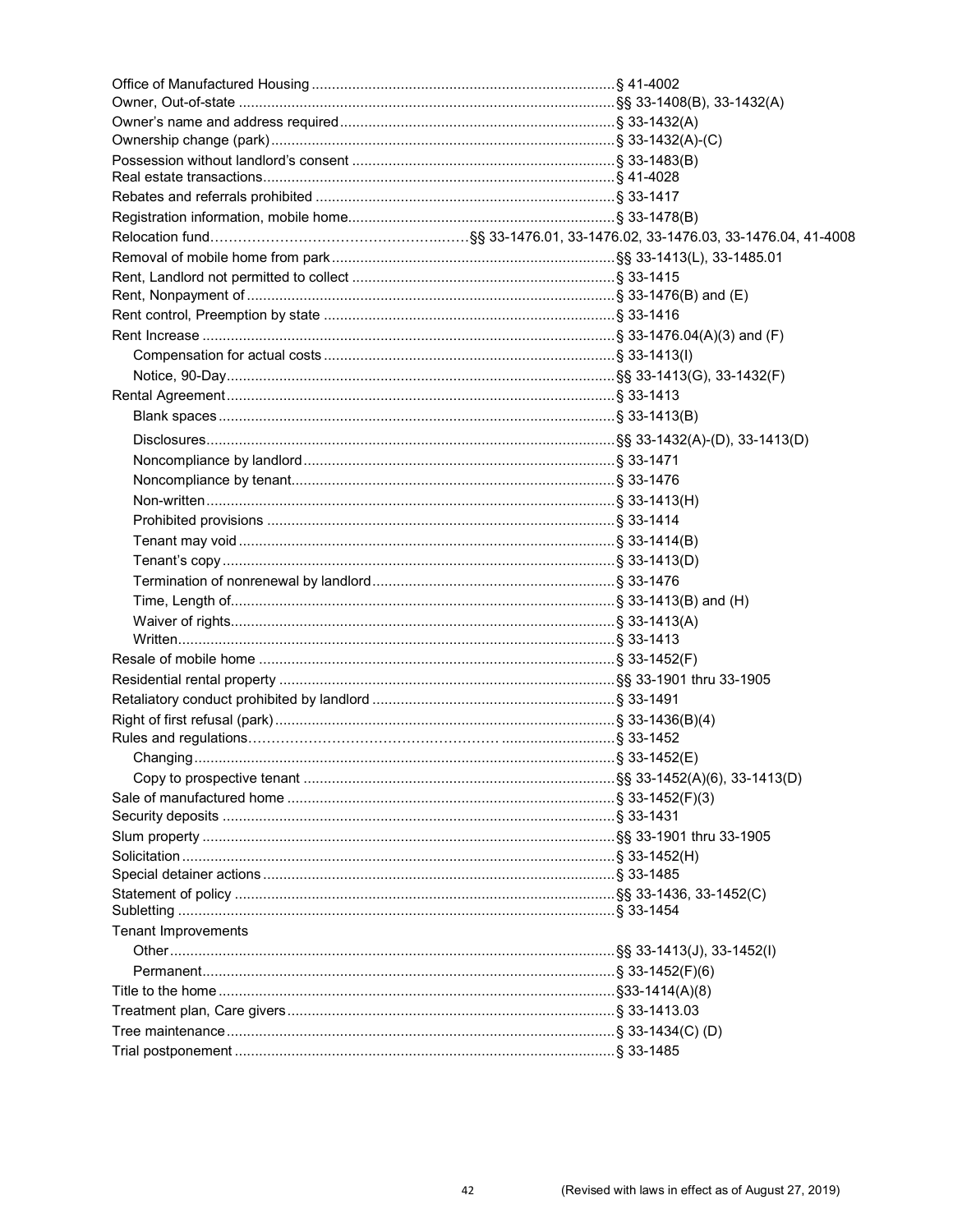Office of Manufactured Housing .......... § 41-4002
Owner, Out-of-state .......... §§ 33-1408(B), 33-1432(A)
Owner's name and address required .......... § 33-1432(A)
Ownership change (park) .......... § 33-1432(A)-(C)
Possession without landlord's consent .......... § 33-1483(B)
Real estate transactions .......... § 41-4028
Rebates and referrals prohibited .......... § 33-1417
Registration information, mobile home .......... § 33-1478(B)
Relocation fund .......... §§ 33-1476.01, 33-1476.02, 33-1476.03, 33-1476.04, 41-4008
Removal of mobile home from park .......... §§ 33-1413(L), 33-1485.01
Rent, Landlord not permitted to collect .......... § 33-1415
Rent, Nonpayment of .......... § 33-1476(B) and (E)
Rent control, Preemption by state .......... § 33-1416
Rent Increase .......... § 33-1476.04(A)(3) and (F)
- Compensation for actual costs .......... § 33-1413(I)
- Notice, 90-Day .......... §§ 33-1413(G), 33-1432(F)

Rental Agreement .......... § 33-1413
- Blank spaces .......... § 33-1413(B)
- Disclosures .......... §§ 33-1432(A)-(D), 33-1413(D)
- Noncompliance by landlord .......... § 33-1471
- Noncompliance by tenant .......... § 33-1476
- Non-written .......... § 33-1413(H)
- Prohibited provisions .......... § 33-1414
- Tenant may void .......... § 33-1414(B)
- Tenant's copy .......... § 33-1413(D)
- Termination of nonrenewal by landlord .......... § 33-1476
- Time, Length of .......... § 33-1413(B) and (H)
- Waiver of rights .......... § 33-1413(A)
- Written .......... § 33-1413

Resale of mobile home .......... § 33-1452(F)
Residential rental property .......... §§ 33-1901 thru 33-1905
Retaliatory conduct prohibited by landlord .......... § 33-1491
Right of first refusal (park) .......... § 33-1436(B)(4)
Rules and regulations .......... § 33-1452
- Changing .......... § 33-1452(E)
- Copy to prospective tenant .......... §§ 33-1452(A)(6), 33-1413(D)

Sale of manufactured home .......... § 33-1452(F)(3)
Security deposits .......... § 33-1431
Slum property .......... §§ 33-1901 thru 33-1905
Solicitation .......... § 33-1452(H)
Special detainer actions .......... § 33-1485
Statement of policy .......... §§ 33-1436, 33-1452(C)
Subletting .......... § 33-1454
Tenant Improvements
- Other .......... §§ 33-1413(J), 33-1452(I)
- Permanent .......... § 33-1452(F)(6)

Title to the home .......... §33-1414(A)(8)
Treatment plan, Care givers .......... § 33-1413.03
Tree maintenance .......... § 33-1434(C) (D)
Trial postponement .......... § 33-1485

(Revised with laws in effect as of August 27, 2019)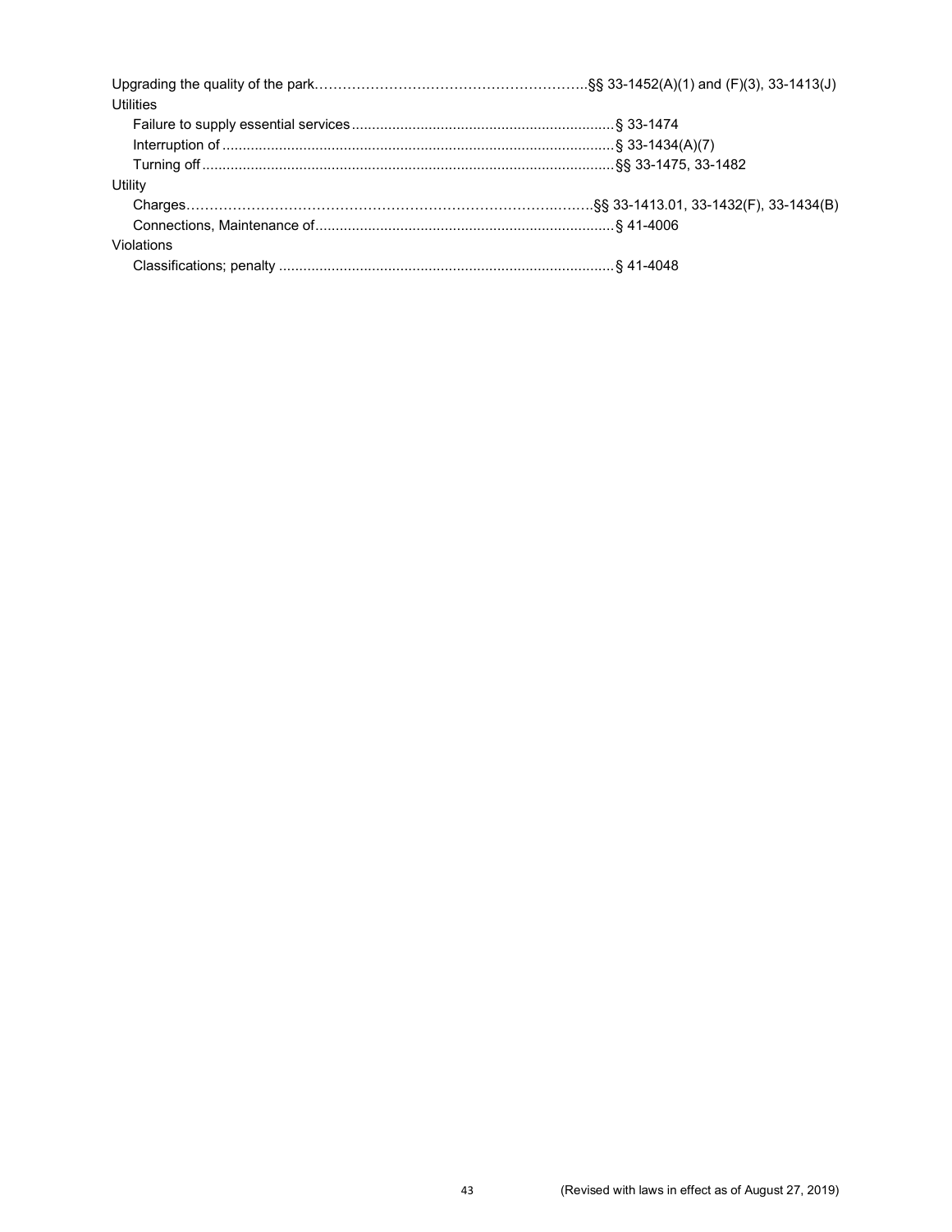Upgrading the quality of the park……………………………………………………..§§ 33-1452(A)(1) and (F)(3), 33-1413(J)

Utilities

- Failure to supply essential services ................................................................ § 33-1474
- Interruption of ............................................................................................... § 33-1434(A)(7)
- Turning off ..................................................................................................... §§ 33-1475, 33-1482

Utility

- Charges……………………………………………………………………….………§§ 33-1413.01, 33-1432(F), 33-1434(B)
- Connections, Maintenance of........................................................................ § 41-4006

Violations

- Classifications; penalty .................................................................................. § 41-4048

(Revised with laws in effect as of August 27, 2019)